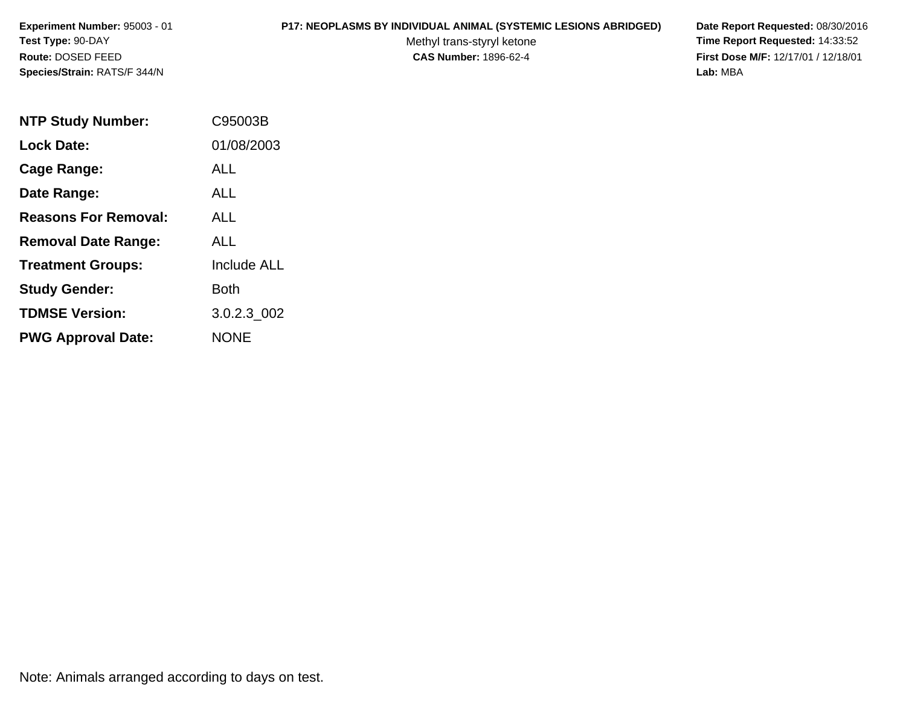**Experiment Number:** 95003 - 01
**Test Type:** 90-DAY
**Route:** DOSED FEED
**Species/Strain:** RATS/F 344/N

**P17: NEOPLASMS BY INDIVIDUAL ANIMAL (SYSTEMIC LESIONS ABRIDGED)**
Methyl trans-styryl ketone
**CAS Number:** 1896-62-4

**Date Report Requested:** 08/30/2016
**Time Report Requested:** 14:33:52
**First Dose M/F:** 12/17/01 / 12/18/01
**Lab:** MBA

| | |
|---|---|
| **NTP Study Number:** | C95003B |
| **Lock Date:** | 01/08/2003 |
| **Cage Range:** | ALL |
| **Date Range:** | ALL |
| **Reasons For Removal:** | ALL |
| **Removal Date Range:** | ALL |
| **Treatment Groups:** | Include ALL |
| **Study Gender:** | Both |
| **TDMSE Version:** | 3.0.2.3_002 |
| **PWG Approval Date:** | NONE |

Note: Animals arranged according to days on test.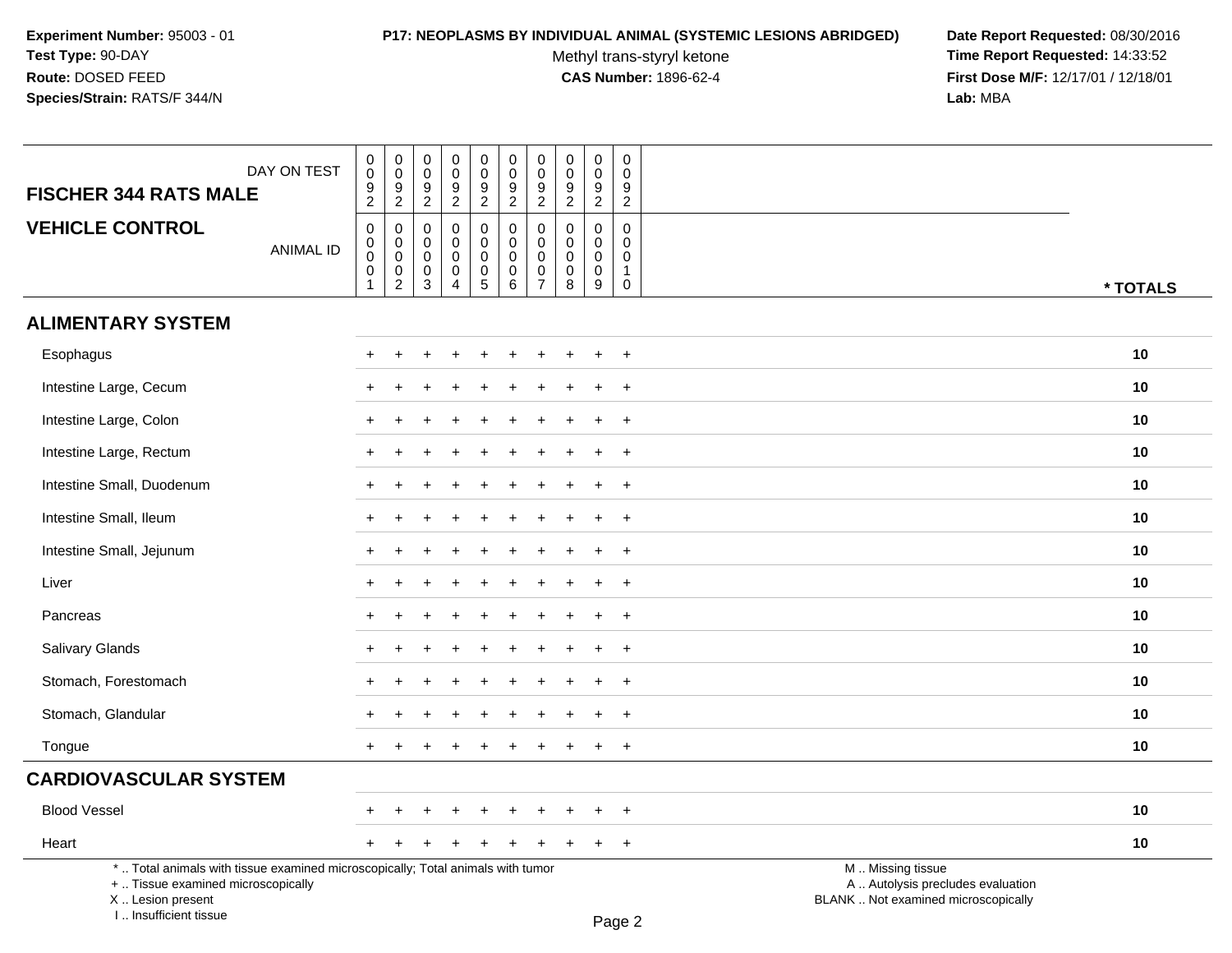Experiment Number: 95003 - 01
Test Type: 90-DAY
Route: DOSED FEED
Species/Strain: RATS/F 344/N

**P17: NEOPLASMS BY INDIVIDUAL ANIMAL (SYSTEMIC LESIONS ABRIDGED)**
Methyl trans-styryl ketone
**CAS Number:** 1896-62-4

**Date Report Requested:** 08/30/2016
**Time Report Requested:** 14:33:52
**First Dose M/F:** 12/17/01 / 12/18/01
**Lab:** MBA

| FISCHER 344 RATS MALE — DAY ON TEST | 0092 | 0092 | 0092 | 0092 | 0092 | 0092 | 0092 | 0092 | 0092 | 0092 | |
|---|---|---|---|---|---|---|---|---|---|---|---|
| **VEHICLE CONTROL** — ANIMAL ID | 00001 | 00002 | 00003 | 00004 | 00005 | 00006 | 00007 | 00008 | 00009 | 00010 | **\* TOTALS** |
| **ALIMENTARY SYSTEM** | | | | | | | | | | | |
| Esophagus | + | + | + | + | + | + | + | + | + | + | **10** |
| Intestine Large, Cecum | + | + | + | + | + | + | + | + | + | + | **10** |
| Intestine Large, Colon | + | + | + | + | + | + | + | + | + | + | **10** |
| Intestine Large, Rectum | + | + | + | + | + | + | + | + | + | + | **10** |
| Intestine Small, Duodenum | + | + | + | + | + | + | + | + | + | + | **10** |
| Intestine Small, Ileum | + | + | + | + | + | + | + | + | + | + | **10** |
| Intestine Small, Jejunum | + | + | + | + | + | + | + | + | + | + | **10** |
| Liver | + | + | + | + | + | + | + | + | + | + | **10** |
| Pancreas | + | + | + | + | + | + | + | + | + | + | **10** |
| Salivary Glands | + | + | + | + | + | + | + | + | + | + | **10** |
| Stomach, Forestomach | + | + | + | + | + | + | + | + | + | + | **10** |
| Stomach, Glandular | + | + | + | + | + | + | + | + | + | + | **10** |
| Tongue | + | + | + | + | + | + | + | + | + | + | **10** |
| **CARDIOVASCULAR SYSTEM** | | | | | | | | | | | |
| Blood Vessel | + | + | + | + | + | + | + | + | + | + | **10** |
| Heart | + | + | + | + | + | + | + | + | + | + | **10** |

\* .. Total animals with tissue examined microscopically; Total animals with tumor
\+ .. Tissue examined microscopically
X .. Lesion present
I .. Insufficient tissue

M .. Missing tissue
A .. Autolysis precludes evaluation
BLANK .. Not examined microscopically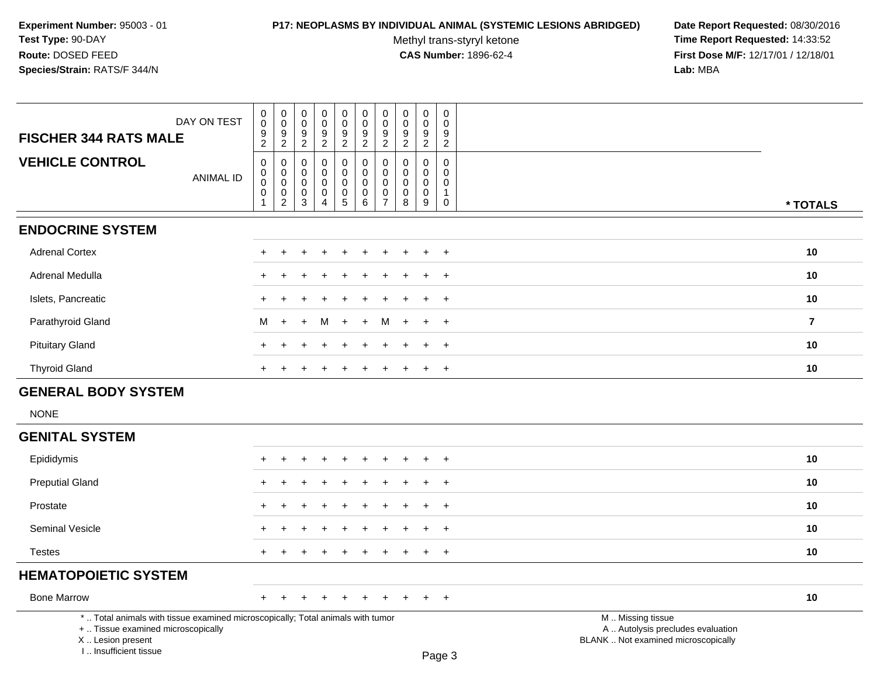**Experiment Number:** 95003 - 01
**Test Type:** 90-DAY
**Route:** DOSED FEED
**Species/Strain:** RATS/F 344/N

**P17: NEOPLASMS BY INDIVIDUAL ANIMAL (SYSTEMIC LESIONS ABRIDGED)**
Methyl trans-styryl ketone
**CAS Number:** 1896-62-4

**Date Report Requested:** 08/30/2016
**Time Report Requested:** 14:33:52
**First Dose M/F:** 12/17/01 / 12/18/01
**Lab:** MBA

| FISCHER 344 RATS MALE / VEHICLE CONTROL | | | | | | | | | | | |
|---|---|---|---|---|---|---|---|---|---|---|---|
| DAY ON TEST | 0092 | 0092 | 0092 | 0092 | 0092 | 0092 | 0092 | 0092 | 0092 | 0092 | |
| ANIMAL ID | 00001 | 00002 | 00003 | 00004 | 00005 | 00006 | 00007 | 00008 | 00009 | 00010 | * TOTALS |
| **ENDOCRINE SYSTEM** | | | | | | | | | | | |
| Adrenal Cortex | + | + | + | + | + | + | + | + | + | + | 10 |
| Adrenal Medulla | + | + | + | + | + | + | + | + | + | + | 10 |
| Islets, Pancreatic | + | + | + | + | + | + | + | + | + | + | 10 |
| Parathyroid Gland | M | + | + | M | + | + | M | + | + | + | 7 |
| Pituitary Gland | + | + | + | + | + | + | + | + | + | + | 10 |
| Thyroid Gland | + | + | + | + | + | + | + | + | + | + | 10 |
| **GENERAL BODY SYSTEM** | | | | | | | | | | | |
| NONE | | | | | | | | | | | |
| **GENITAL SYSTEM** | | | | | | | | | | | |
| Epididymis | + | + | + | + | + | + | + | + | + | + | 10 |
| Preputial Gland | + | + | + | + | + | + | + | + | + | + | 10 |
| Prostate | + | + | + | + | + | + | + | + | + | + | 10 |
| Seminal Vesicle | + | + | + | + | + | + | + | + | + | + | 10 |
| Testes | + | + | + | + | + | + | + | + | + | + | 10 |
| **HEMATOPOIETIC SYSTEM** | | | | | | | | | | | |
| Bone Marrow | + | + | + | + | + | + | + | + | + | + | 10 |

* .. Total animals with tissue examined microscopically; Total animals with tumor
+ .. Tissue examined microscopically
X .. Lesion present
I .. Insufficient tissue

M .. Missing tissue
A .. Autolysis precludes evaluation
BLANK .. Not examined microscopically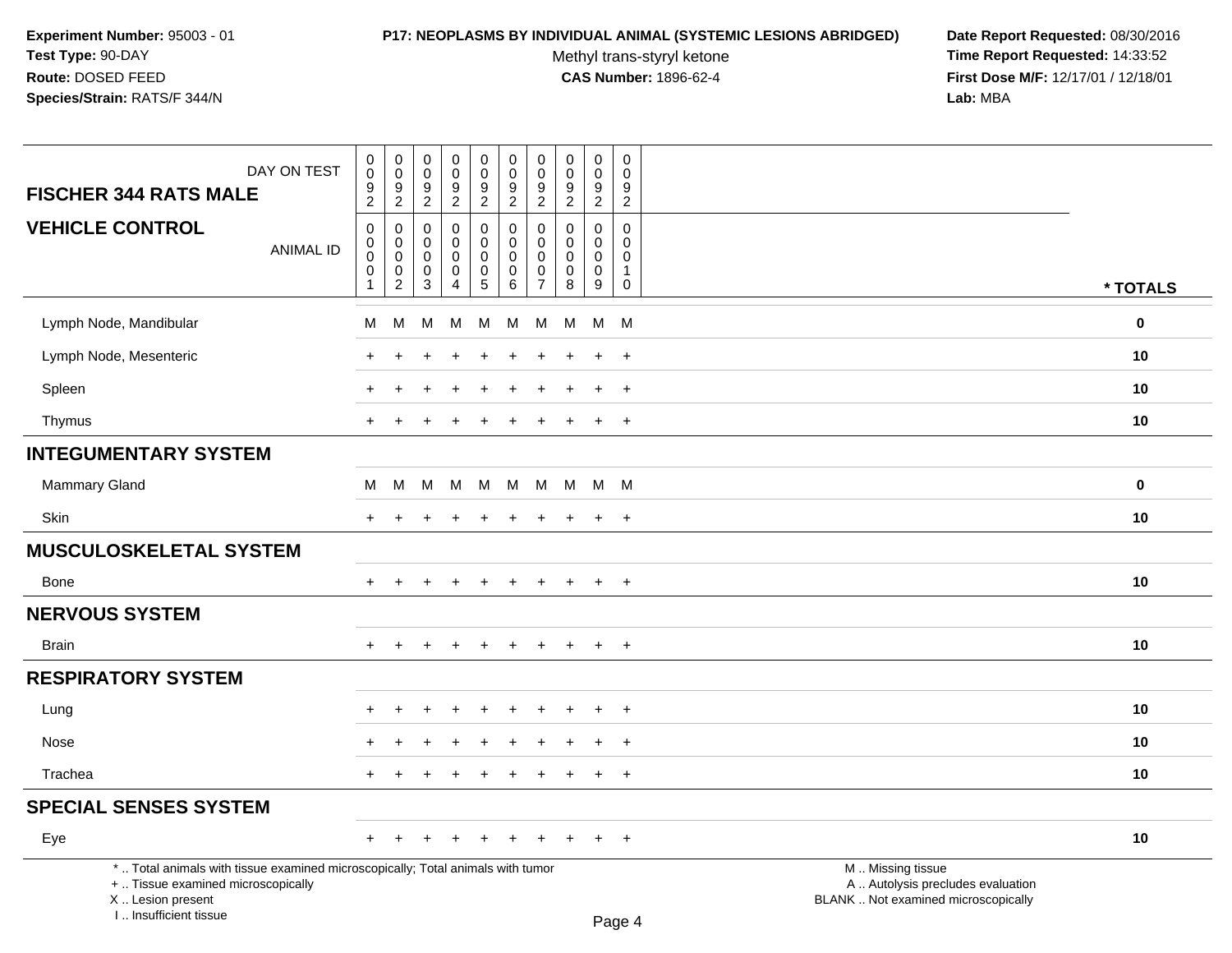Experiment Number: 95003 - 01
Test Type: 90-DAY
Route: DOSED FEED
Species/Strain: RATS/F 344/N

**P17: NEOPLASMS BY INDIVIDUAL ANIMAL (SYSTEMIC LESIONS ABRIDGED)**
Methyl trans-styryl ketone
**CAS Number:** 1896-62-4

Date Report Requested: 08/30/2016
Time Report Requested: 14:33:52
First Dose M/F: 12/17/01 / 12/18/01
Lab: MBA

| DAY ON TEST | 0092 | 0092 | 0092 | 0092 | 0092 | 0092 | 0092 | 0092 | 0092 | 0092 | |
|---|---|---|---|---|---|---|---|---|---|---|---|
| **FISCHER 344 RATS MALE** | | | | | | | | | | | |
| **VEHICLE CONTROL** ANIMAL ID | 00001 | 00002 | 00003 | 00004 | 00005 | 00006 | 00007 | 00008 | 00009 | 00010 | *** TOTALS** |
| Lymph Node, Mandibular | M | M | M | M | M | M | M | M | M | M | **0** |
| Lymph Node, Mesenteric | + | + | + | + | + | + | + | + | + | + | **10** |
| Spleen | + | + | + | + | + | + | + | + | + | + | **10** |
| Thymus | + | + | + | + | + | + | + | + | + | + | **10** |
| **INTEGUMENTARY SYSTEM** | | | | | | | | | | | |
| Mammary Gland | M | M | M | M | M | M | M | M | M | M | **0** |
| Skin | + | + | + | + | + | + | + | + | + | + | **10** |
| **MUSCULOSKELETAL SYSTEM** | | | | | | | | | | | |
| Bone | + | + | + | + | + | + | + | + | + | + | **10** |
| **NERVOUS SYSTEM** | | | | | | | | | | | |
| Brain | + | + | + | + | + | + | + | + | + | + | **10** |
| **RESPIRATORY SYSTEM** | | | | | | | | | | | |
| Lung | + | + | + | + | + | + | + | + | + | + | **10** |
| Nose | + | + | + | + | + | + | + | + | + | + | **10** |
| Trachea | + | + | + | + | + | + | + | + | + | + | **10** |
| **SPECIAL SENSES SYSTEM** | | | | | | | | | | | |
| Eye | + | + | + | + | + | + | + | + | + | + | **10** |

* .. Total animals with tissue examined microscopically; Total animals with tumor
+ .. Tissue examined microscopically
X .. Lesion present
I .. Insufficient tissue

M .. Missing tissue
A .. Autolysis precludes evaluation
BLANK .. Not examined microscopically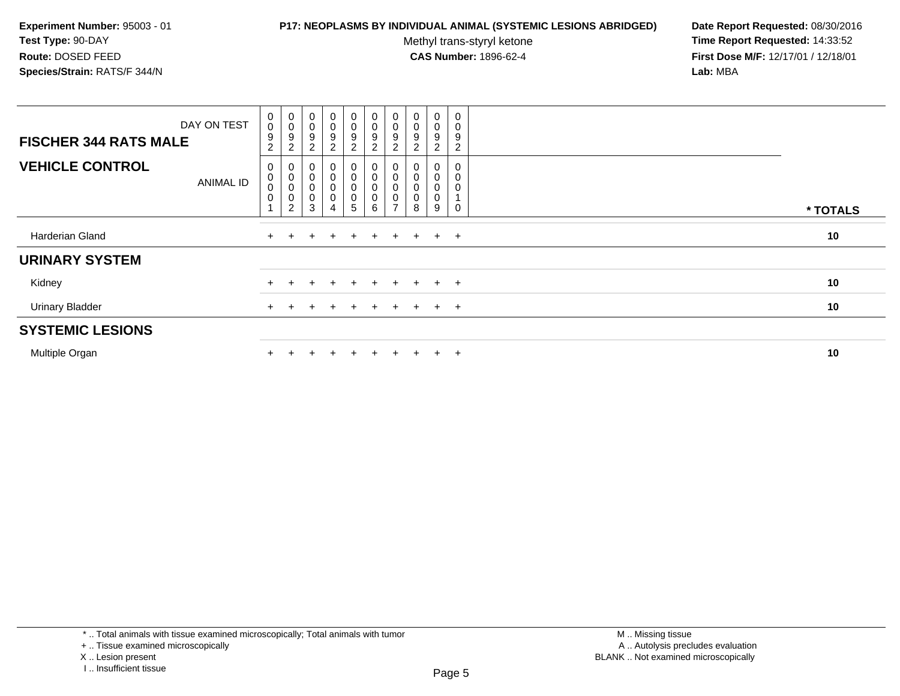**Experiment Number:** 95003 - 01
**Test Type:** 90-DAY
**Route:** DOSED FEED
**Species/Strain:** RATS/F 344/N

**P17: NEOPLASMS BY INDIVIDUAL ANIMAL (SYSTEMIC LESIONS ABRIDGED)**
Methyl trans-styryl ketone
**CAS Number:** 1896-62-4

**Date Report Requested:** 08/30/2016
**Time Report Requested:** 14:33:52
**First Dose M/F:** 12/17/01 / 12/18/01
**Lab:** MBA

| **FISCHER 344 RATS MALE** DAY ON TEST | 0092 | 0092 | 0092 | 0092 | 0092 | 0092 | 0092 | 0092 | 0092 | 0092 | |
|---|---|---|---|---|---|---|---|---|---|---|---|
| **VEHICLE CONTROL** ANIMAL ID | 00001 | 00002 | 00003 | 00004 | 00005 | 00006 | 00007 | 00008 | 00009 | 00010 | *** TOTALS** |
| Harderian Gland | + | + | + | + | + | + | + | + | + | + | **10** |
| **URINARY SYSTEM** | | | | | | | | | | | |
| Kidney | + | + | + | + | + | + | + | + | + | + | **10** |
| Urinary Bladder | + | + | + | + | + | + | + | + | + | + | **10** |
| **SYSTEMIC LESIONS** | | | | | | | | | | | |
| Multiple Organ | + | + | + | + | + | + | + | + | + | + | **10** |

* .. Total animals with tissue examined microscopically; Total animals with tumor
+ .. Tissue examined microscopically
X .. Lesion present
I .. Insufficient tissue

M .. Missing tissue
A .. Autolysis precludes evaluation
BLANK .. Not examined microscopically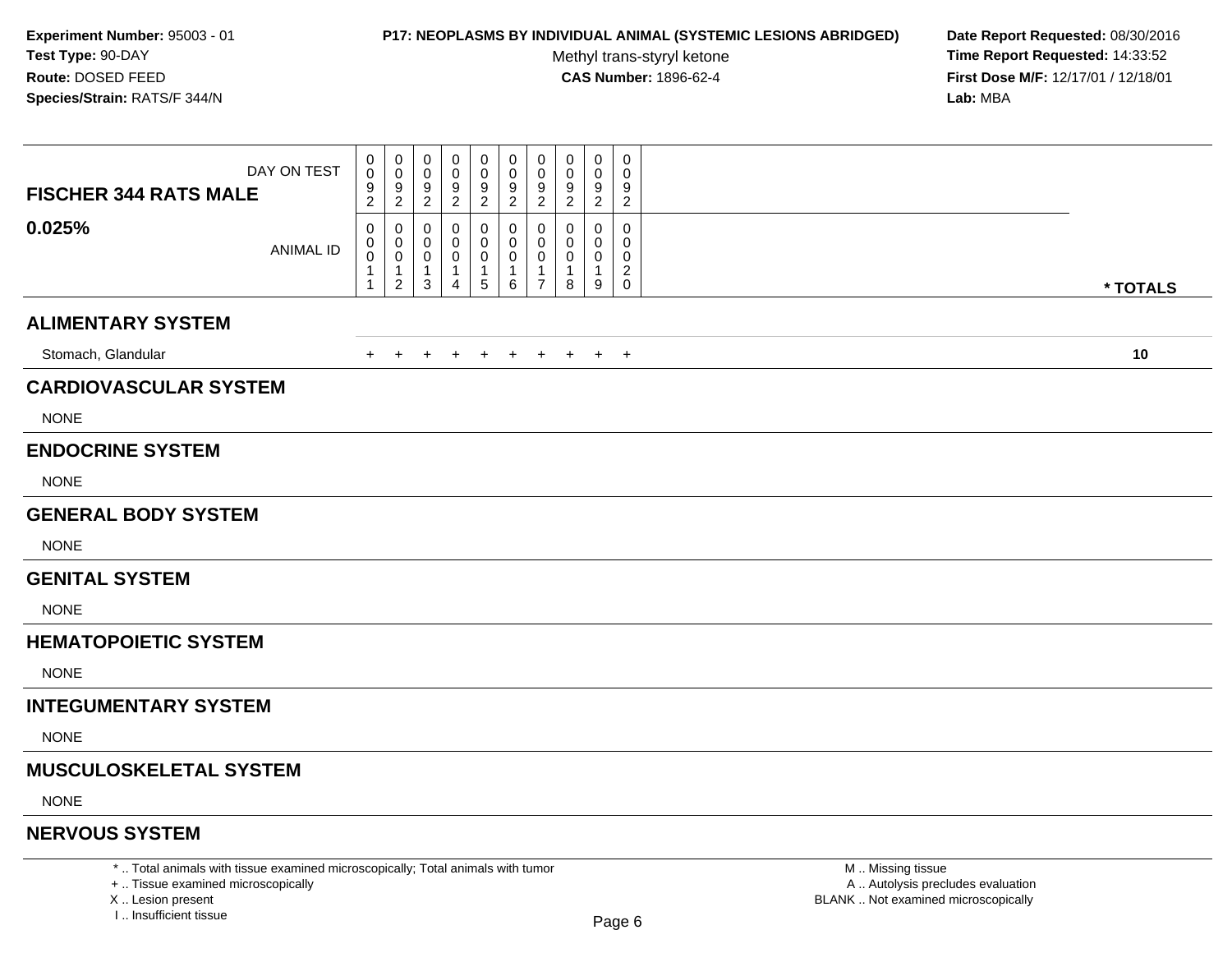**Experiment Number:** 95003 - 01
**Test Type:** 90-DAY
**Route:** DOSED FEED
**Species/Strain:** RATS/F 344/N

**P17: NEOPLASMS BY INDIVIDUAL ANIMAL (SYSTEMIC LESIONS ABRIDGED)**
Methyl trans-styryl ketone
**CAS Number:** 1896-62-4

**Date Report Requested:** 08/30/2016
**Time Report Requested:** 14:33:52
**First Dose M/F:** 12/17/01 / 12/18/01
**Lab:** MBA

**FISCHER 344 RATS MALE**
**0.025%**

| DAY ON TEST | 0092 | 0092 | 0092 | 0092 | 0092 | 0092 | 0092 | 0092 | 0092 | 0092 | |
|---|---|---|---|---|---|---|---|---|---|---|---|
| ANIMAL ID | 00011 | 00012 | 00013 | 00014 | 00015 | 00016 | 00017 | 00018 | 00019 | 00020 | * TOTALS |
| **ALIMENTARY SYSTEM** | | | | | | | | | | | |
| Stomach, Glandular | + | + | + | + | + | + | + | + | + | + | **10** |
| **CARDIOVASCULAR SYSTEM** | | | | | | | | | | | |
| NONE | | | | | | | | | | | |
| **ENDOCRINE SYSTEM** | | | | | | | | | | | |
| NONE | | | | | | | | | | | |
| **GENERAL BODY SYSTEM** | | | | | | | | | | | |
| NONE | | | | | | | | | | | |
| **GENITAL SYSTEM** | | | | | | | | | | | |
| NONE | | | | | | | | | | | |
| **HEMATOPOIETIC SYSTEM** | | | | | | | | | | | |
| NONE | | | | | | | | | | | |
| **INTEGUMENTARY SYSTEM** | | | | | | | | | | | |
| NONE | | | | | | | | | | | |
| **MUSCULOSKELETAL SYSTEM** | | | | | | | | | | | |
| NONE | | | | | | | | | | | |
| **NERVOUS SYSTEM** | | | | | | | | | | | |

* .. Total animals with tissue examined microscopically; Total animals with tumor
+ .. Tissue examined microscopically
X .. Lesion present
I .. Insufficient tissue

M .. Missing tissue
A .. Autolysis precludes evaluation
BLANK .. Not examined microscopically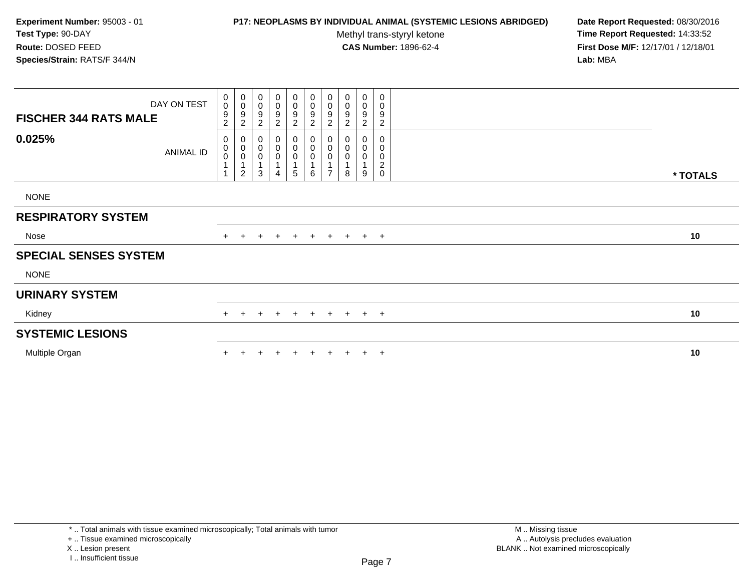**Experiment Number:** 95003 - 01
**Test Type:** 90-DAY
**Route:** DOSED FEED
**Species/Strain:** RATS/F 344/N

**P17: NEOPLASMS BY INDIVIDUAL ANIMAL (SYSTEMIC LESIONS ABRIDGED)**
Methyl trans-styryl ketone
**CAS Number:** 1896-62-4

**Date Report Requested:** 08/30/2016
**Time Report Requested:** 14:33:52
**First Dose M/F:** 12/17/01 / 12/18/01
**Lab:** MBA

| FISCHER 344 RATS MALE — DAY ON TEST | 0092 | 0092 | 0092 | 0092 | 0092 | 0092 | 0092 | 0092 | 0092 | 0092 | |
|---|---|---|---|---|---|---|---|---|---|---|---|
| **0.025%** — ANIMAL ID | 00011 | 00012 | 00013 | 00014 | 00015 | 00016 | 00017 | 00018 | 00019 | 00020 | *** TOTALS** |
| NONE | | | | | | | | | | | |
| **RESPIRATORY SYSTEM** | | | | | | | | | | | |
| Nose | + | + | + | + | + | + | + | + | + | + | **10** |
| **SPECIAL SENSES SYSTEM** | | | | | | | | | | | |
| NONE | | | | | | | | | | | |
| **URINARY SYSTEM** | | | | | | | | | | | |
| Kidney | + | + | + | + | + | + | + | + | + | + | **10** |
| **SYSTEMIC LESIONS** | | | | | | | | | | | |
| Multiple Organ | + | + | + | + | + | + | + | + | + | + | **10** |

* .. Total animals with tissue examined microscopically; Total animals with tumor
+ .. Tissue examined microscopically
X .. Lesion present
I .. Insufficient tissue

M .. Missing tissue
A .. Autolysis precludes evaluation
BLANK .. Not examined microscopically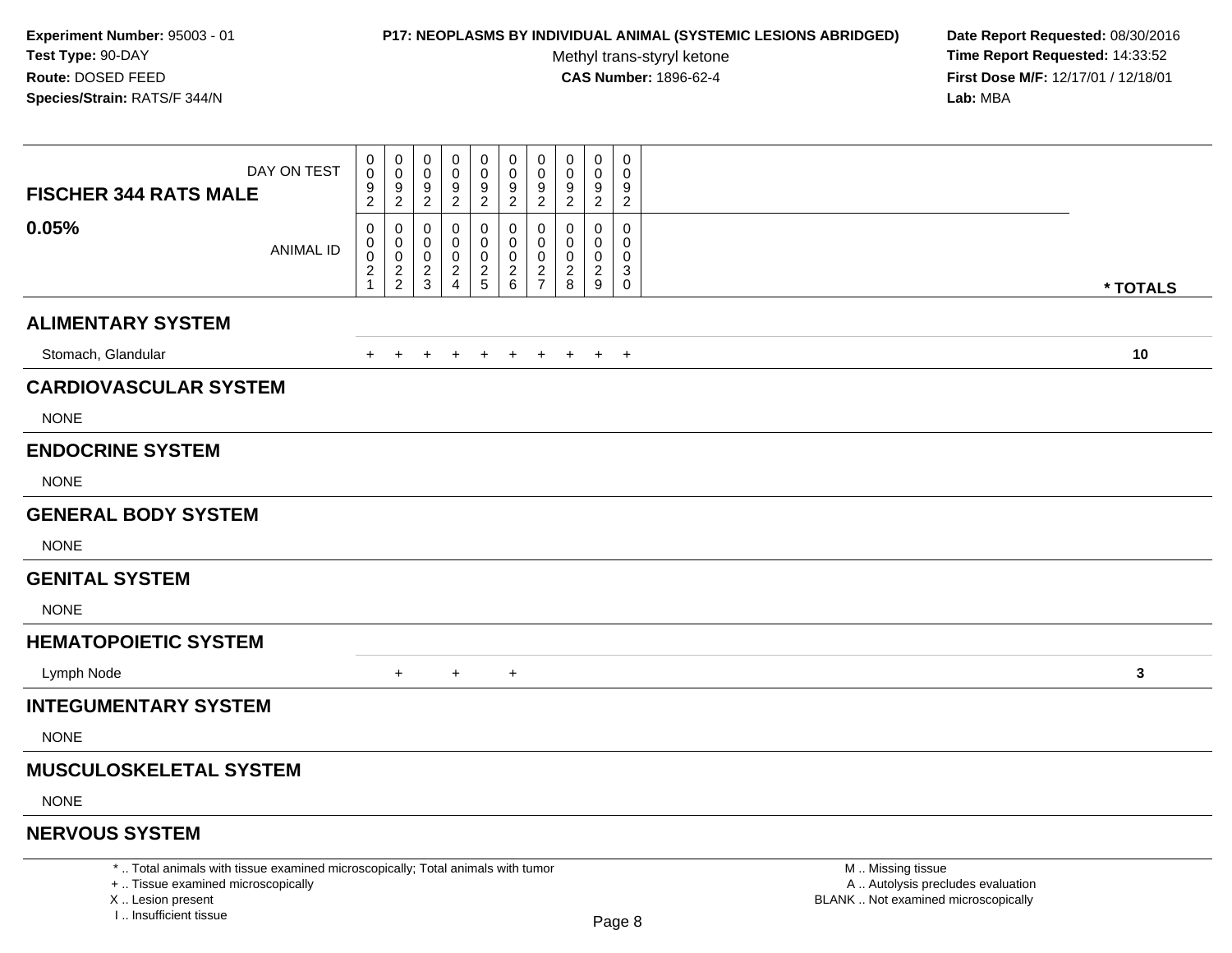**Experiment Number:** 95003 - 01
**Test Type:** 90-DAY
**Route:** DOSED FEED
**Species/Strain:** RATS/F 344/N

**P17: NEOPLASMS BY INDIVIDUAL ANIMAL (SYSTEMIC LESIONS ABRIDGED)**
Methyl trans-styryl ketone
**CAS Number:** 1896-62-4

**Date Report Requested:** 08/30/2016
**Time Report Requested:** 14:33:52
**First Dose M/F:** 12/17/01 / 12/18/01
**Lab:** MBA

| FISCHER 344 RATS MALE 0.05% | | | | | | | | | | | |
|---|---|---|---|---|---|---|---|---|---|---|---|
| DAY ON TEST | 0092 | 0092 | 0092 | 0092 | 0092 | 0092 | 0092 | 0092 | 0092 | 0092 | |
| ANIMAL ID | 00021 | 00022 | 00023 | 00024 | 00025 | 00026 | 00027 | 00028 | 00029 | 00030 | * TOTALS |
| **ALIMENTARY SYSTEM** | | | | | | | | | | | |
| Stomach, Glandular | + | + | + | + | + | + | + | + | + | + | **10** |
| **CARDIOVASCULAR SYSTEM** | | | | | | | | | | | |
| NONE | | | | | | | | | | | |
| **ENDOCRINE SYSTEM** | | | | | | | | | | | |
| NONE | | | | | | | | | | | |
| **GENERAL BODY SYSTEM** | | | | | | | | | | | |
| NONE | | | | | | | | | | | |
| **GENITAL SYSTEM** | | | | | | | | | | | |
| NONE | | | | | | | | | | | |
| **HEMATOPOIETIC SYSTEM** | | | | | | | | | | | |
| Lymph Node | | + | | + | | + | | | | | **3** |
| **INTEGUMENTARY SYSTEM** | | | | | | | | | | | |
| NONE | | | | | | | | | | | |
| **MUSCULOSKELETAL SYSTEM** | | | | | | | | | | | |
| NONE | | | | | | | | | | | |
| **NERVOUS SYSTEM** | | | | | | | | | | | |

\* .. Total animals with tissue examined microscopically; Total animals with tumor
\+ .. Tissue examined microscopically
X .. Lesion present
I .. Insufficient tissue

M .. Missing tissue
A .. Autolysis precludes evaluation
BLANK .. Not examined microscopically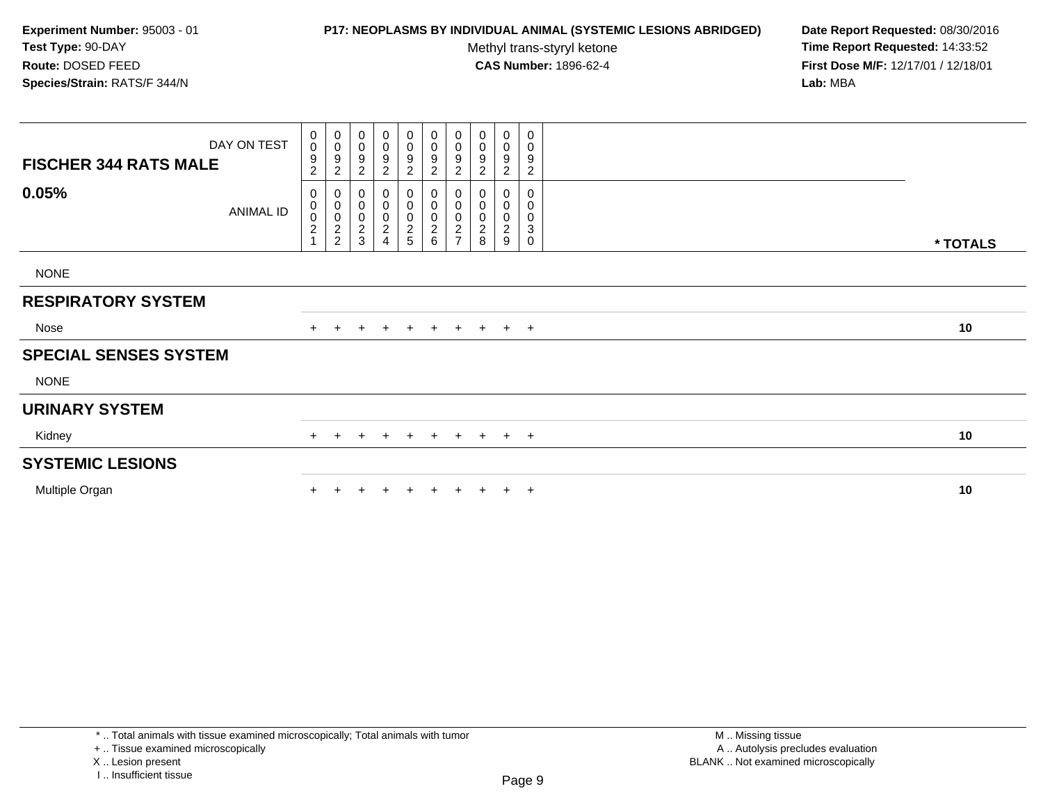**Experiment Number:** 95003 - 01
**Test Type:** 90-DAY
**Route:** DOSED FEED
**Species/Strain:** RATS/F 344/N

**P17: NEOPLASMS BY INDIVIDUAL ANIMAL (SYSTEMIC LESIONS ABRIDGED)**
Methyl trans-styryl ketone
**CAS Number:** 1896-62-4

**Date Report Requested:** 08/30/2016
**Time Report Requested:** 14:33:52
**First Dose M/F:** 12/17/01 / 12/18/01
**Lab:** MBA

| FISCHER 344 RATS MALE — DAY ON TEST | 0092 | 0092 | 0092 | 0092 | 0092 | 0092 | 0092 | 0092 | 0092 | 0092 | |
|---|---|---|---|---|---|---|---|---|---|---|---|
| **0.05%** — ANIMAL ID | 00021 | 00022 | 00023 | 00024 | 00025 | 00026 | 00027 | 00028 | 00029 | 00030 | *** TOTALS** |
| NONE | | | | | | | | | | | |
| **RESPIRATORY SYSTEM** | | | | | | | | | | | |
| Nose | + | + | + | + | + | + | + | + | + | + | **10** |
| **SPECIAL SENSES SYSTEM** | | | | | | | | | | | |
| NONE | | | | | | | | | | | |
| **URINARY SYSTEM** | | | | | | | | | | | |
| Kidney | + | + | + | + | + | + | + | + | + | + | **10** |
| **SYSTEMIC LESIONS** | | | | | | | | | | | |
| Multiple Organ | + | + | + | + | + | + | + | + | + | + | **10** |

\* .. Total animals with tissue examined microscopically; Total animals with tumor
\+ .. Tissue examined microscopically
X .. Lesion present
I .. Insufficient tissue

M .. Missing tissue
A .. Autolysis precludes evaluation
BLANK .. Not examined microscopically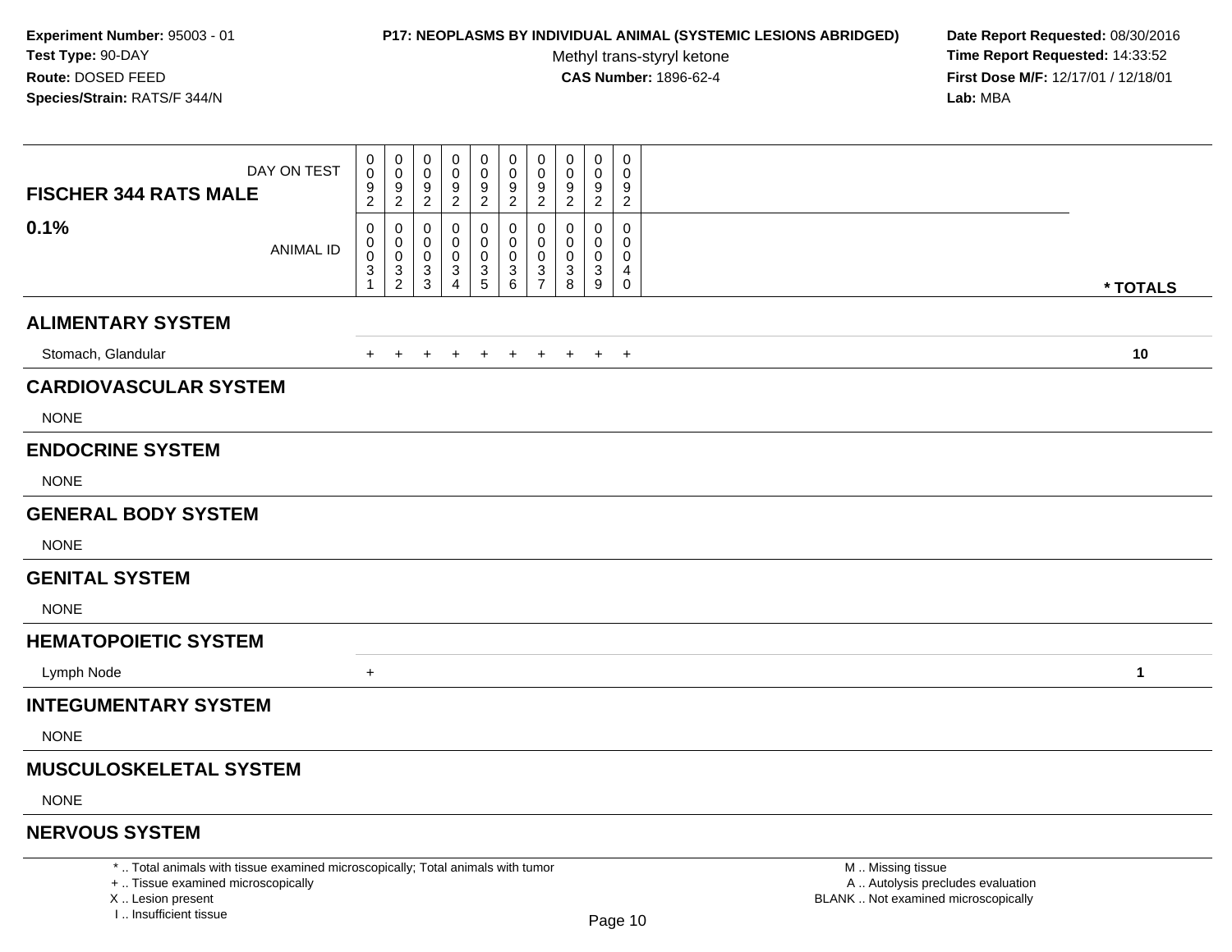**Experiment Number:** 95003 - 01
**Test Type:** 90-DAY
**Route:** DOSED FEED
**Species/Strain:** RATS/F 344/N

**P17: NEOPLASMS BY INDIVIDUAL ANIMAL (SYSTEMIC LESIONS ABRIDGED)**
Methyl trans-styryl ketone
**CAS Number:** 1896-62-4

**Date Report Requested:** 08/30/2016
**Time Report Requested:** 14:33:52
**First Dose M/F:** 12/17/01 / 12/18/01
**Lab:** MBA

| DAY ON TEST | 0092 | 0092 | 0092 | 0092 | 0092 | 0092 | 0092 | 0092 | 0092 | 0092 | |
|---|---|---|---|---|---|---|---|---|---|---|---|
| **FISCHER 344 RATS MALE 0.1%** ANIMAL ID | 00031 | 00032 | 00033 | 00034 | 00035 | 00036 | 00037 | 00038 | 00039 | 00040 | *** TOTALS** |
| **ALIMENTARY SYSTEM** | | | | | | | | | | | |
| Stomach, Glandular | + | + | + | + | + | + | + | + | + | + | **10** |
| **CARDIOVASCULAR SYSTEM** | | | | | | | | | | | |
| NONE | | | | | | | | | | | |
| **ENDOCRINE SYSTEM** | | | | | | | | | | | |
| NONE | | | | | | | | | | | |
| **GENERAL BODY SYSTEM** | | | | | | | | | | | |
| NONE | | | | | | | | | | | |
| **GENITAL SYSTEM** | | | | | | | | | | | |
| NONE | | | | | | | | | | | |
| **HEMATOPOIETIC SYSTEM** | | | | | | | | | | | |
| Lymph Node | + | | | | | | | | | | **1** |
| **INTEGUMENTARY SYSTEM** | | | | | | | | | | | |
| NONE | | | | | | | | | | | |
| **MUSCULOSKELETAL SYSTEM** | | | | | | | | | | | |
| NONE | | | | | | | | | | | |
| **NERVOUS SYSTEM** | | | | | | | | | | | |

\* .. Total animals with tissue examined microscopically; Total animals with tumor
\+ .. Tissue examined microscopically
X .. Lesion present
I .. Insufficient tissue

M .. Missing tissue
A .. Autolysis precludes evaluation
BLANK .. Not examined microscopically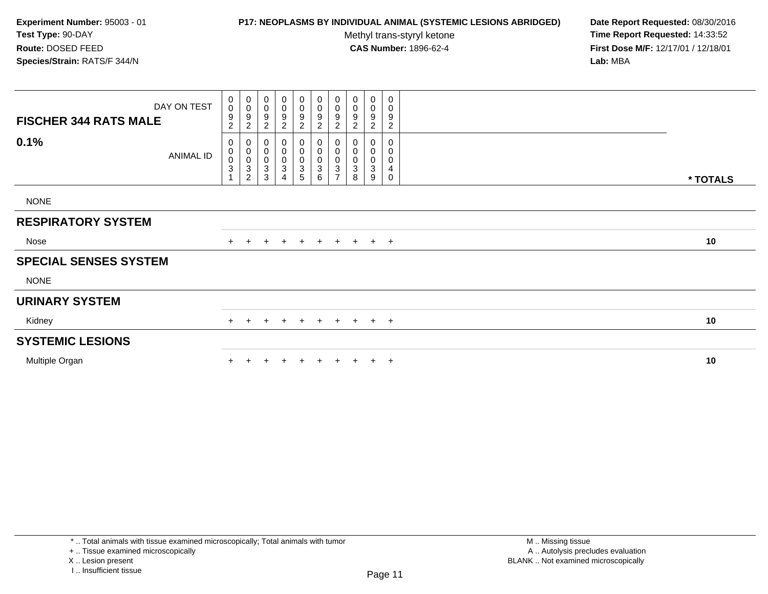**Experiment Number:** 95003 - 01
**Test Type:** 90-DAY
**Route:** DOSED FEED
**Species/Strain:** RATS/F 344/N

**P17: NEOPLASMS BY INDIVIDUAL ANIMAL (SYSTEMIC LESIONS ABRIDGED)**
Methyl trans-styryl ketone
**CAS Number:** 1896-62-4

**Date Report Requested:** 08/30/2016
**Time Report Requested:** 14:33:52
**First Dose M/F:** 12/17/01 / 12/18/01
**Lab:** MBA

| FISCHER 344 RATS MALE — DAY ON TEST | 0092 | 0092 | 0092 | 0092 | 0092 | 0092 | 0092 | 0092 | 0092 | 0092 | |
|---|---|---|---|---|---|---|---|---|---|---|---|
| **0.1%** — ANIMAL ID | 00031 | 00032 | 00033 | 00034 | 00035 | 00036 | 00037 | 00038 | 00039 | 00040 | *** TOTALS** |
| NONE | | | | | | | | | | | |
| **RESPIRATORY SYSTEM** | | | | | | | | | | | |
| Nose | + | + | + | + | + | + | + | + | + | + | **10** |
| **SPECIAL SENSES SYSTEM** | | | | | | | | | | | |
| NONE | | | | | | | | | | | |
| **URINARY SYSTEM** | | | | | | | | | | | |
| Kidney | + | + | + | + | + | + | + | + | + | + | **10** |
| **SYSTEMIC LESIONS** | | | | | | | | | | | |
| Multiple Organ | + | + | + | + | + | + | + | + | + | + | **10** |

* .. Total animals with tissue examined microscopically; Total animals with tumor
+ .. Tissue examined microscopically
X .. Lesion present
I .. Insufficient tissue

M .. Missing tissue
A .. Autolysis precludes evaluation
BLANK .. Not examined microscopically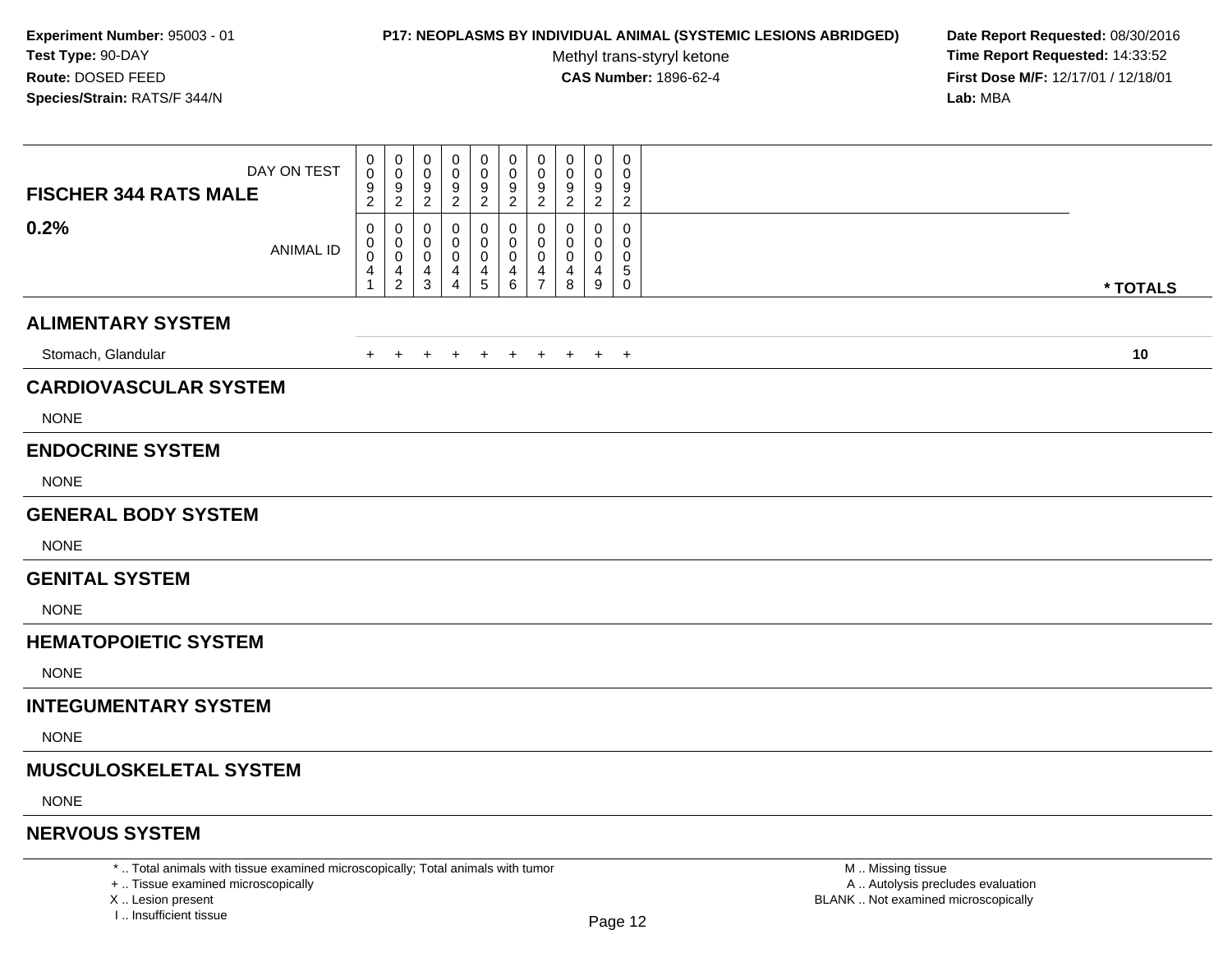**Experiment Number:** 95003 - 01
**Test Type:** 90-DAY
**Route:** DOSED FEED
**Species/Strain:** RATS/F 344/N

**P17: NEOPLASMS BY INDIVIDUAL ANIMAL (SYSTEMIC LESIONS ABRIDGED)**
Methyl trans-styryl ketone
**CAS Number:** 1896-62-4

**Date Report Requested:** 08/30/2016
**Time Report Requested:** 14:33:52
**First Dose M/F:** 12/17/01 / 12/18/01
**Lab:** MBA

| **FISCHER 344 RATS MALE** DAY ON TEST | 0092 | 0092 | 0092 | 0092 | 0092 | 0092 | 0092 | 0092 | 0092 | 0092 | |
|---|---|---|---|---|---|---|---|---|---|---|---|
| **0.2%** ANIMAL ID | 00041 | 00042 | 00043 | 00044 | 00045 | 00046 | 00047 | 00048 | 00049 | 00050 | *** TOTALS** |
| **ALIMENTARY SYSTEM** | | | | | | | | | | | |
| Stomach, Glandular | + | + | + | + | + | + | + | + | + | + | **10** |
| **CARDIOVASCULAR SYSTEM** | | | | | | | | | | | |
| NONE | | | | | | | | | | | |
| **ENDOCRINE SYSTEM** | | | | | | | | | | | |
| NONE | | | | | | | | | | | |
| **GENERAL BODY SYSTEM** | | | | | | | | | | | |
| NONE | | | | | | | | | | | |
| **GENITAL SYSTEM** | | | | | | | | | | | |
| NONE | | | | | | | | | | | |
| **HEMATOPOIETIC SYSTEM** | | | | | | | | | | | |
| NONE | | | | | | | | | | | |
| **INTEGUMENTARY SYSTEM** | | | | | | | | | | | |
| NONE | | | | | | | | | | | |
| **MUSCULOSKELETAL SYSTEM** | | | | | | | | | | | |
| NONE | | | | | | | | | | | |
| **NERVOUS SYSTEM** | | | | | | | | | | | |

* .. Total animals with tissue examined microscopically; Total animals with tumor
+ .. Tissue examined microscopically
X .. Lesion present
I .. Insufficient tissue

M .. Missing tissue
A .. Autolysis precludes evaluation
BLANK .. Not examined microscopically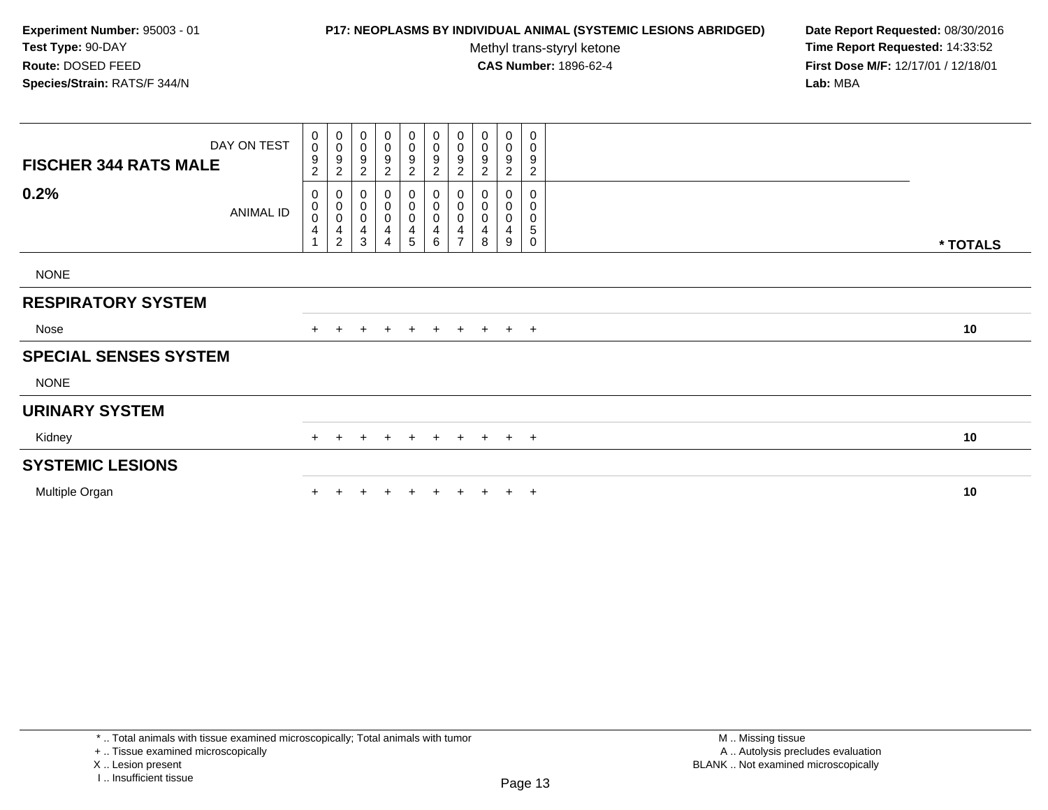**Experiment Number:** 95003 - 01
**Test Type:** 90-DAY
**Route:** DOSED FEED
**Species/Strain:** RATS/F 344/N

**P17: NEOPLASMS BY INDIVIDUAL ANIMAL (SYSTEMIC LESIONS ABRIDGED)**
Methyl trans-styryl ketone
**CAS Number:** 1896-62-4

**Date Report Requested:** 08/30/2016
**Time Report Requested:** 14:33:52
**First Dose M/F:** 12/17/01 / 12/18/01
**Lab:** MBA

| FISCHER 344 RATS MALE — DAY ON TEST | 0092 | 0092 | 0092 | 0092 | 0092 | 0092 | 0092 | 0092 | 0092 | 0092 | |
|---|---|---|---|---|---|---|---|---|---|---|---|
| **0.2%** — ANIMAL ID | 00041 | 00042 | 00043 | 00044 | 00045 | 00046 | 00047 | 00048 | 00049 | 00050 | *** TOTALS** |
| NONE | | | | | | | | | | | |
| **RESPIRATORY SYSTEM** | | | | | | | | | | | |
| Nose | + | + | + | + | + | + | + | + | + | + | 10 |
| **SPECIAL SENSES SYSTEM** | | | | | | | | | | | |
| NONE | | | | | | | | | | | |
| **URINARY SYSTEM** | | | | | | | | | | | |
| Kidney | + | + | + | + | + | + | + | + | + | + | 10 |
| **SYSTEMIC LESIONS** | | | | | | | | | | | |
| Multiple Organ | + | + | + | + | + | + | + | + | + | + | 10 |

* .. Total animals with tissue examined microscopically; Total animals with tumor
+ .. Tissue examined microscopically
X .. Lesion present
I .. Insufficient tissue

M .. Missing tissue
A .. Autolysis precludes evaluation
BLANK .. Not examined microscopically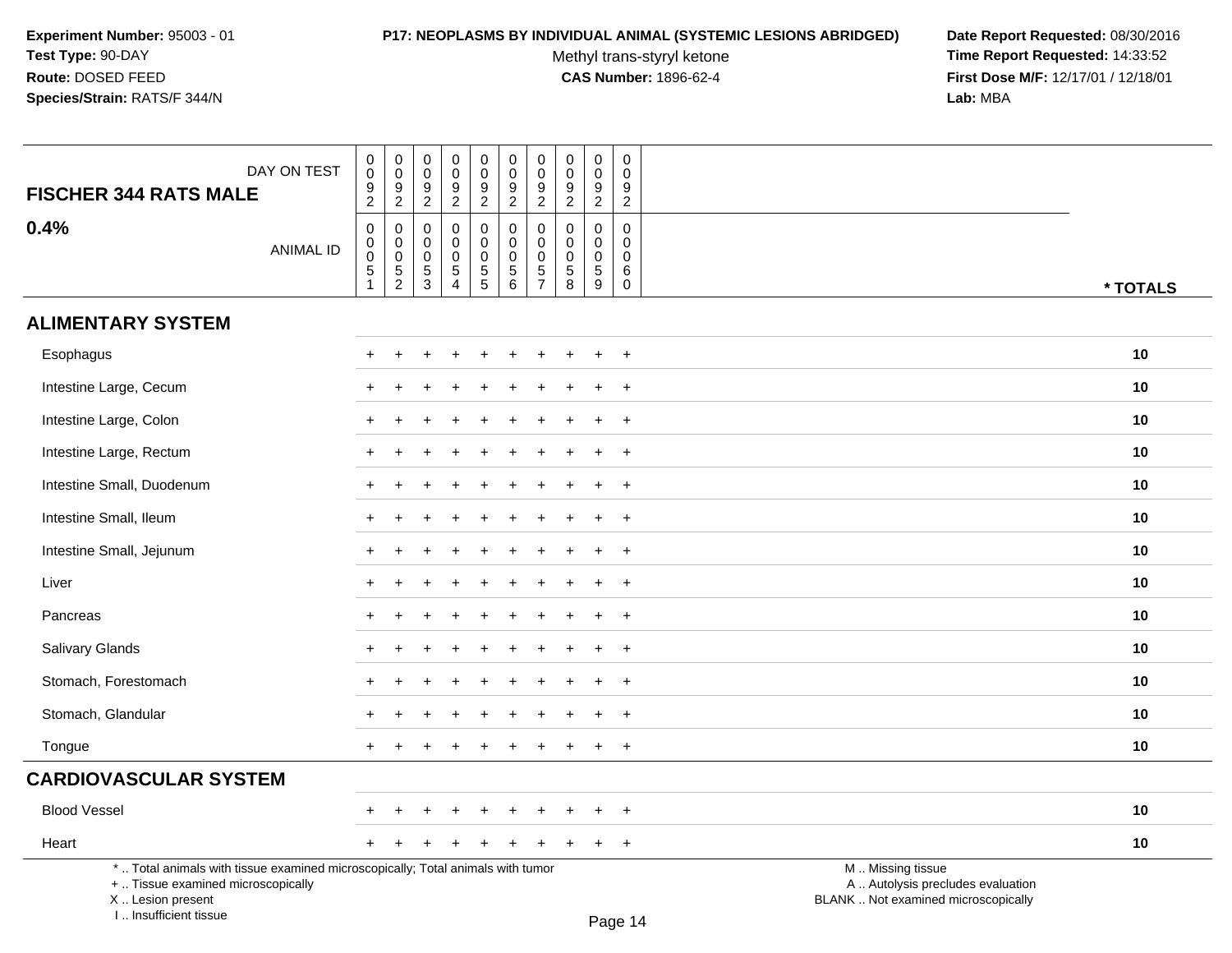**Experiment Number:** 95003 - 01
**Test Type:** 90-DAY
**Route:** DOSED FEED
**Species/Strain:** RATS/F 344/N

**P17: NEOPLASMS BY INDIVIDUAL ANIMAL (SYSTEMIC LESIONS ABRIDGED)**
Methyl trans-styryl ketone
**CAS Number:** 1896-62-4

**Date Report Requested:** 08/30/2016
**Time Report Requested:** 14:33:52
**First Dose M/F:** 12/17/01 / 12/18/01
**Lab:** MBA

| FISCHER 344 RATS MALE — DAY ON TEST | 0092 | 0092 | 0092 | 0092 | 0092 | 0092 | 0092 | 0092 | 0092 | 0092 | |
|---|---|---|---|---|---|---|---|---|---|---|---|
| **0.4%** — ANIMAL ID | 00051 | 00052 | 00053 | 00054 | 00055 | 00056 | 00057 | 00058 | 00059 | 00060 | *** TOTALS** |
| **ALIMENTARY SYSTEM** | | | | | | | | | | | |
| Esophagus | + | + | + | + | + | + | + | + | + | + | **10** |
| Intestine Large, Cecum | + | + | + | + | + | + | + | + | + | + | **10** |
| Intestine Large, Colon | + | + | + | + | + | + | + | + | + | + | **10** |
| Intestine Large, Rectum | + | + | + | + | + | + | + | + | + | + | **10** |
| Intestine Small, Duodenum | + | + | + | + | + | + | + | + | + | + | **10** |
| Intestine Small, Ileum | + | + | + | + | + | + | + | + | + | + | **10** |
| Intestine Small, Jejunum | + | + | + | + | + | + | + | + | + | + | **10** |
| Liver | + | + | + | + | + | + | + | + | + | + | **10** |
| Pancreas | + | + | + | + | + | + | + | + | + | + | **10** |
| Salivary Glands | + | + | + | + | + | + | + | + | + | + | **10** |
| Stomach, Forestomach | + | + | + | + | + | + | + | + | + | + | **10** |
| Stomach, Glandular | + | + | + | + | + | + | + | + | + | + | **10** |
| Tongue | + | + | + | + | + | + | + | + | + | + | **10** |
| **CARDIOVASCULAR SYSTEM** | | | | | | | | | | | |
| Blood Vessel | + | + | + | + | + | + | + | + | + | + | **10** |
| Heart | + | + | + | + | + | + | + | + | + | + | **10** |

* .. Total animals with tissue examined microscopically; Total animals with tumor
+ .. Tissue examined microscopically
X .. Lesion present
I .. Insufficient tissue

M .. Missing tissue
A .. Autolysis precludes evaluation
BLANK .. Not examined microscopically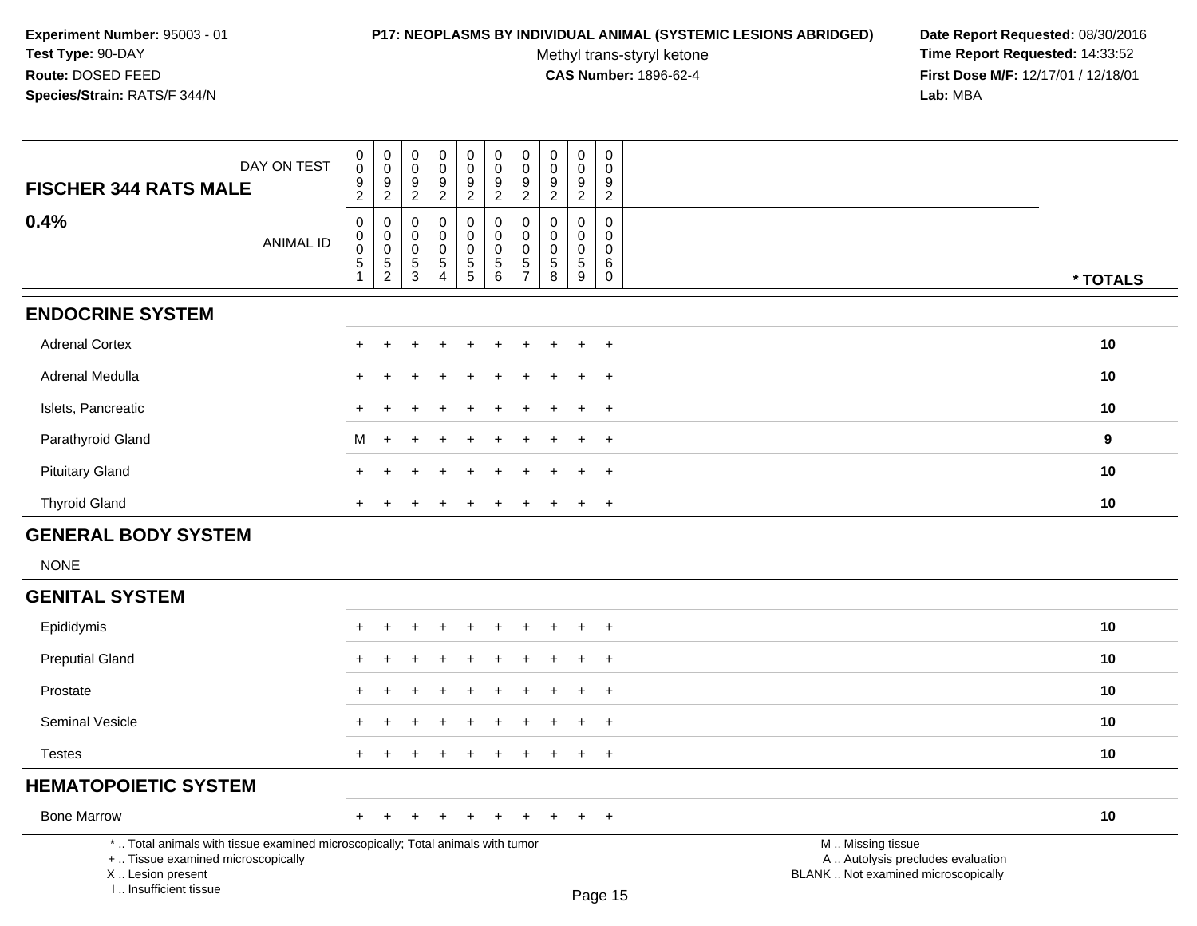**Experiment Number:** 95003 - 01
**Test Type:** 90-DAY
**Route:** DOSED FEED
**Species/Strain:** RATS/F 344/N

**P17: NEOPLASMS BY INDIVIDUAL ANIMAL (SYSTEMIC LESIONS ABRIDGED)**
Methyl trans-styryl ketone
**CAS Number:** 1896-62-4

**Date Report Requested:** 08/30/2016
**Time Report Requested:** 14:33:52
**First Dose M/F:** 12/17/01 / 12/18/01
**Lab:** MBA

| FISCHER 344 RATS MALE — DAY ON TEST | 0092 | 0092 | 0092 | 0092 | 0092 | 0092 | 0092 | 0092 | 0092 | 0092 | |
|---|---|---|---|---|---|---|---|---|---|---|---|
| **0.4%** — ANIMAL ID | 00051 | 00052 | 00053 | 00054 | 00055 | 00056 | 00057 | 00058 | 00059 | 00060 | *** TOTALS** |
| **ENDOCRINE SYSTEM** | | | | | | | | | | | |
| Adrenal Cortex | + | + | + | + | + | + | + | + | + | + | **10** |
| Adrenal Medulla | + | + | + | + | + | + | + | + | + | + | **10** |
| Islets, Pancreatic | + | + | + | + | + | + | + | + | + | + | **10** |
| Parathyroid Gland | M | + | + | + | + | + | + | + | + | + | **9** |
| Pituitary Gland | + | + | + | + | + | + | + | + | + | + | **10** |
| Thyroid Gland | + | + | + | + | + | + | + | + | + | + | **10** |
| **GENERAL BODY SYSTEM** | | | | | | | | | | | |
| NONE | | | | | | | | | | | |
| **GENITAL SYSTEM** | | | | | | | | | | | |
| Epididymis | + | + | + | + | + | + | + | + | + | + | **10** |
| Preputial Gland | + | + | + | + | + | + | + | + | + | + | **10** |
| Prostate | + | + | + | + | + | + | + | + | + | + | **10** |
| Seminal Vesicle | + | + | + | + | + | + | + | + | + | + | **10** |
| Testes | + | + | + | + | + | + | + | + | + | + | **10** |
| **HEMATOPOIETIC SYSTEM** | | | | | | | | | | | |
| Bone Marrow | + | + | + | + | + | + | + | + | + | + | **10** |

* .. Total animals with tissue examined microscopically; Total animals with tumor
+ .. Tissue examined microscopically
X .. Lesion present
I .. Insufficient tissue

M .. Missing tissue
A .. Autolysis precludes evaluation
BLANK .. Not examined microscopically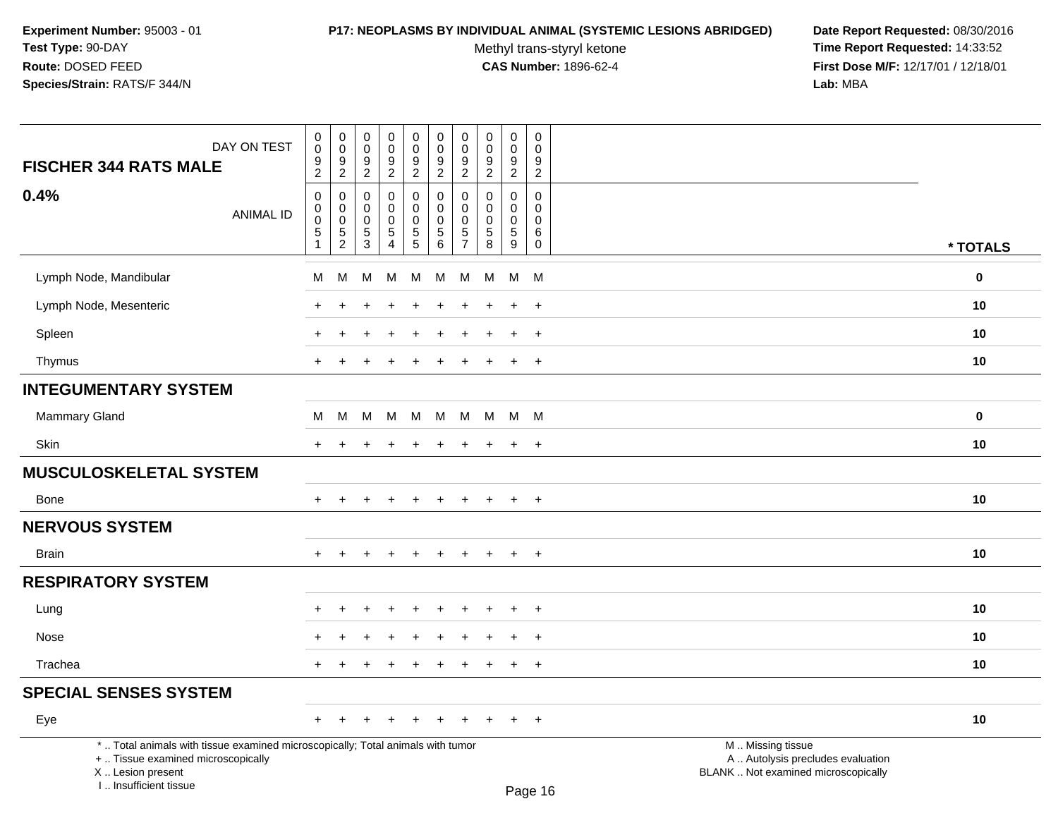**Experiment Number:** 95003 - 01
**Test Type:** 90-DAY
**Route:** DOSED FEED
**Species/Strain:** RATS/F 344/N

**P17: NEOPLASMS BY INDIVIDUAL ANIMAL (SYSTEMIC LESIONS ABRIDGED)**
Methyl trans-styryl ketone
**CAS Number:** 1896-62-4

**Date Report Requested:** 08/30/2016
**Time Report Requested:** 14:33:52
**First Dose M/F:** 12/17/01 / 12/18/01
**Lab:** MBA

| FISCHER 344 RATS MALE 0.4% — DAY ON TEST | 0092 | 0092 | 0092 | 0092 | 0092 | 0092 | 0092 | 0092 | 0092 | 0092 | |
|---|---|---|---|---|---|---|---|---|---|---|---|
| ANIMAL ID | 00051 | 00052 | 00053 | 00054 | 00055 | 00056 | 00057 | 00058 | 00059 | 00060 | * TOTALS |
| Lymph Node, Mandibular | M | M | M | M | M | M | M | M | M | M | 0 |
| Lymph Node, Mesenteric | + | + | + | + | + | + | + | + | + | + | 10 |
| Spleen | + | + | + | + | + | + | + | + | + | + | 10 |
| Thymus | + | + | + | + | + | + | + | + | + | + | 10 |
| **INTEGUMENTARY SYSTEM** | | | | | | | | | | | |
| Mammary Gland | M | M | M | M | M | M | M | M | M | M | 0 |
| Skin | + | + | + | + | + | + | + | + | + | + | 10 |
| **MUSCULOSKELETAL SYSTEM** | | | | | | | | | | | |
| Bone | + | + | + | + | + | + | + | + | + | + | 10 |
| **NERVOUS SYSTEM** | | | | | | | | | | | |
| Brain | + | + | + | + | + | + | + | + | + | + | 10 |
| **RESPIRATORY SYSTEM** | | | | | | | | | | | |
| Lung | + | + | + | + | + | + | + | + | + | + | 10 |
| Nose | + | + | + | + | + | + | + | + | + | + | 10 |
| Trachea | + | + | + | + | + | + | + | + | + | + | 10 |
| **SPECIAL SENSES SYSTEM** | | | | | | | | | | | |
| Eye | + | + | + | + | + | + | + | + | + | + | 10 |

* .. Total animals with tissue examined microscopically; Total animals with tumor
+ .. Tissue examined microscopically
X .. Lesion present
I .. Insufficient tissue

M .. Missing tissue
A .. Autolysis precludes evaluation
BLANK .. Not examined microscopically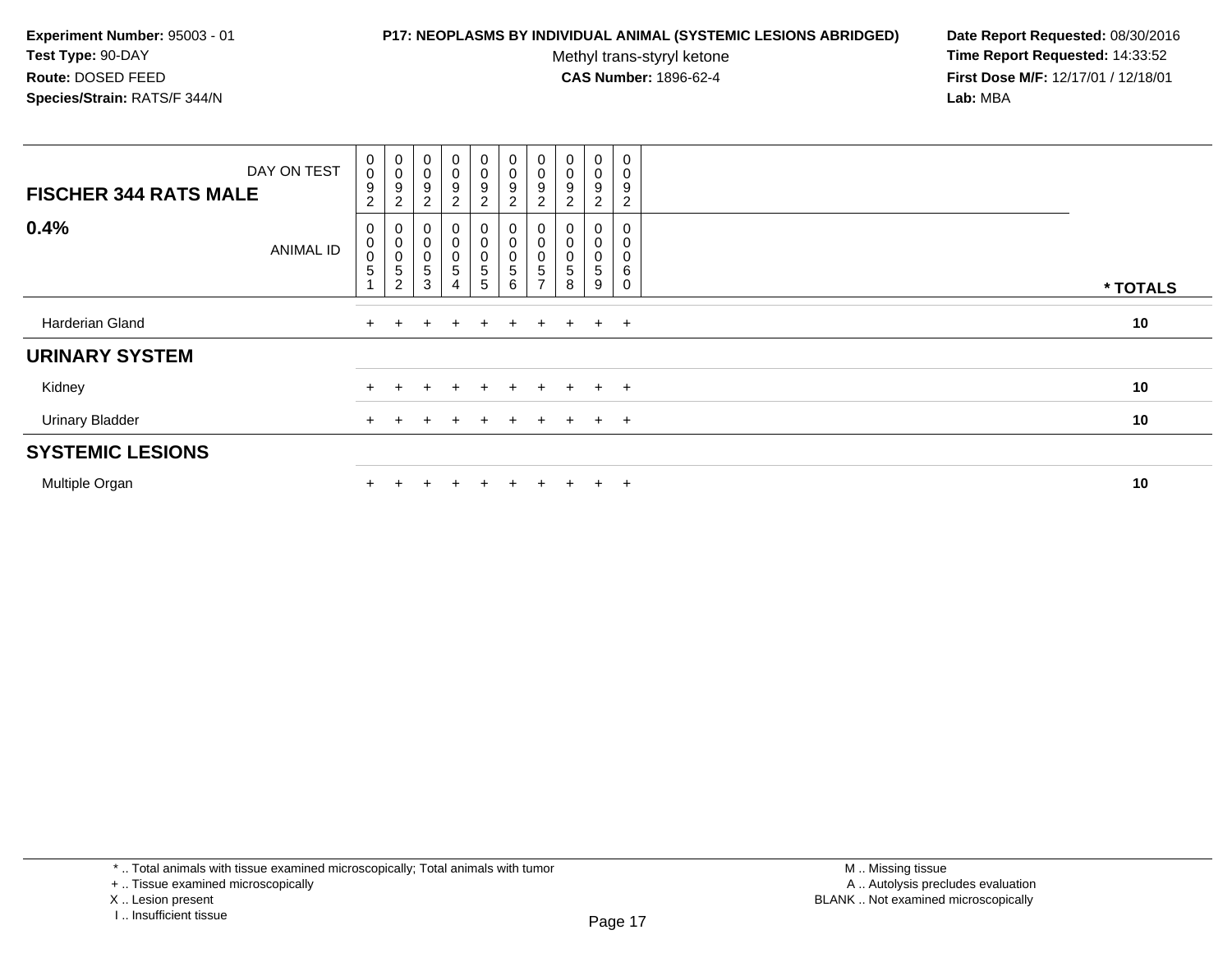**Experiment Number:** 95003 - 01
**Test Type:** 90-DAY
**Route:** DOSED FEED
**Species/Strain:** RATS/F 344/N

**P17: NEOPLASMS BY INDIVIDUAL ANIMAL (SYSTEMIC LESIONS ABRIDGED)**
Methyl trans-styryl ketone
**CAS Number:** 1896-62-4

**Date Report Requested:** 08/30/2016
**Time Report Requested:** 14:33:52
**First Dose M/F:** 12/17/01 / 12/18/01
**Lab:** MBA

| FISCHER 344 RATS MALE — DAY ON TEST | 0092 | 0092 | 0092 | 0092 | 0092 | 0092 | 0092 | 0092 | 0092 | 0092 | |
|---|---|---|---|---|---|---|---|---|---|---|---|
| **0.4%** — ANIMAL ID | 00051 | 00052 | 00053 | 00054 | 00055 | 00056 | 00057 | 00058 | 00059 | 00060 | *** TOTALS** |
| Harderian Gland | + | + | + | + | + | + | + | + | + | + | **10** |
| **URINARY SYSTEM** | | | | | | | | | | | |
| Kidney | + | + | + | + | + | + | + | + | + | + | **10** |
| Urinary Bladder | + | + | + | + | + | + | + | + | + | + | **10** |
| **SYSTEMIC LESIONS** | | | | | | | | | | | |
| Multiple Organ | + | + | + | + | + | + | + | + | + | + | **10** |

* .. Total animals with tissue examined microscopically; Total animals with tumor
+ .. Tissue examined microscopically
X .. Lesion present
I .. Insufficient tissue

M .. Missing tissue
A .. Autolysis precludes evaluation
BLANK .. Not examined microscopically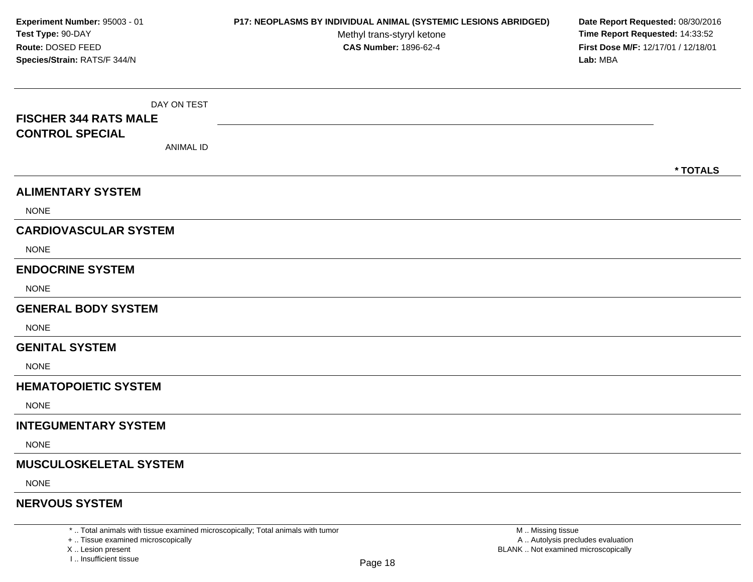**Experiment Number:** 95003 - 01
**Test Type:** 90-DAY
**Route:** DOSED FEED
**Species/Strain:** RATS/F 344/N

**P17: NEOPLASMS BY INDIVIDUAL ANIMAL (SYSTEMIC LESIONS ABRIDGED)**
Methyl trans-styryl ketone
**CAS Number:** 1896-62-4

**Date Report Requested:** 08/30/2016
**Time Report Requested:** 14:33:52
**First Dose M/F:** 12/17/01 / 12/18/01
**Lab:** MBA

| DAY ON TEST | |
|---|---|
| **FISCHER 344 RATS MALE CONTROL SPECIAL** | |
| ANIMAL ID | **\* TOTALS** |

## ALIMENTARY SYSTEM

NONE

## CARDIOVASCULAR SYSTEM

NONE

## ENDOCRINE SYSTEM

NONE

## GENERAL BODY SYSTEM

NONE

## GENITAL SYSTEM

NONE

## HEMATOPOIETIC SYSTEM

NONE

## INTEGUMENTARY SYSTEM

NONE

## MUSCULOSKELETAL SYSTEM

NONE

## NERVOUS SYSTEM

\* .. Total animals with tissue examined microscopically; Total animals with tumor
\+ .. Tissue examined microscopically
X .. Lesion present
I .. Insufficient tissue

M .. Missing tissue
A .. Autolysis precludes evaluation
BLANK .. Not examined microscopically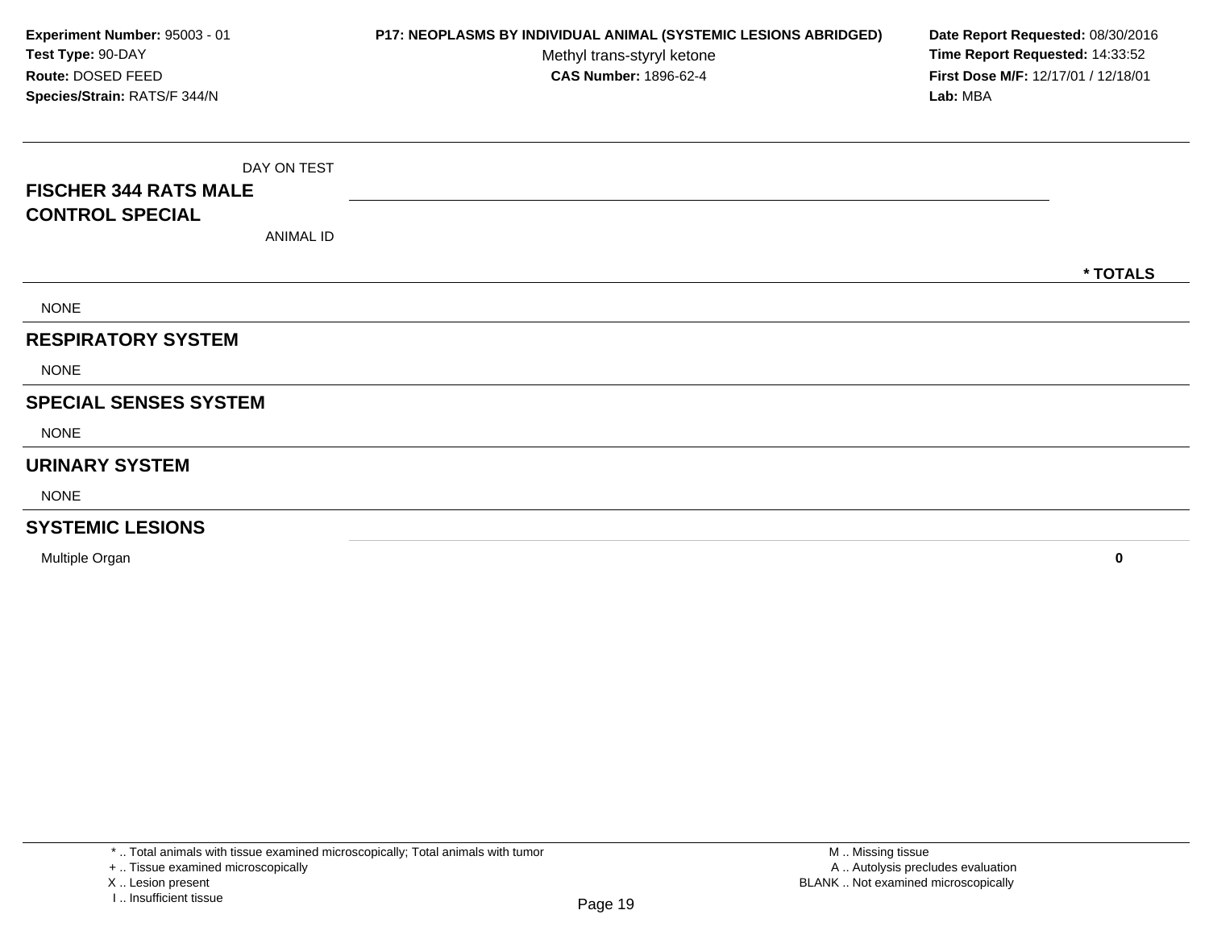**Experiment Number:** 95003 - 01
**Test Type:** 90-DAY
**Route:** DOSED FEED
**Species/Strain:** RATS/F 344/N

**P17: NEOPLASMS BY INDIVIDUAL ANIMAL (SYSTEMIC LESIONS ABRIDGED)**
Methyl trans-styryl ketone
**CAS Number:** 1896-62-4

**Date Report Requested:** 08/30/2016
**Time Report Requested:** 14:33:52
**First Dose M/F:** 12/17/01 / 12/18/01
**Lab:** MBA

| DAY ON TEST<br>**FISCHER 344 RATS MALE**<br>**CONTROL SPECIAL**<br>ANIMAL ID | **\* TOTALS** |
|---|---|
| NONE | |
| **RESPIRATORY SYSTEM** | |
| NONE | |
| **SPECIAL SENSES SYSTEM** | |
| NONE | |
| **URINARY SYSTEM** | |
| NONE | |
| **SYSTEMIC LESIONS** | |
| Multiple Organ | **0** |

\* .. Total animals with tissue examined microscopically; Total animals with tumor
\+ .. Tissue examined microscopically
X .. Lesion present
I .. Insufficient tissue

M .. Missing tissue
A .. Autolysis precludes evaluation
BLANK .. Not examined microscopically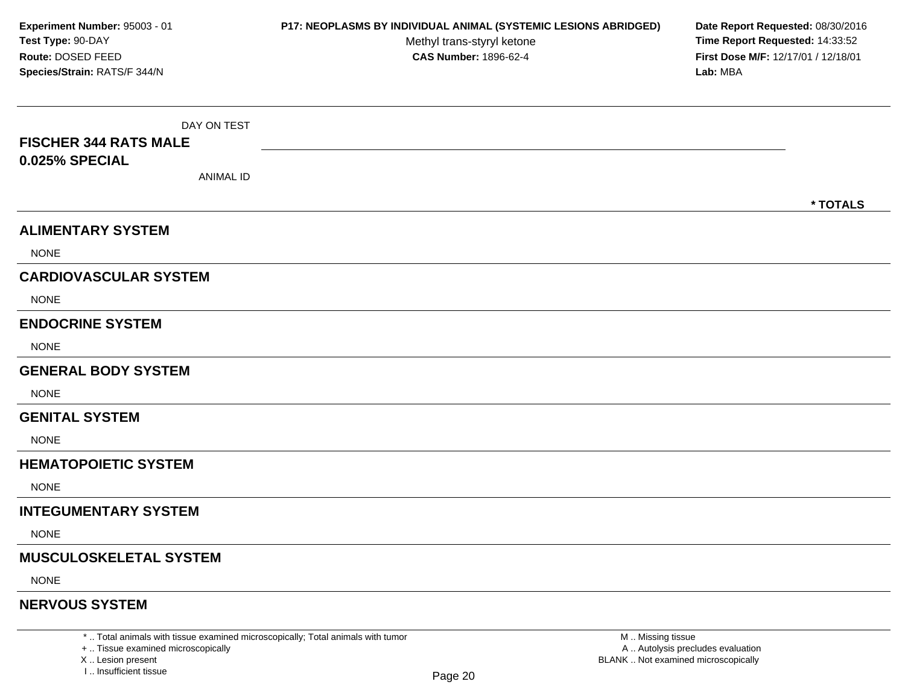**Experiment Number:** 95003 - 01
**Test Type:** 90-DAY
**Route:** DOSED FEED
**Species/Strain:** RATS/F 344/N

**P17: NEOPLASMS BY INDIVIDUAL ANIMAL (SYSTEMIC LESIONS ABRIDGED)**
Methyl trans-styryl ketone
**CAS Number:** 1896-62-4

**Date Report Requested:** 08/30/2016
**Time Report Requested:** 14:33:52
**First Dose M/F:** 12/17/01 / 12/18/01
**Lab:** MBA

| DAY ON TEST | |
|---|---|
| **FISCHER 344 RATS MALE** | |
| **0.025% SPECIAL** | |
| ANIMAL ID | |
| | *** TOTALS** |

## ALIMENTARY SYSTEM

NONE

## CARDIOVASCULAR SYSTEM

NONE

## ENDOCRINE SYSTEM

NONE

## GENERAL BODY SYSTEM

NONE

## GENITAL SYSTEM

NONE

## HEMATOPOIETIC SYSTEM

NONE

## INTEGUMENTARY SYSTEM

NONE

## MUSCULOSKELETAL SYSTEM

NONE

## NERVOUS SYSTEM

* .. Total animals with tissue examined microscopically; Total animals with tumor
+ .. Tissue examined microscopically
X .. Lesion present
I .. Insufficient tissue

M .. Missing tissue
A .. Autolysis precludes evaluation
BLANK .. Not examined microscopically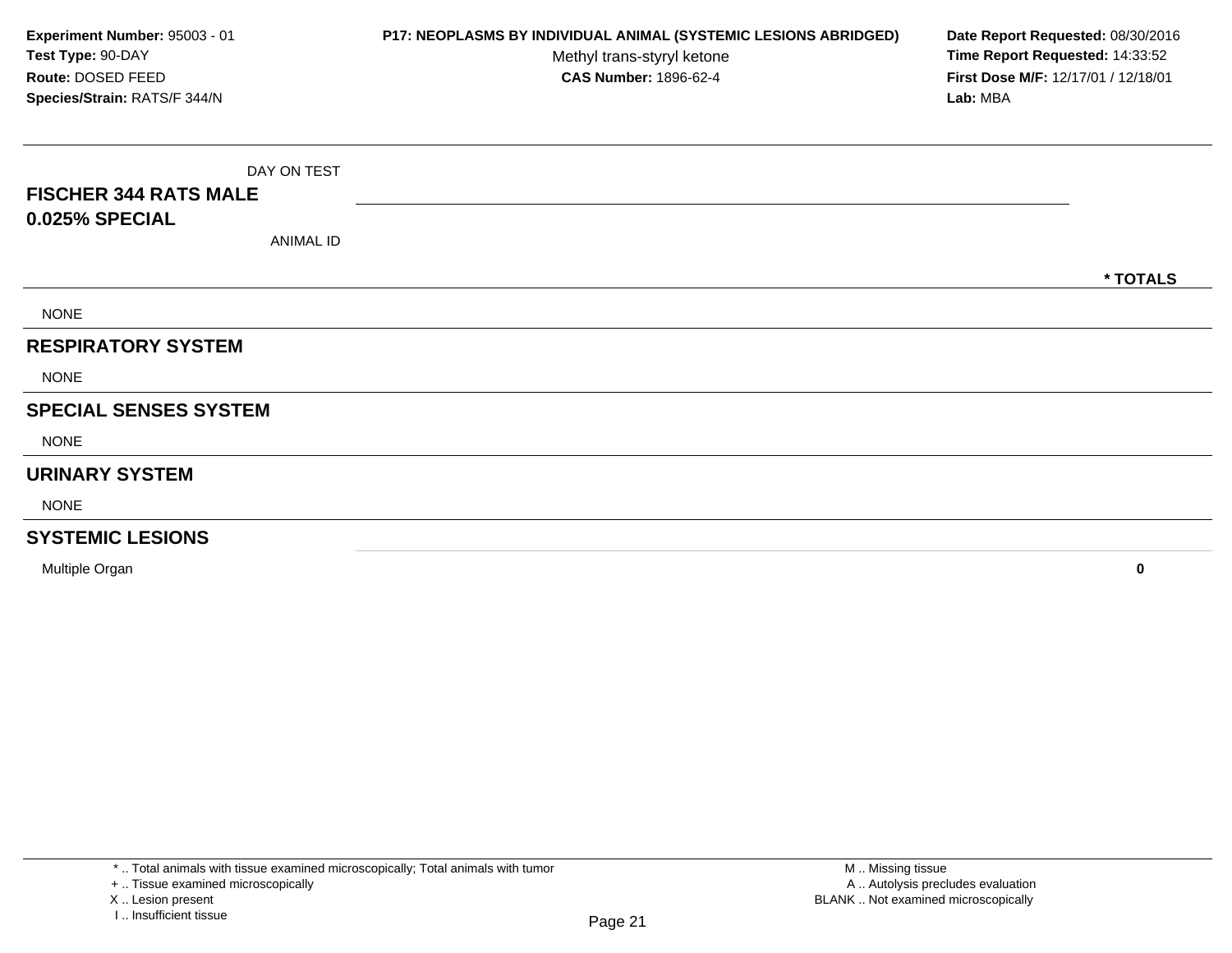**Experiment Number:** 95003 - 01
**Test Type:** 90-DAY
**Route:** DOSED FEED
**Species/Strain:** RATS/F 344/N

**P17: NEOPLASMS BY INDIVIDUAL ANIMAL (SYSTEMIC LESIONS ABRIDGED)**
Methyl trans-styryl ketone
**CAS Number:** 1896-62-4

**Date Report Requested:** 08/30/2016
**Time Report Requested:** 14:33:52
**First Dose M/F:** 12/17/01 / 12/18/01
**Lab:** MBA

DAY ON TEST

**FISCHER 344 RATS MALE**
**0.025% SPECIAL**

ANIMAL ID

| | * TOTALS |
|---|---|
| NONE | |
| **RESPIRATORY SYSTEM** | |
| NONE | |
| **SPECIAL SENSES SYSTEM** | |
| NONE | |
| **URINARY SYSTEM** | |
| NONE | |
| **SYSTEMIC LESIONS** | |
| Multiple Organ | **0** |

* .. Total animals with tissue examined microscopically; Total animals with tumor
+ .. Tissue examined microscopically
X .. Lesion present
I .. Insufficient tissue

M .. Missing tissue
A .. Autolysis precludes evaluation
BLANK .. Not examined microscopically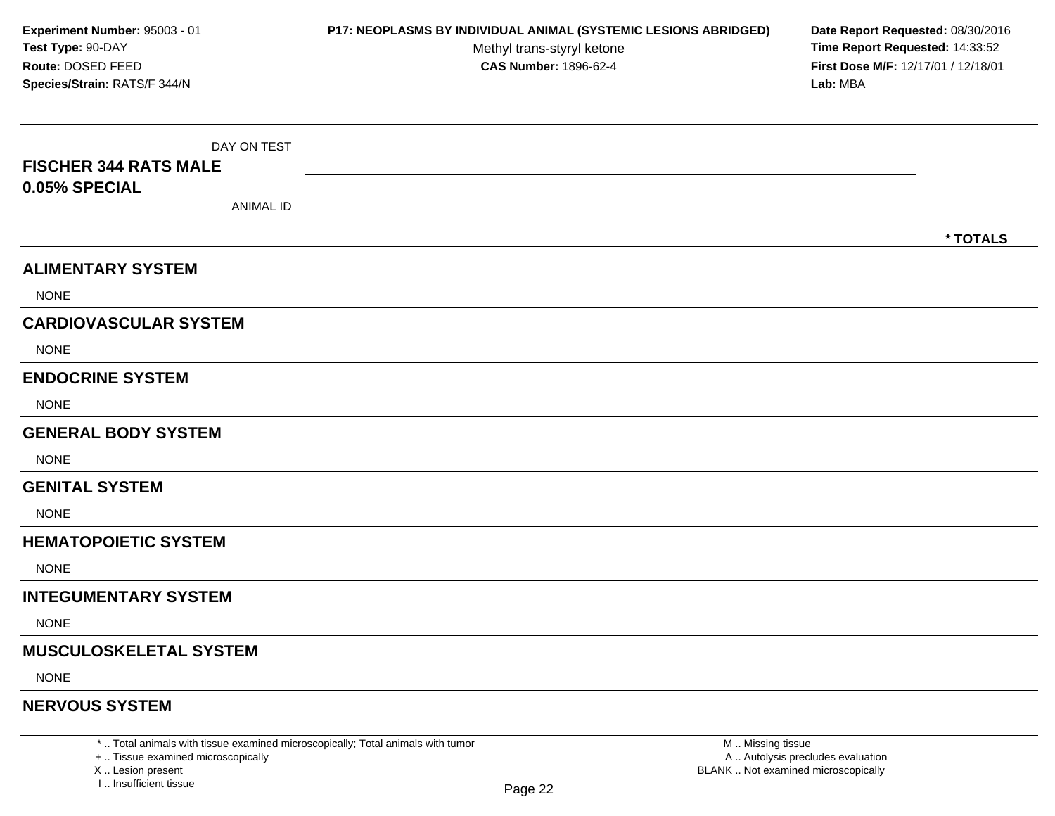**Experiment Number:** 95003 - 01
**Test Type:** 90-DAY
**Route:** DOSED FEED
**Species/Strain:** RATS/F 344/N

**P17: NEOPLASMS BY INDIVIDUAL ANIMAL (SYSTEMIC LESIONS ABRIDGED)**
Methyl trans-styryl ketone
**CAS Number:** 1896-62-4

**Date Report Requested:** 08/30/2016
**Time Report Requested:** 14:33:52
**First Dose M/F:** 12/17/01 / 12/18/01
**Lab:** MBA

DAY ON TEST

**FISCHER 344 RATS MALE**
**0.05% SPECIAL**

ANIMAL ID

**\* TOTALS**

## ALIMENTARY SYSTEM

NONE

## CARDIOVASCULAR SYSTEM

NONE

## ENDOCRINE SYSTEM

NONE

## GENERAL BODY SYSTEM

NONE

## GENITAL SYSTEM

NONE

## HEMATOPOIETIC SYSTEM

NONE

## INTEGUMENTARY SYSTEM

NONE

## MUSCULOSKELETAL SYSTEM

NONE

## NERVOUS SYSTEM

\* .. Total animals with tissue examined microscopically; Total animals with tumor
\+ .. Tissue examined microscopically
X .. Lesion present
I .. Insufficient tissue

M .. Missing tissue
A .. Autolysis precludes evaluation
BLANK .. Not examined microscopically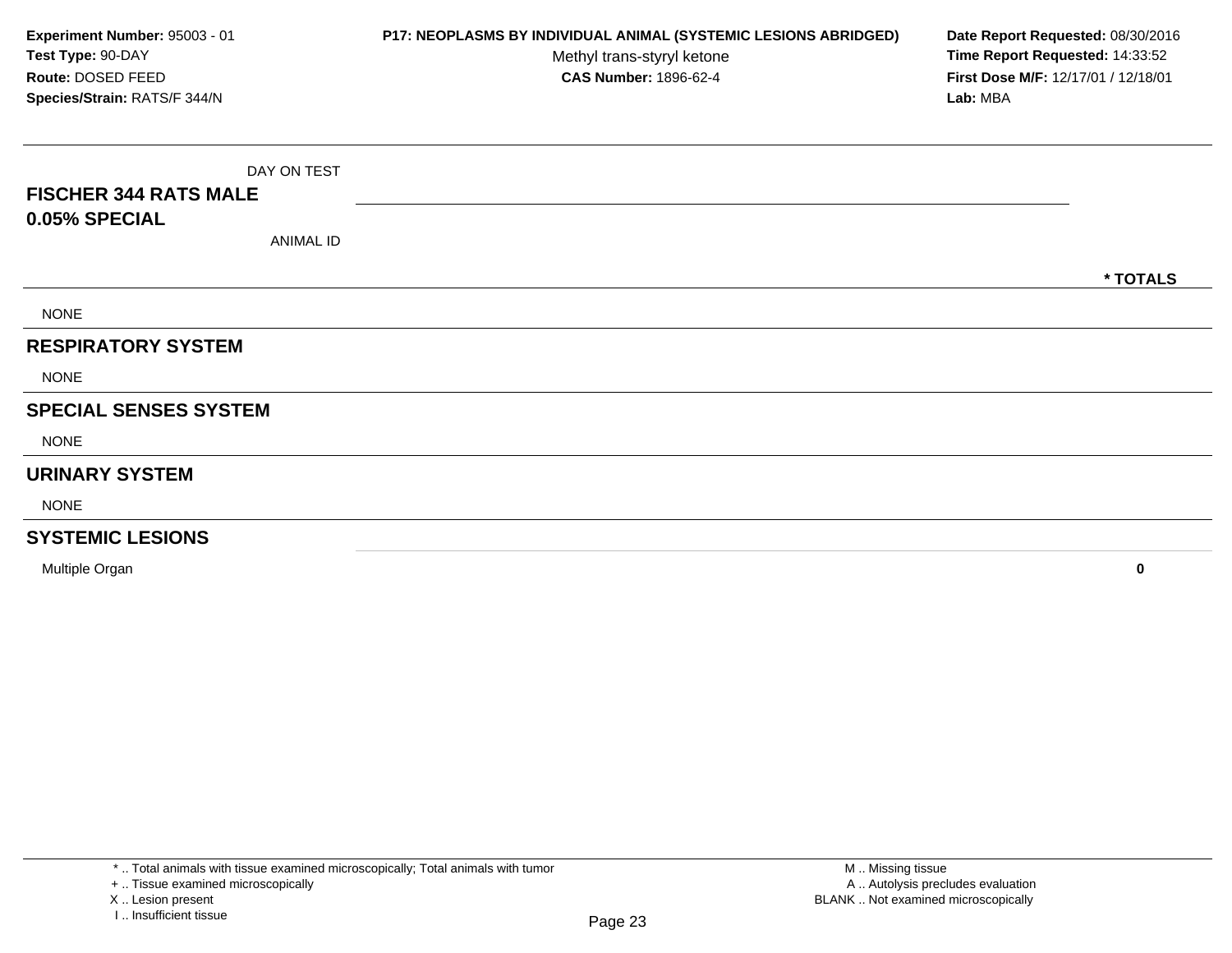**Experiment Number:** 95003 - 01
**Test Type:** 90-DAY
**Route:** DOSED FEED
**Species/Strain:** RATS/F 344/N

**P17: NEOPLASMS BY INDIVIDUAL ANIMAL (SYSTEMIC LESIONS ABRIDGED)**
Methyl trans-styryl ketone
**CAS Number:** 1896-62-4

**Date Report Requested:** 08/30/2016
**Time Report Requested:** 14:33:52
**First Dose M/F:** 12/17/01 / 12/18/01
**Lab:** MBA

| DAY ON TEST<br>**FISCHER 344 RATS MALE**<br>**0.05% SPECIAL**<br>ANIMAL ID | **\* TOTALS** |
|---|---|
| NONE | |
| **RESPIRATORY SYSTEM** | |
| NONE | |
| **SPECIAL SENSES SYSTEM** | |
| NONE | |
| **URINARY SYSTEM** | |
| NONE | |
| **SYSTEMIC LESIONS** | |
| Multiple Organ | **0** |

\* .. Total animals with tissue examined microscopically; Total animals with tumor
\+ .. Tissue examined microscopically
X .. Lesion present
I .. Insufficient tissue

M .. Missing tissue
A .. Autolysis precludes evaluation
BLANK .. Not examined microscopically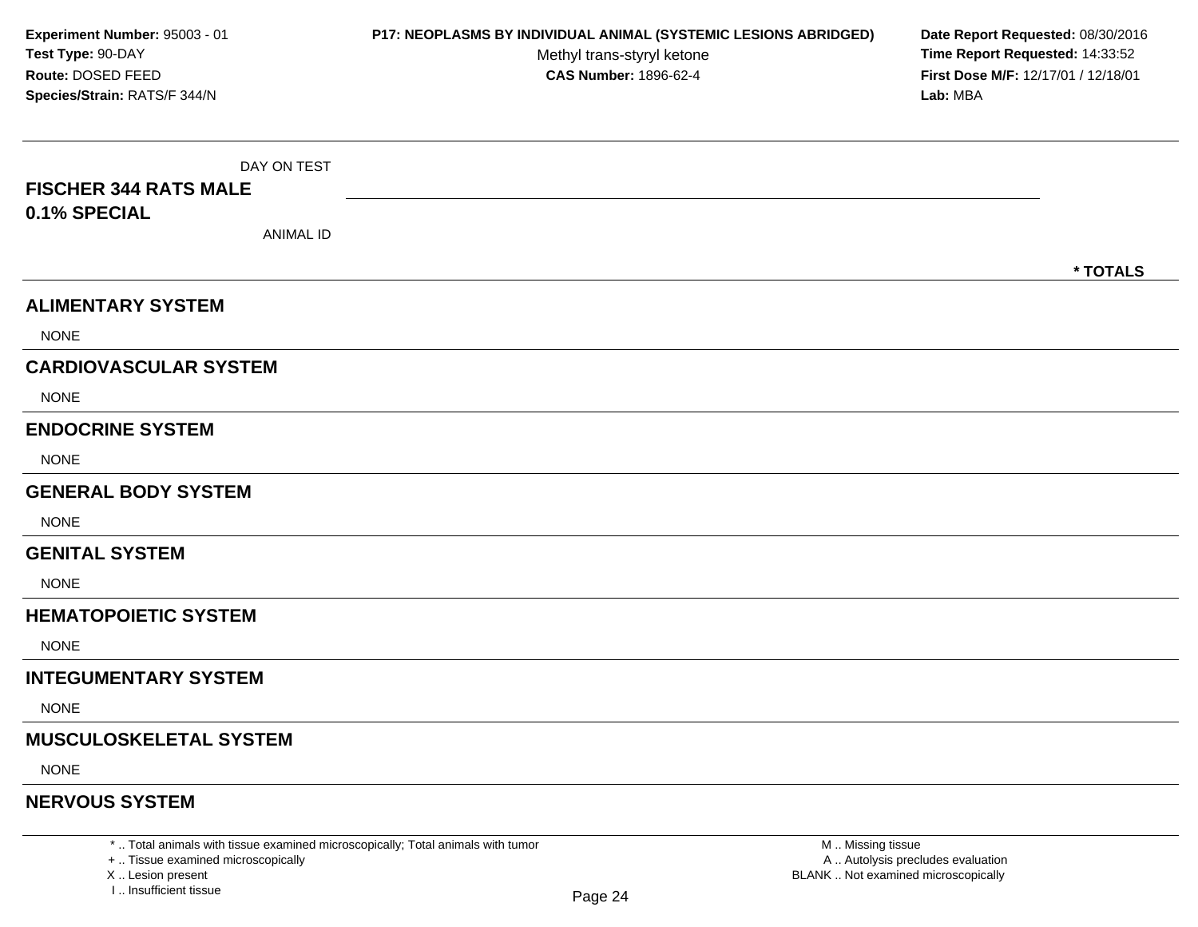**Experiment Number:** 95003 - 01
**Test Type:** 90-DAY
**Route:** DOSED FEED
**Species/Strain:** RATS/F 344/N

**P17: NEOPLASMS BY INDIVIDUAL ANIMAL (SYSTEMIC LESIONS ABRIDGED)**
Methyl trans-styryl ketone
**CAS Number:** 1896-62-4

**Date Report Requested:** 08/30/2016
**Time Report Requested:** 14:33:52
**First Dose M/F:** 12/17/01 / 12/18/01
**Lab:** MBA

DAY ON TEST

**FISCHER 344 RATS MALE**
**0.1% SPECIAL**

ANIMAL ID

**\* TOTALS**

## ALIMENTARY SYSTEM

NONE

## CARDIOVASCULAR SYSTEM

NONE

## ENDOCRINE SYSTEM

NONE

## GENERAL BODY SYSTEM

NONE

## GENITAL SYSTEM

NONE

## HEMATOPOIETIC SYSTEM

NONE

## INTEGUMENTARY SYSTEM

NONE

## MUSCULOSKELETAL SYSTEM

NONE

## NERVOUS SYSTEM

\* .. Total animals with tissue examined microscopically; Total animals with tumor
\+ .. Tissue examined microscopically
X .. Lesion present
I .. Insufficient tissue

M .. Missing tissue
A .. Autolysis precludes evaluation
BLANK .. Not examined microscopically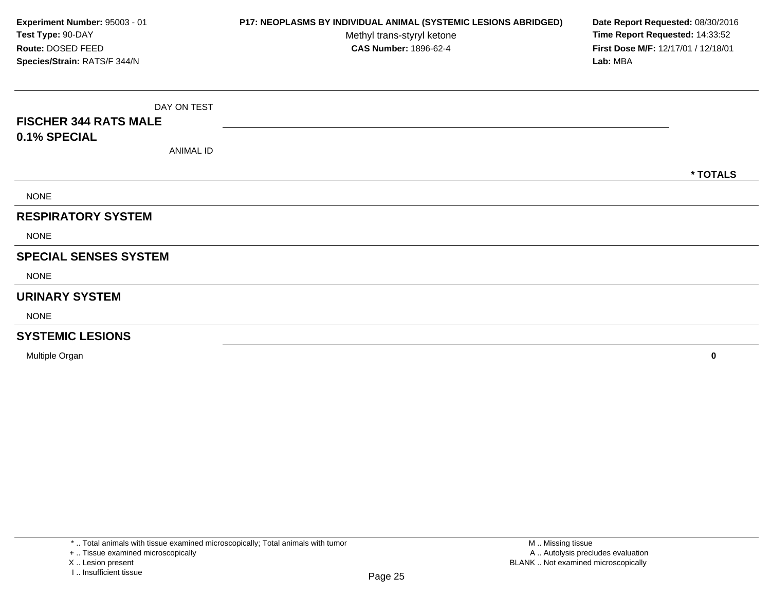**Experiment Number:** 95003 - 01
**Test Type:** 90-DAY
**Route:** DOSED FEED
**Species/Strain:** RATS/F 344/N

**P17: NEOPLASMS BY INDIVIDUAL ANIMAL (SYSTEMIC LESIONS ABRIDGED)**
Methyl trans-styryl ketone
**CAS Number:** 1896-62-4

**Date Report Requested:** 08/30/2016
**Time Report Requested:** 14:33:52
**First Dose M/F:** 12/17/01 / 12/18/01
**Lab:** MBA

| FISCHER 344 RATS MALE 0.1% SPECIAL | DAY ON TEST / ANIMAL ID | * TOTALS |
|---|---|---|
| NONE | | |
| **RESPIRATORY SYSTEM** | | |
| NONE | | |
| **SPECIAL SENSES SYSTEM** | | |
| NONE | | |
| **URINARY SYSTEM** | | |
| NONE | | |
| **SYSTEMIC LESIONS** | | |
| Multiple Organ | | 0 |

\* .. Total animals with tissue examined microscopically; Total animals with tumor
\+ .. Tissue examined microscopically
X .. Lesion present
I .. Insufficient tissue

M .. Missing tissue
A .. Autolysis precludes evaluation
BLANK .. Not examined microscopically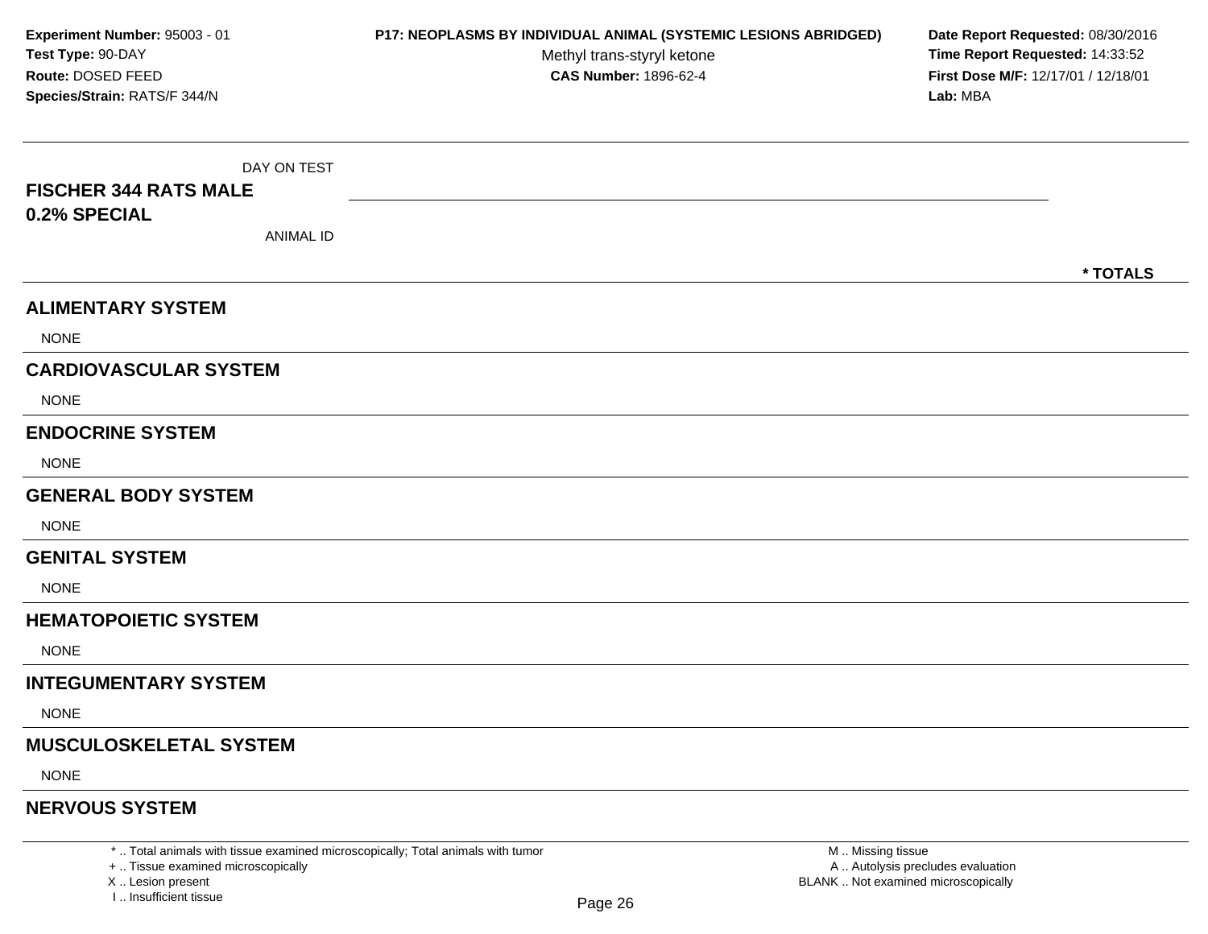**Experiment Number:** 95003 - 01
**Test Type:** 90-DAY
**Route:** DOSED FEED
**Species/Strain:** RATS/F 344/N

**P17: NEOPLASMS BY INDIVIDUAL ANIMAL (SYSTEMIC LESIONS ABRIDGED)**
Methyl trans-styryl ketone
**CAS Number:** 1896-62-4

**Date Report Requested:** 08/30/2016
**Time Report Requested:** 14:33:52
**First Dose M/F:** 12/17/01 / 12/18/01
**Lab:** MBA

DAY ON TEST

**FISCHER 344 RATS MALE**
**0.2% SPECIAL**

ANIMAL ID

**\* TOTALS**

## ALIMENTARY SYSTEM

NONE

## CARDIOVASCULAR SYSTEM

NONE

## ENDOCRINE SYSTEM

NONE

## GENERAL BODY SYSTEM

NONE

## GENITAL SYSTEM

NONE

## HEMATOPOIETIC SYSTEM

NONE

## INTEGUMENTARY SYSTEM

NONE

## MUSCULOSKELETAL SYSTEM

NONE

## NERVOUS SYSTEM

\* .. Total animals with tissue examined microscopically; Total animals with tumor
\+ .. Tissue examined microscopically
X .. Lesion present
I .. Insufficient tissue

M .. Missing tissue
A .. Autolysis precludes evaluation
BLANK .. Not examined microscopically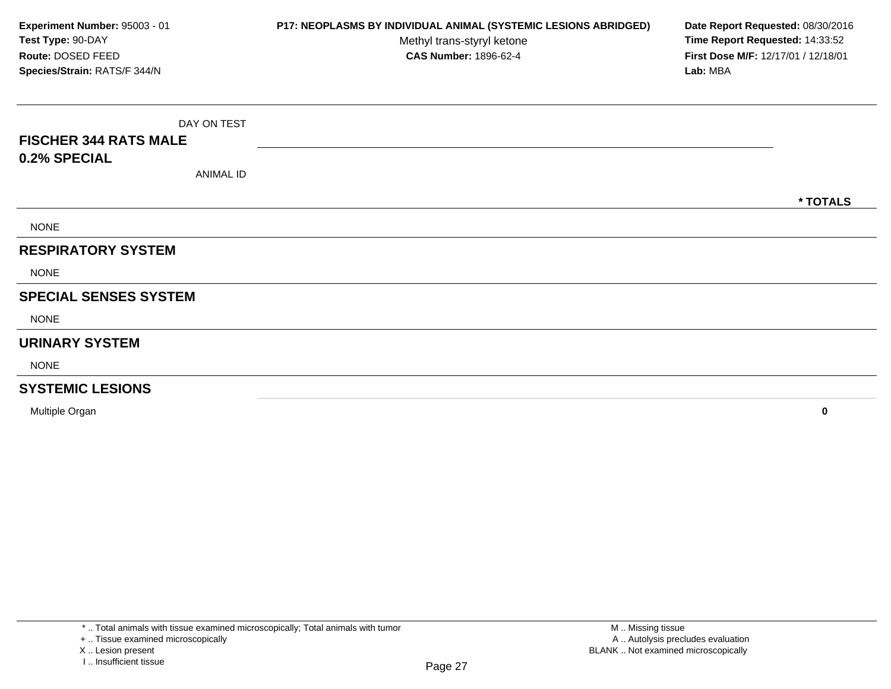**Experiment Number:** 95003 - 01
**Test Type:** 90-DAY
**Route:** DOSED FEED
**Species/Strain:** RATS/F 344/N

**P17: NEOPLASMS BY INDIVIDUAL ANIMAL (SYSTEMIC LESIONS ABRIDGED)**
Methyl trans-styryl ketone
**CAS Number:** 1896-62-4

**Date Report Requested:** 08/30/2016
**Time Report Requested:** 14:33:52
**First Dose M/F:** 12/17/01 / 12/18/01
**Lab:** MBA

| FISCHER 344 RATS MALE 0.2% SPECIAL (DAY ON TEST / ANIMAL ID) | * TOTALS |
|---|---|
| NONE | |
| **RESPIRATORY SYSTEM** | |
| NONE | |
| **SPECIAL SENSES SYSTEM** | |
| NONE | |
| **URINARY SYSTEM** | |
| NONE | |
| **SYSTEMIC LESIONS** | |
| Multiple Organ | **0** |

\* .. Total animals with tissue examined microscopically; Total animals with tumor
\+ .. Tissue examined microscopically
X .. Lesion present
I .. Insufficient tissue

M .. Missing tissue
A .. Autolysis precludes evaluation
BLANK .. Not examined microscopically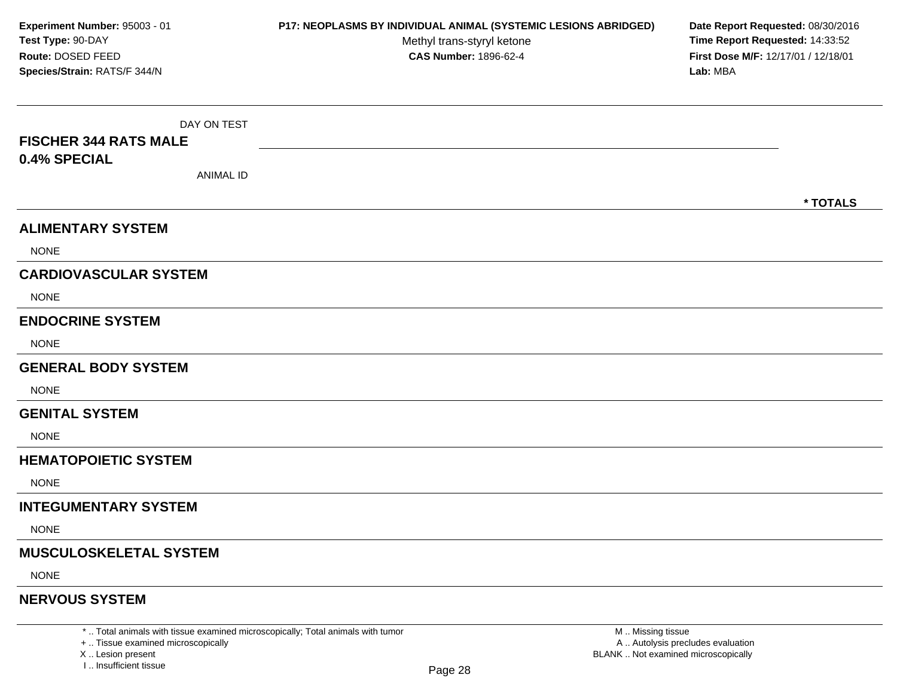**Experiment Number:** 95003 - 01
**Test Type:** 90-DAY
**Route:** DOSED FEED
**Species/Strain:** RATS/F 344/N

**P17: NEOPLASMS BY INDIVIDUAL ANIMAL (SYSTEMIC LESIONS ABRIDGED)**
Methyl trans-styryl ketone
**CAS Number:** 1896-62-4

**Date Report Requested:** 08/30/2016
**Time Report Requested:** 14:33:52
**First Dose M/F:** 12/17/01 / 12/18/01
**Lab:** MBA

DAY ON TEST

**FISCHER 344 RATS MALE**
**0.4% SPECIAL**

ANIMAL ID

**\* TOTALS**

## ALIMENTARY SYSTEM

NONE

## CARDIOVASCULAR SYSTEM

NONE

## ENDOCRINE SYSTEM

NONE

## GENERAL BODY SYSTEM

NONE

## GENITAL SYSTEM

NONE

## HEMATOPOIETIC SYSTEM

NONE

## INTEGUMENTARY SYSTEM

NONE

## MUSCULOSKELETAL SYSTEM

NONE

## NERVOUS SYSTEM

\* .. Total animals with tissue examined microscopically; Total animals with tumor
\+ .. Tissue examined microscopically
X .. Lesion present
I .. Insufficient tissue

M .. Missing tissue
A .. Autolysis precludes evaluation
BLANK .. Not examined microscopically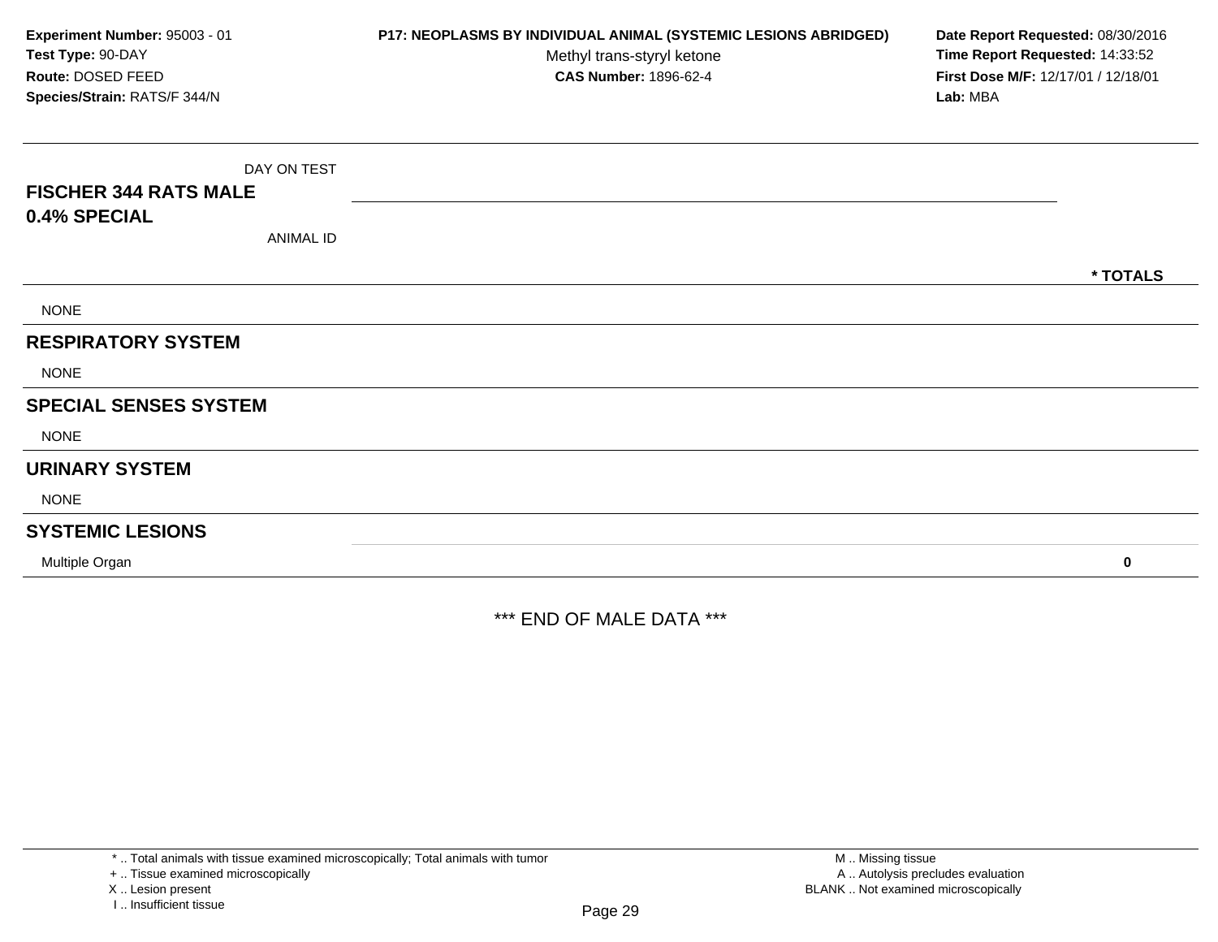**Experiment Number:** 95003 - 01
**Test Type:** 90-DAY
**Route:** DOSED FEED
**Species/Strain:** RATS/F 344/N

**P17: NEOPLASMS BY INDIVIDUAL ANIMAL (SYSTEMIC LESIONS ABRIDGED)**
Methyl trans-styryl ketone
**CAS Number:** 1896-62-4

**Date Report Requested:** 08/30/2016
**Time Report Requested:** 14:33:52
**First Dose M/F:** 12/17/01 / 12/18/01
**Lab:** MBA

| FISCHER 344 RATS MALE 0.4% SPECIAL | DAY ON TEST / ANIMAL ID | * TOTALS |
|---|---|---|
| NONE | | |
| **RESPIRATORY SYSTEM** | | |
| NONE | | |
| **SPECIAL SENSES SYSTEM** | | |
| NONE | | |
| **URINARY SYSTEM** | | |
| NONE | | |
| **SYSTEMIC LESIONS** | | |
| Multiple Organ | | **0** |

*** END OF MALE DATA ***

\* .. Total animals with tissue examined microscopically; Total animals with tumor
\+ .. Tissue examined microscopically
X .. Lesion present
I .. Insufficient tissue

M .. Missing tissue
A .. Autolysis precludes evaluation
BLANK .. Not examined microscopically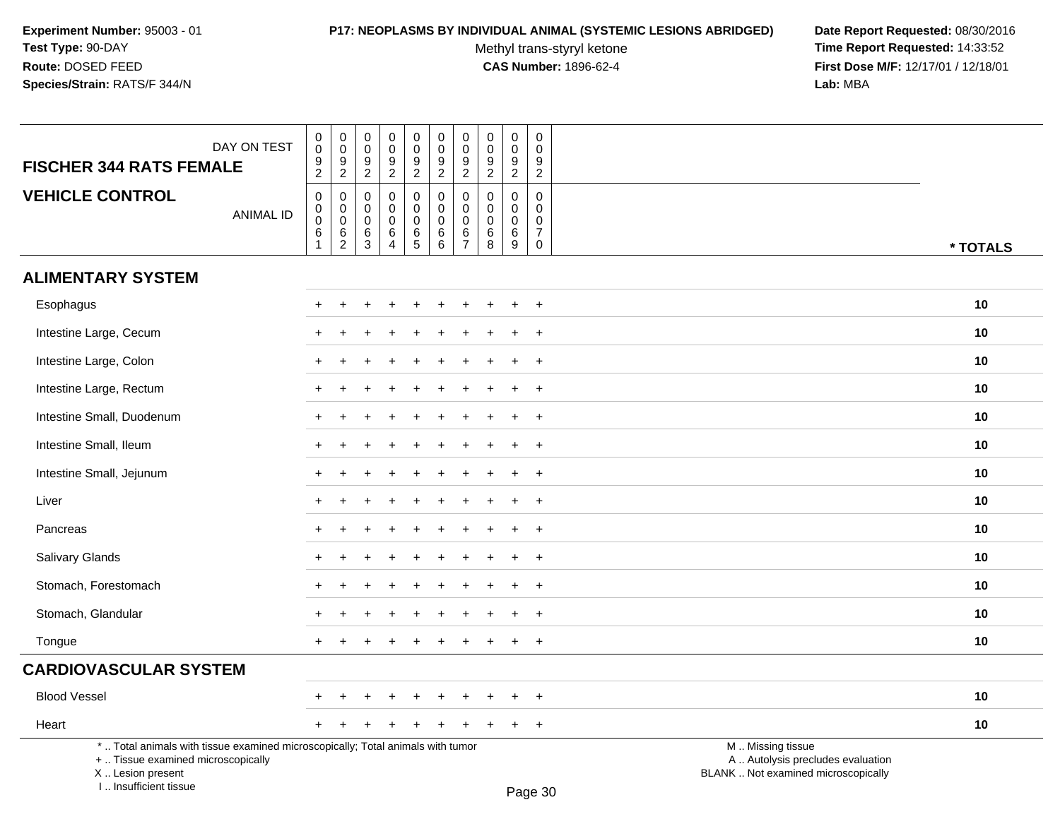**Experiment Number:** 95003 - 01
**Test Type:** 90-DAY
**Route:** DOSED FEED
**Species/Strain:** RATS/F 344/N

**P17: NEOPLASMS BY INDIVIDUAL ANIMAL (SYSTEMIC LESIONS ABRIDGED)**
Methyl trans-styryl ketone
**CAS Number:** 1896-62-4

**Date Report Requested:** 08/30/2016
**Time Report Requested:** 14:33:52
**First Dose M/F:** 12/17/01 / 12/18/01
**Lab:** MBA

| FISCHER 344 RATS FEMALE — DAY ON TEST | 0092 | 0092 | 0092 | 0092 | 0092 | 0092 | 0092 | 0092 | 0092 | 0092 | |
|---|---|---|---|---|---|---|---|---|---|---|---|
| **VEHICLE CONTROL** — ANIMAL ID | 00061 | 00062 | 00063 | 00064 | 00065 | 00066 | 00067 | 00068 | 00069 | 00070 | *** TOTALS** |
| **ALIMENTARY SYSTEM** | | | | | | | | | | | |
| Esophagus | + | + | + | + | + | + | + | + | + | + | **10** |
| Intestine Large, Cecum | + | + | + | + | + | + | + | + | + | + | **10** |
| Intestine Large, Colon | + | + | + | + | + | + | + | + | + | + | **10** |
| Intestine Large, Rectum | + | + | + | + | + | + | + | + | + | + | **10** |
| Intestine Small, Duodenum | + | + | + | + | + | + | + | + | + | + | **10** |
| Intestine Small, Ileum | + | + | + | + | + | + | + | + | + | + | **10** |
| Intestine Small, Jejunum | + | + | + | + | + | + | + | + | + | + | **10** |
| Liver | + | + | + | + | + | + | + | + | + | + | **10** |
| Pancreas | + | + | + | + | + | + | + | + | + | + | **10** |
| Salivary Glands | + | + | + | + | + | + | + | + | + | + | **10** |
| Stomach, Forestomach | + | + | + | + | + | + | + | + | + | + | **10** |
| Stomach, Glandular | + | + | + | + | + | + | + | + | + | + | **10** |
| Tongue | + | + | + | + | + | + | + | + | + | + | **10** |
| **CARDIOVASCULAR SYSTEM** | | | | | | | | | | | |
| Blood Vessel | + | + | + | + | + | + | + | + | + | + | **10** |
| Heart | + | + | + | + | + | + | + | + | + | + | **10** |

* .. Total animals with tissue examined microscopically; Total animals with tumor
+ .. Tissue examined microscopically
X .. Lesion present
I .. Insufficient tissue

M .. Missing tissue
A .. Autolysis precludes evaluation
BLANK .. Not examined microscopically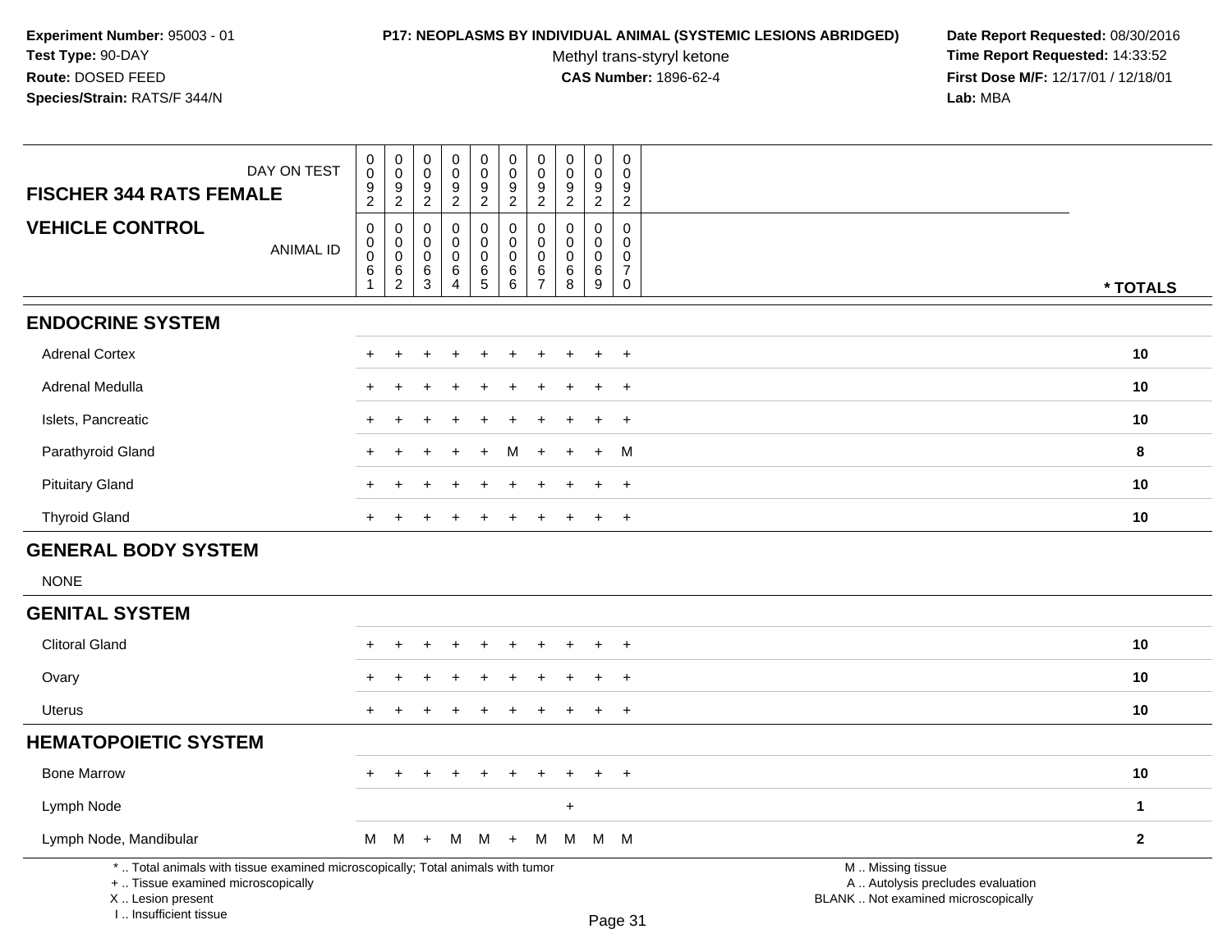**Experiment Number:** 95003 - 01
**Test Type:** 90-DAY
**Route:** DOSED FEED
**Species/Strain:** RATS/F 344/N

**P17: NEOPLASMS BY INDIVIDUAL ANIMAL (SYSTEMIC LESIONS ABRIDGED)**
Methyl trans-styryl ketone
**CAS Number:** 1896-62-4

**Date Report Requested:** 08/30/2016
**Time Report Requested:** 14:33:52
**First Dose M/F:** 12/17/01 / 12/18/01
**Lab:** MBA

| **FISCHER 344 RATS FEMALE** DAY ON TEST | 0092 | 0092 | 0092 | 0092 | 0092 | 0092 | 0092 | 0092 | 0092 | 0092 | |
|---|---|---|---|---|---|---|---|---|---|---|---|
| **VEHICLE CONTROL** ANIMAL ID | 00061 | 00062 | 00063 | 00064 | 00065 | 00066 | 00067 | 00068 | 00069 | 00070 | *** TOTALS** |
| **ENDOCRINE SYSTEM** | | | | | | | | | | | |
| Adrenal Cortex | + | + | + | + | + | + | + | + | + | + | **10** |
| Adrenal Medulla | + | + | + | + | + | + | + | + | + | + | **10** |
| Islets, Pancreatic | + | + | + | + | + | + | + | + | + | + | **10** |
| Parathyroid Gland | + | + | + | + | + | M | + | + | + | M | **8** |
| Pituitary Gland | + | + | + | + | + | + | + | + | + | + | **10** |
| Thyroid Gland | + | + | + | + | + | + | + | + | + | + | **10** |
| **GENERAL BODY SYSTEM** | | | | | | | | | | | |
| NONE | | | | | | | | | | | |
| **GENITAL SYSTEM** | | | | | | | | | | | |
| Clitoral Gland | + | + | + | + | + | + | + | + | + | + | **10** |
| Ovary | + | + | + | + | + | + | + | + | + | + | **10** |
| Uterus | + | + | + | + | + | + | + | + | + | + | **10** |
| **HEMATOPOIETIC SYSTEM** | | | | | | | | | | | |
| Bone Marrow | + | + | + | + | + | + | + | + | + | + | **10** |
| Lymph Node | | | | | | | | + | | | **1** |
| Lymph Node, Mandibular | M | M | + | M | M | + | M | M | M | M | **2** |

* .. Total animals with tissue examined microscopically; Total animals with tumor
+ .. Tissue examined microscopically
X .. Lesion present
I .. Insufficient tissue

M .. Missing tissue
A .. Autolysis precludes evaluation
BLANK .. Not examined microscopically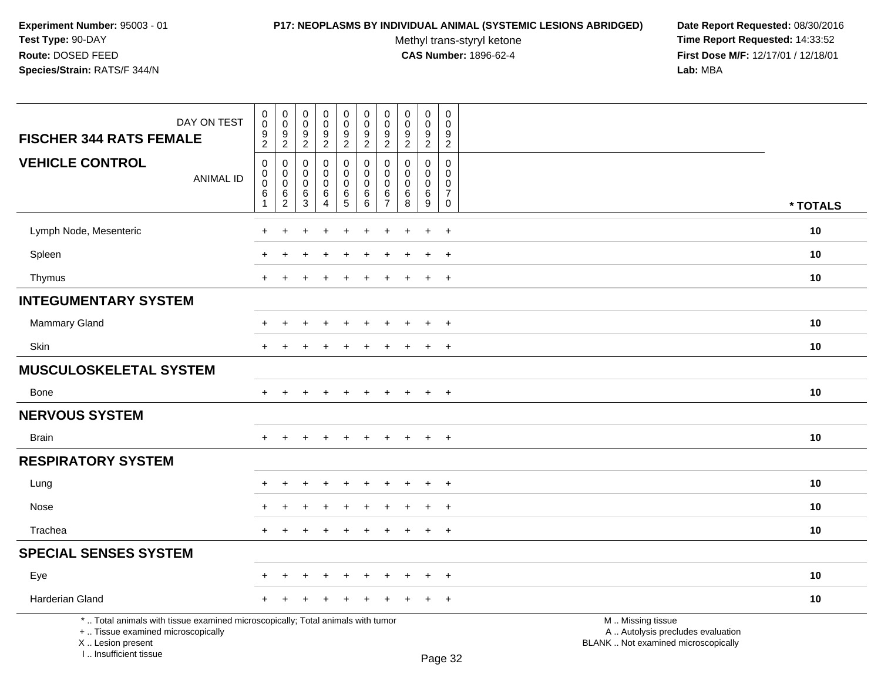**Experiment Number:** 95003 - 01
**Test Type:** 90-DAY
**Route:** DOSED FEED
**Species/Strain:** RATS/F 344/N

**P17: NEOPLASMS BY INDIVIDUAL ANIMAL (SYSTEMIC LESIONS ABRIDGED)**
Methyl trans-styryl ketone
**CAS Number:** 1896-62-4

**Date Report Requested:** 08/30/2016
**Time Report Requested:** 14:33:52
**First Dose M/F:** 12/17/01 / 12/18/01
**Lab:** MBA

| FISCHER 344 RATS FEMALE — DAY ON TEST | 0092 | 0092 | 0092 | 0092 | 0092 | 0092 | 0092 | 0092 | 0092 | 0092 | |
|---|---|---|---|---|---|---|---|---|---|---|---|
| **VEHICLE CONTROL** — ANIMAL ID | 00061 | 00062 | 00063 | 00064 | 00065 | 00066 | 00067 | 00068 | 00069 | 00070 | * TOTALS |
| Lymph Node, Mesenteric | + | + | + | + | + | + | + | + | + | + | 10 |
| Spleen | + | + | + | + | + | + | + | + | + | + | 10 |
| Thymus | + | + | + | + | + | + | + | + | + | + | 10 |
| **INTEGUMENTARY SYSTEM** | | | | | | | | | | | |
| Mammary Gland | + | + | + | + | + | + | + | + | + | + | 10 |
| Skin | + | + | + | + | + | + | + | + | + | + | 10 |
| **MUSCULOSKELETAL SYSTEM** | | | | | | | | | | | |
| Bone | + | + | + | + | + | + | + | + | + | + | 10 |
| **NERVOUS SYSTEM** | | | | | | | | | | | |
| Brain | + | + | + | + | + | + | + | + | + | + | 10 |
| **RESPIRATORY SYSTEM** | | | | | | | | | | | |
| Lung | + | + | + | + | + | + | + | + | + | + | 10 |
| Nose | + | + | + | + | + | + | + | + | + | + | 10 |
| Trachea | + | + | + | + | + | + | + | + | + | + | 10 |
| **SPECIAL SENSES SYSTEM** | | | | | | | | | | | |
| Eye | + | + | + | + | + | + | + | + | + | + | 10 |
| Harderian Gland | + | + | + | + | + | + | + | + | + | + | 10 |

* .. Total animals with tissue examined microscopically; Total animals with tumor
+ .. Tissue examined microscopically
X .. Lesion present
I .. Insufficient tissue

M .. Missing tissue
A .. Autolysis precludes evaluation
BLANK .. Not examined microscopically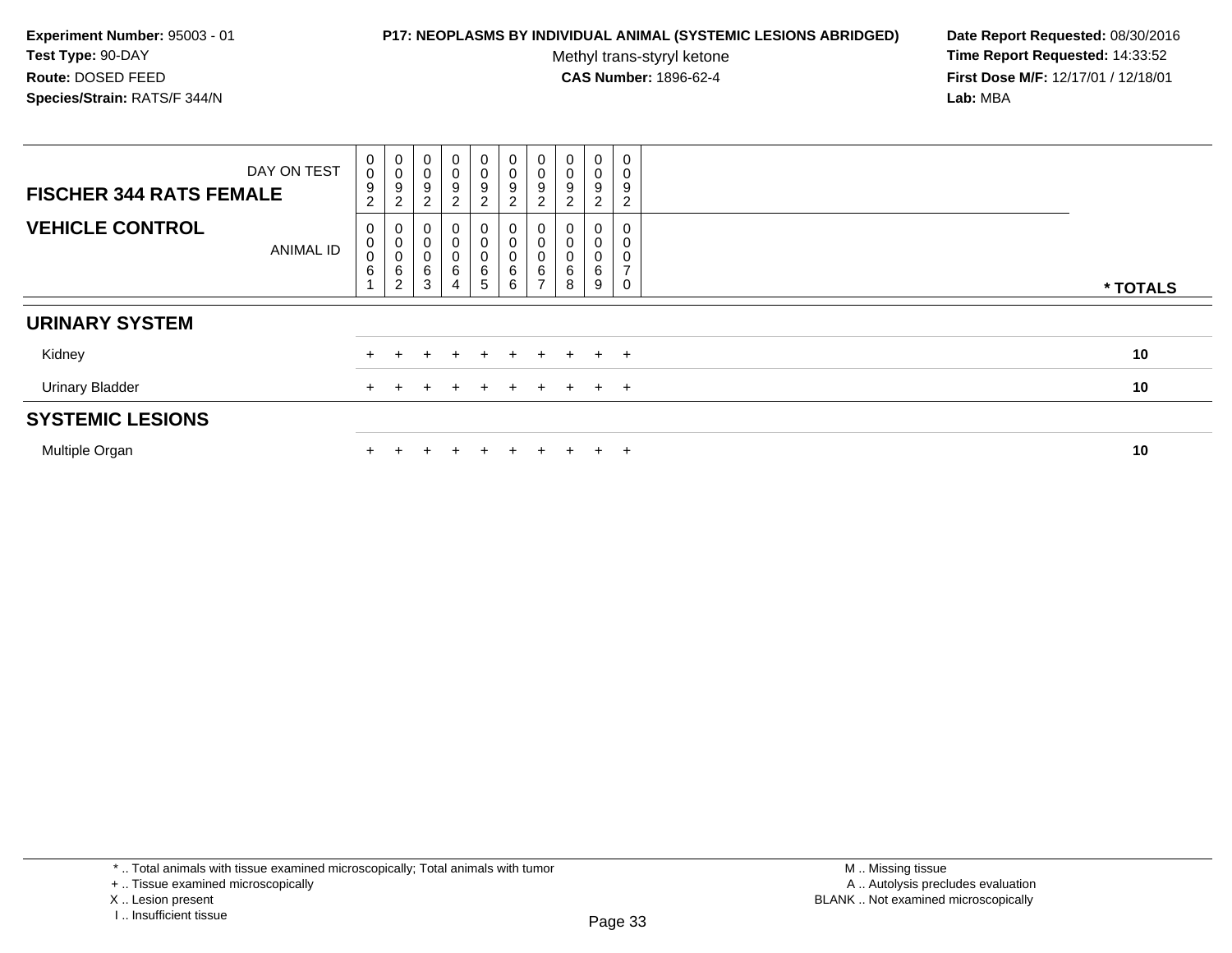**Experiment Number:** 95003 - 01
**Test Type:** 90-DAY
**Route:** DOSED FEED
**Species/Strain:** RATS/F 344/N

**P17: NEOPLASMS BY INDIVIDUAL ANIMAL (SYSTEMIC LESIONS ABRIDGED)**
Methyl trans-styryl ketone
**CAS Number:** 1896-62-4

**Date Report Requested:** 08/30/2016
**Time Report Requested:** 14:33:52
**First Dose M/F:** 12/17/01 / 12/18/01
**Lab:** MBA

| DAY ON TEST | 0092 | 0092 | 0092 | 0092 | 0092 | 0092 | 0092 | 0092 | 0092 | 0092 | |
|---|---|---|---|---|---|---|---|---|---|---|---|
| **FISCHER 344 RATS FEMALE** | | | | | | | | | | | |
| **VEHICLE CONTROL** ANIMAL ID | 00061 | 00062 | 00063 | 00064 | 00065 | 00066 | 00067 | 00068 | 00069 | 00070 | *** TOTALS** |
| **URINARY SYSTEM** | | | | | | | | | | | |
| Kidney | + | + | + | + | + | + | + | + | + | + | **10** |
| Urinary Bladder | + | + | + | + | + | + | + | + | + | + | **10** |
| **SYSTEMIC LESIONS** | | | | | | | | | | | |
| Multiple Organ | + | + | + | + | + | + | + | + | + | + | **10** |

\* .. Total animals with tissue examined microscopically; Total animals with tumor
\+ .. Tissue examined microscopically
X .. Lesion present
I .. Insufficient tissue

M .. Missing tissue
A .. Autolysis precludes evaluation
BLANK .. Not examined microscopically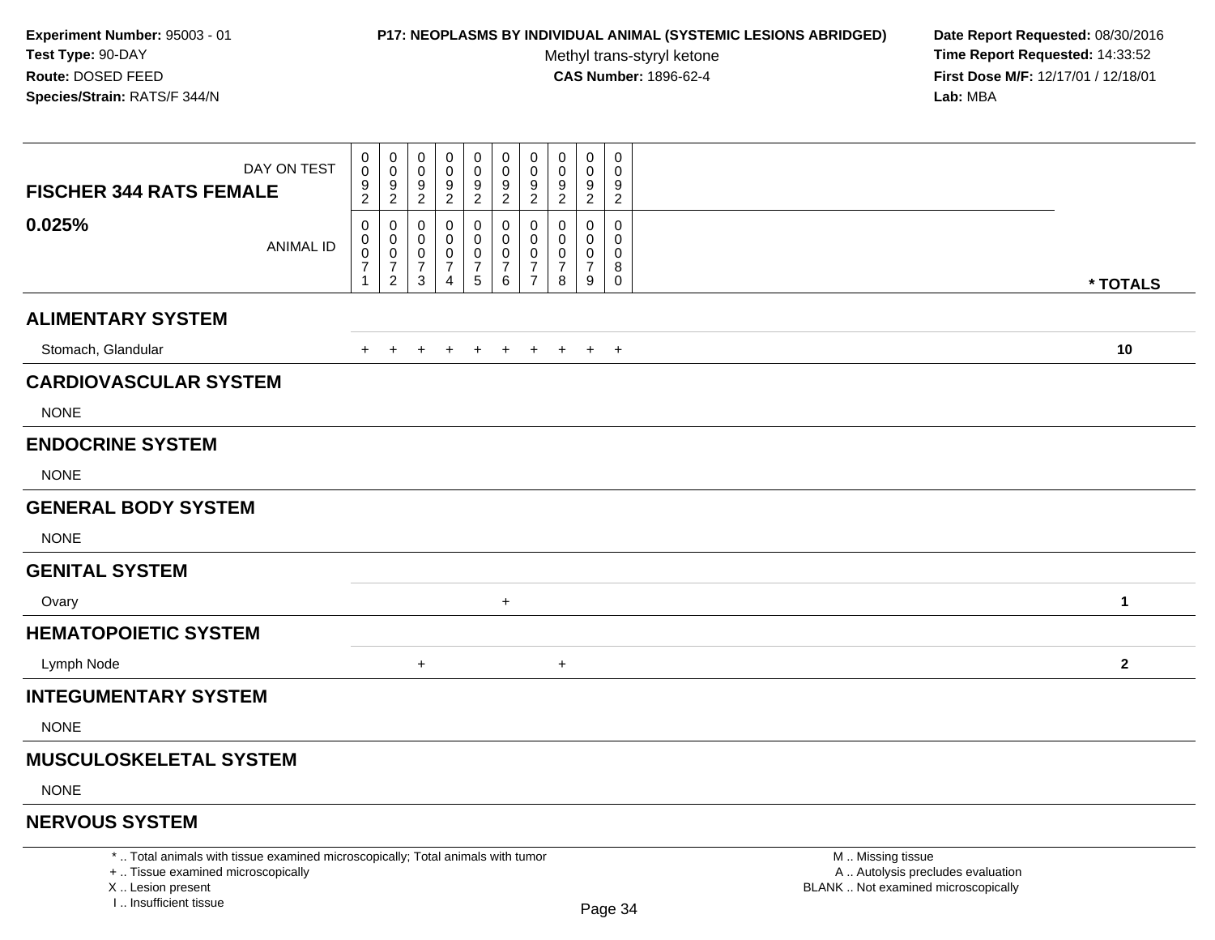**Experiment Number:** 95003 - 01
**Test Type:** 90-DAY
**Route:** DOSED FEED
**Species/Strain:** RATS/F 344/N

**P17: NEOPLASMS BY INDIVIDUAL ANIMAL (SYSTEMIC LESIONS ABRIDGED)**
Methyl trans-styryl ketone
**CAS Number:** 1896-62-4

**Date Report Requested:** 08/30/2016
**Time Report Requested:** 14:33:52
**First Dose M/F:** 12/17/01 / 12/18/01
**Lab:** MBA

| FISCHER 344 RATS FEMALE 0.025% | | | | | | | | | | | |
|---|---|---|---|---|---|---|---|---|---|---|---|
| DAY ON TEST | 0092 | 0092 | 0092 | 0092 | 0092 | 0092 | 0092 | 0092 | 0092 | 0092 | |
| ANIMAL ID | 00071 | 00072 | 00073 | 00074 | 00075 | 00076 | 00077 | 00078 | 00079 | 00080 | * TOTALS |
| **ALIMENTARY SYSTEM** | | | | | | | | | | | |
| Stomach, Glandular | + | + | + | + | + | + | + | + | + | + | 10 |
| **CARDIOVASCULAR SYSTEM** | | | | | | | | | | | |
| NONE | | | | | | | | | | | |
| **ENDOCRINE SYSTEM** | | | | | | | | | | | |
| NONE | | | | | | | | | | | |
| **GENERAL BODY SYSTEM** | | | | | | | | | | | |
| NONE | | | | | | | | | | | |
| **GENITAL SYSTEM** | | | | | | | | | | | |
| Ovary | | | | | | + | | | | | 1 |
| **HEMATOPOIETIC SYSTEM** | | | | | | | | | | | |
| Lymph Node | | | + | | | | | + | | | 2 |
| **INTEGUMENTARY SYSTEM** | | | | | | | | | | | |
| NONE | | | | | | | | | | | |
| **MUSCULOSKELETAL SYSTEM** | | | | | | | | | | | |
| NONE | | | | | | | | | | | |
| **NERVOUS SYSTEM** | | | | | | | | | | | |

* .. Total animals with tissue examined microscopically; Total animals with tumor
+ .. Tissue examined microscopically
X .. Lesion present
I .. Insufficient tissue

M .. Missing tissue
A .. Autolysis precludes evaluation
BLANK .. Not examined microscopically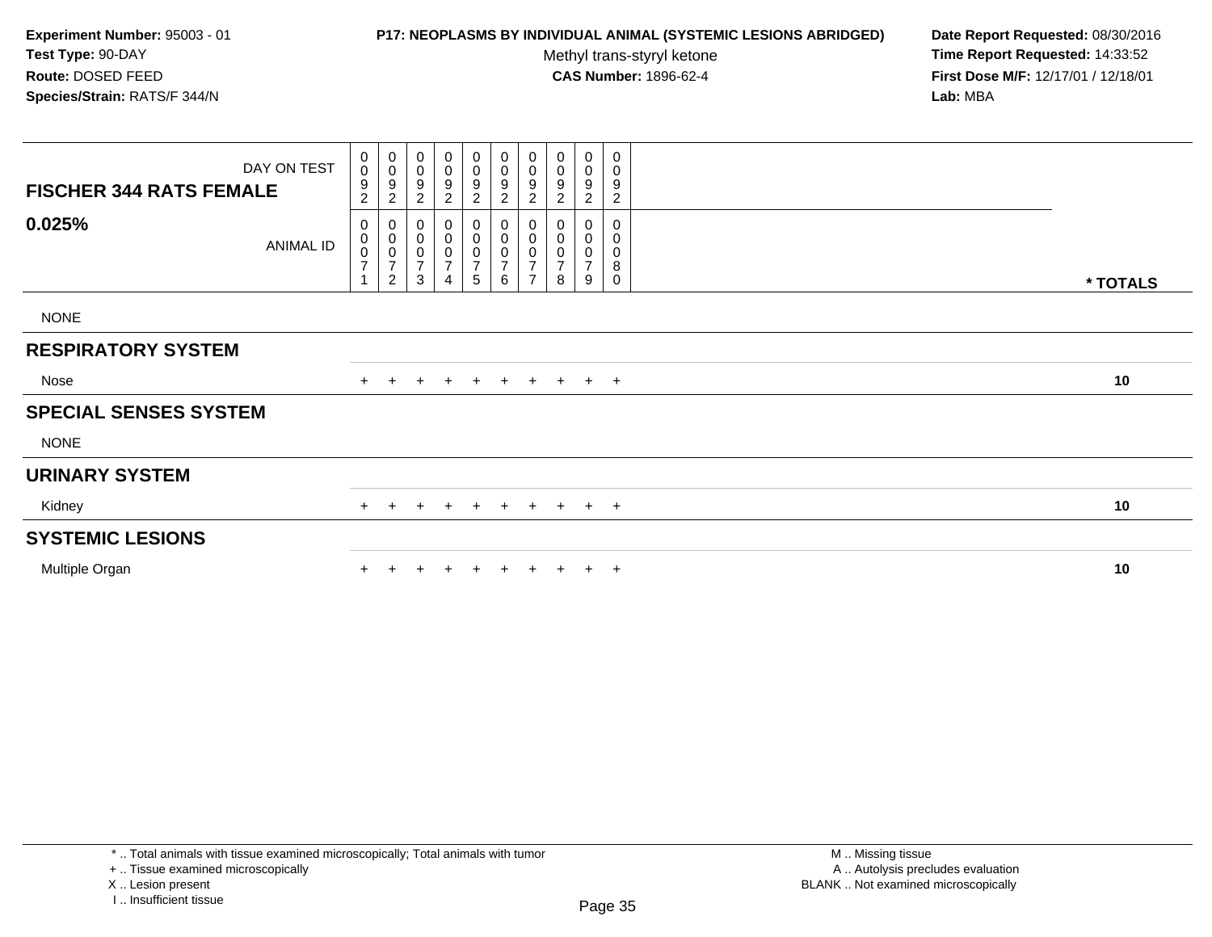**Experiment Number:** 95003 - 01
**Test Type:** 90-DAY
**Route:** DOSED FEED
**Species/Strain:** RATS/F 344/N

**P17: NEOPLASMS BY INDIVIDUAL ANIMAL (SYSTEMIC LESIONS ABRIDGED)**
Methyl trans-styryl ketone
**CAS Number:** 1896-62-4

**Date Report Requested:** 08/30/2016
**Time Report Requested:** 14:33:52
**First Dose M/F:** 12/17/01 / 12/18/01
**Lab:** MBA

| FISCHER 344 RATS FEMALE 0.025% | | | | | | | | | | | |
|---|---|---|---|---|---|---|---|---|---|---|---|
| DAY ON TEST | 0092 | 0092 | 0092 | 0092 | 0092 | 0092 | 0092 | 0092 | 0092 | 0092 | |
| ANIMAL ID | 00071 | 00072 | 00073 | 00074 | 00075 | 00076 | 00077 | 00078 | 00079 | 00080 | * TOTALS |
| NONE | | | | | | | | | | | |
| **RESPIRATORY SYSTEM** | | | | | | | | | | | |
| Nose | + | + | + | + | + | + | + | + | + | + | 10 |
| **SPECIAL SENSES SYSTEM** | | | | | | | | | | | |
| NONE | | | | | | | | | | | |
| **URINARY SYSTEM** | | | | | | | | | | | |
| Kidney | + | + | + | + | + | + | + | + | + | + | 10 |
| **SYSTEMIC LESIONS** | | | | | | | | | | | |
| Multiple Organ | + | + | + | + | + | + | + | + | + | + | 10 |

* .. Total animals with tissue examined microscopically; Total animals with tumor
+ .. Tissue examined microscopically
X .. Lesion present
I .. Insufficient tissue

M .. Missing tissue
A .. Autolysis precludes evaluation
BLANK .. Not examined microscopically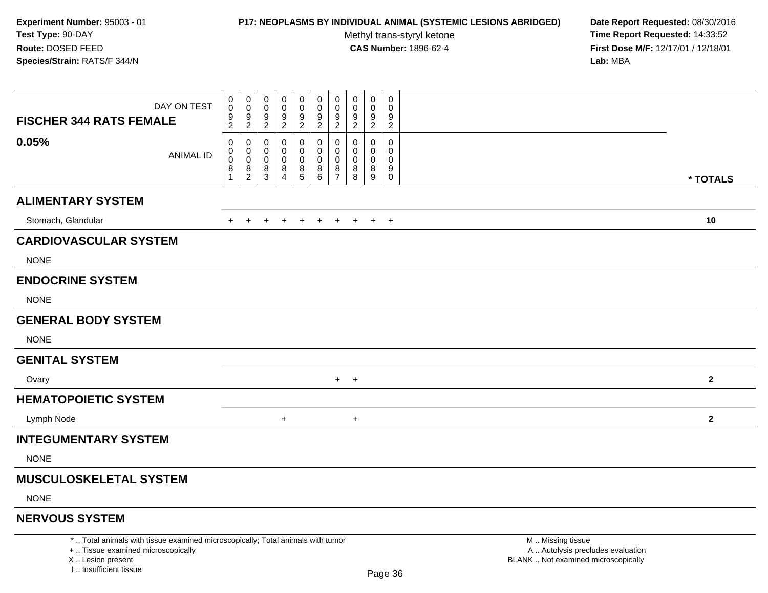Experiment Number: 95003 - 01
Test Type: 90-DAY
Route: DOSED FEED
Species/Strain: RATS/F 344/N

**P17: NEOPLASMS BY INDIVIDUAL ANIMAL (SYSTEMIC LESIONS ABRIDGED)**
Methyl trans-styryl ketone
**CAS Number:** 1896-62-4

Date Report Requested: 08/30/2016
Time Report Requested: 14:33:52
First Dose M/F: 12/17/01 / 12/18/01
Lab: MBA

| FISCHER 344 RATS FEMALE 0.05% | DAY ON TEST | 0092 | 0092 | 0092 | 0092 | 0092 | 0092 | 0092 | 0092 | 0092 | 0092 | |
|---|---|---|---|---|---|---|---|---|---|---|---|---|
| | ANIMAL ID | 00081 | 00082 | 00083 | 00084 | 00085 | 00086 | 00087 | 00088 | 00089 | 00090 | * TOTALS |
| **ALIMENTARY SYSTEM** | | | | | | | | | | | | |
| Stomach, Glandular | | + | + | + | + | + | + | + | + | + | + | 10 |
| **CARDIOVASCULAR SYSTEM** | | | | | | | | | | | | |
| NONE | | | | | | | | | | | | |
| **ENDOCRINE SYSTEM** | | | | | | | | | | | | |
| NONE | | | | | | | | | | | | |
| **GENERAL BODY SYSTEM** | | | | | | | | | | | | |
| NONE | | | | | | | | | | | | |
| **GENITAL SYSTEM** | | | | | | | | | | | | |
| Ovary | | | | | | | | + | + | | | 2 |
| **HEMATOPOIETIC SYSTEM** | | | | | | | | | | | | |
| Lymph Node | | | | | + | | | | + | | | 2 |
| **INTEGUMENTARY SYSTEM** | | | | | | | | | | | | |
| NONE | | | | | | | | | | | | |
| **MUSCULOSKELETAL SYSTEM** | | | | | | | | | | | | |
| NONE | | | | | | | | | | | | |
| **NERVOUS SYSTEM** | | | | | | | | | | | | |

* .. Total animals with tissue examined microscopically; Total animals with tumor
+ .. Tissue examined microscopically
X .. Lesion present
I .. Insufficient tissue

M .. Missing tissue
A .. Autolysis precludes evaluation
BLANK .. Not examined microscopically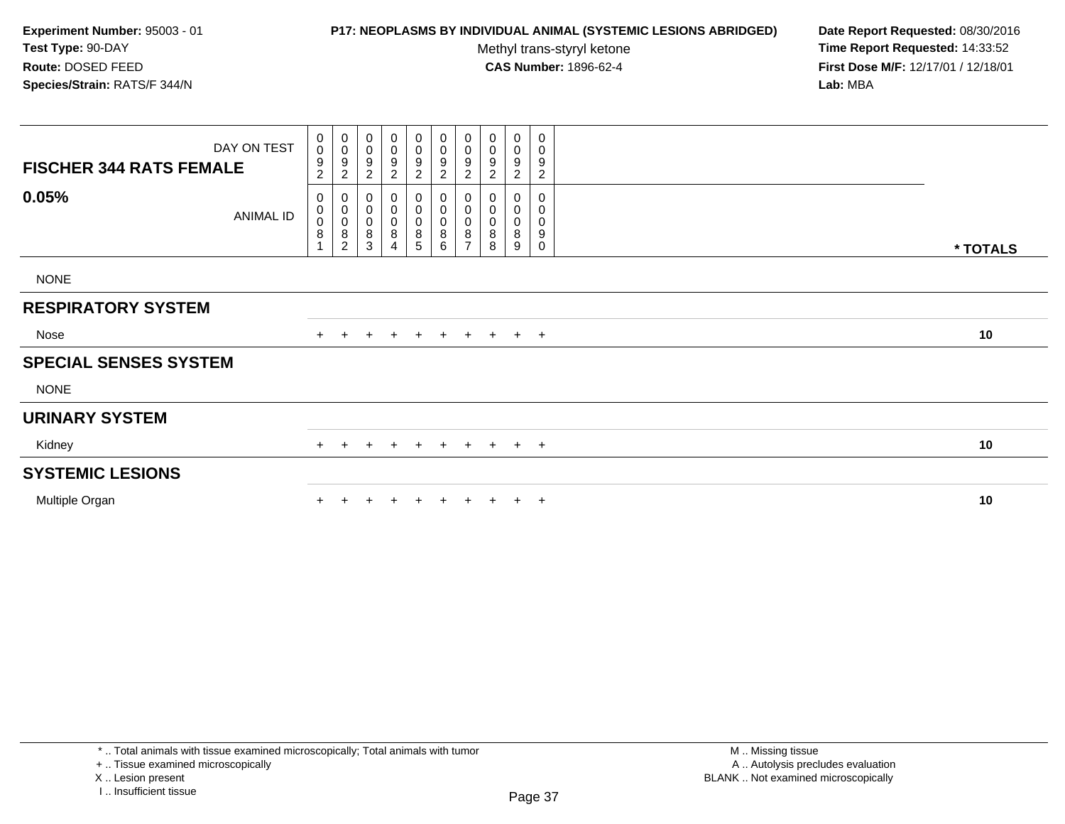**Experiment Number:** 95003 - 01
**Test Type:** 90-DAY
**Route:** DOSED FEED
**Species/Strain:** RATS/F 344/N

**P17: NEOPLASMS BY INDIVIDUAL ANIMAL (SYSTEMIC LESIONS ABRIDGED)**
Methyl trans-styryl ketone
**CAS Number:** 1896-62-4

**Date Report Requested:** 08/30/2016
**Time Report Requested:** 14:33:52
**First Dose M/F:** 12/17/01 / 12/18/01
**Lab:** MBA

| FISCHER 344 RATS FEMALE — DAY ON TEST | 0092 | 0092 | 0092 | 0092 | 0092 | 0092 | 0092 | 0092 | 0092 | 0092 | |
|---|---|---|---|---|---|---|---|---|---|---|---|
| **0.05%** — ANIMAL ID | 00081 | 00082 | 00083 | 00084 | 00085 | 00086 | 00087 | 00088 | 00089 | 00090 | *** TOTALS** |
| NONE | | | | | | | | | | | |
| **RESPIRATORY SYSTEM** | | | | | | | | | | | |
| Nose | + | + | + | + | + | + | + | + | + | + | **10** |
| **SPECIAL SENSES SYSTEM** | | | | | | | | | | | |
| NONE | | | | | | | | | | | |
| **URINARY SYSTEM** | | | | | | | | | | | |
| Kidney | + | + | + | + | + | + | + | + | + | + | **10** |
| **SYSTEMIC LESIONS** | | | | | | | | | | | |
| Multiple Organ | + | + | + | + | + | + | + | + | + | + | **10** |

* .. Total animals with tissue examined microscopically; Total animals with tumor
+ .. Tissue examined microscopically
X .. Lesion present
I .. Insufficient tissue

M .. Missing tissue
A .. Autolysis precludes evaluation
BLANK .. Not examined microscopically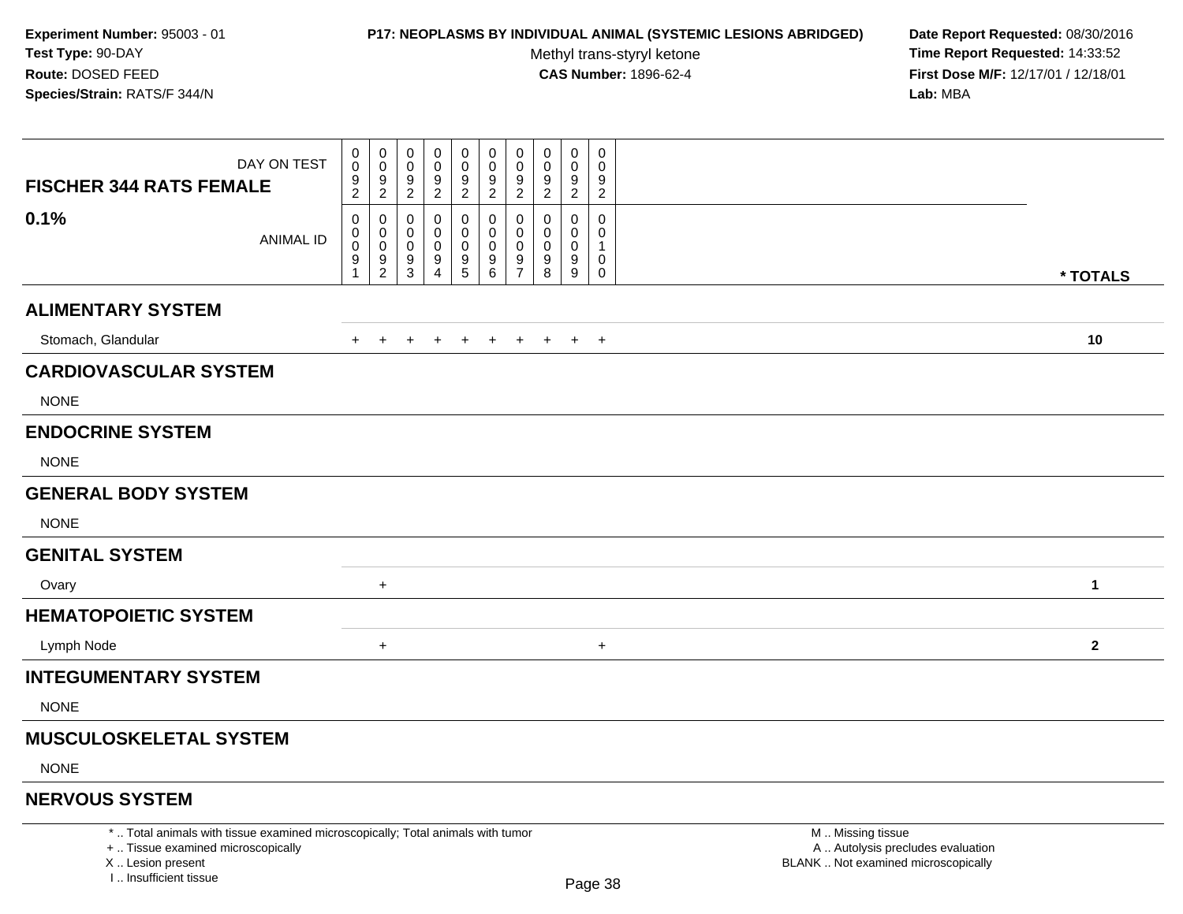**Experiment Number:** 95003 - 01
**Test Type:** 90-DAY
**Route:** DOSED FEED
**Species/Strain:** RATS/F 344/N

**P17: NEOPLASMS BY INDIVIDUAL ANIMAL (SYSTEMIC LESIONS ABRIDGED)**
Methyl trans-styryl ketone
**CAS Number:** 1896-62-4

**Date Report Requested:** 08/30/2016
**Time Report Requested:** 14:33:52
**First Dose M/F:** 12/17/01 / 12/18/01
**Lab:** MBA

| FISCHER 344 RATS FEMALE 0.1% | | | | | | | | | | | |
|---|---|---|---|---|---|---|---|---|---|---|---|
| DAY ON TEST | 0092 | 0092 | 0092 | 0092 | 0092 | 0092 | 0092 | 0092 | 0092 | 0092 | |
| ANIMAL ID | 00091 | 00092 | 00093 | 00094 | 00095 | 00096 | 00097 | 00098 | 00099 | 00100 | * TOTALS |
| **ALIMENTARY SYSTEM** | | | | | | | | | | | |
| Stomach, Glandular | + | + | + | + | + | + | + | + | + | + | 10 |
| **CARDIOVASCULAR SYSTEM** | | | | | | | | | | | |
| NONE | | | | | | | | | | | |
| **ENDOCRINE SYSTEM** | | | | | | | | | | | |
| NONE | | | | | | | | | | | |
| **GENERAL BODY SYSTEM** | | | | | | | | | | | |
| NONE | | | | | | | | | | | |
| **GENITAL SYSTEM** | | | | | | | | | | | |
| Ovary | | + | | | | | | | | | 1 |
| **HEMATOPOIETIC SYSTEM** | | | | | | | | | | | |
| Lymph Node | | + | | | | | | | | + | 2 |
| **INTEGUMENTARY SYSTEM** | | | | | | | | | | | |
| NONE | | | | | | | | | | | |
| **MUSCULOSKELETAL SYSTEM** | | | | | | | | | | | |
| NONE | | | | | | | | | | | |
| **NERVOUS SYSTEM** | | | | | | | | | | | |

* .. Total animals with tissue examined microscopically; Total animals with tumor
+ .. Tissue examined microscopically
X .. Lesion present
I .. Insufficient tissue

M .. Missing tissue
A .. Autolysis precludes evaluation
BLANK .. Not examined microscopically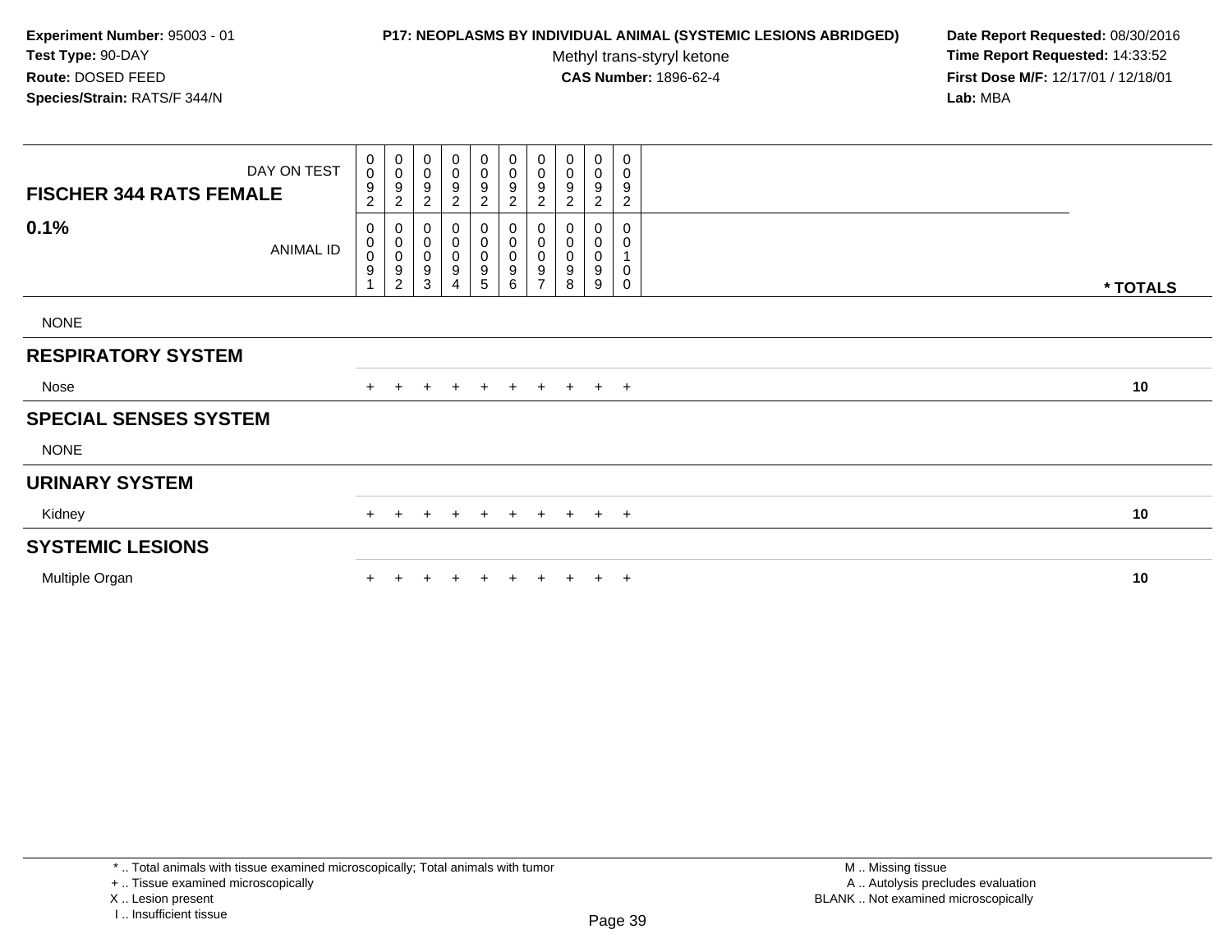**Experiment Number:** 95003 - 01
**Test Type:** 90-DAY
**Route:** DOSED FEED
**Species/Strain:** RATS/F 344/N

**P17: NEOPLASMS BY INDIVIDUAL ANIMAL (SYSTEMIC LESIONS ABRIDGED)**
Methyl trans-styryl ketone
**CAS Number:** 1896-62-4

**Date Report Requested:** 08/30/2016
**Time Report Requested:** 14:33:52
**First Dose M/F:** 12/17/01 / 12/18/01
**Lab:** MBA

| FISCHER 344 RATS FEMALE 0.1% | DAY ON TEST | 0092 | 0092 | 0092 | 0092 | 0092 | 0092 | 0092 | 0092 | 0092 | 0092 | |
|---|---|---|---|---|---|---|---|---|---|---|---|---|
| | ANIMAL ID | 00091 | 00092 | 00093 | 00094 | 00095 | 00096 | 00097 | 00098 | 00099 | 00100 | * TOTALS |
| NONE | | | | | | | | | | | | |
| **RESPIRATORY SYSTEM** | | | | | | | | | | | | |
| Nose | | + | + | + | + | + | + | + | + | + | + | 10 |
| **SPECIAL SENSES SYSTEM** | | | | | | | | | | | | |
| NONE | | | | | | | | | | | | |
| **URINARY SYSTEM** | | | | | | | | | | | | |
| Kidney | | + | + | + | + | + | + | + | + | + | + | 10 |
| **SYSTEMIC LESIONS** | | | | | | | | | | | | |
| Multiple Organ | | + | + | + | + | + | + | + | + | + | + | 10 |

* .. Total animals with tissue examined microscopically; Total animals with tumor
+ .. Tissue examined microscopically
X .. Lesion present
I .. Insufficient tissue

M .. Missing tissue
A .. Autolysis precludes evaluation
BLANK .. Not examined microscopically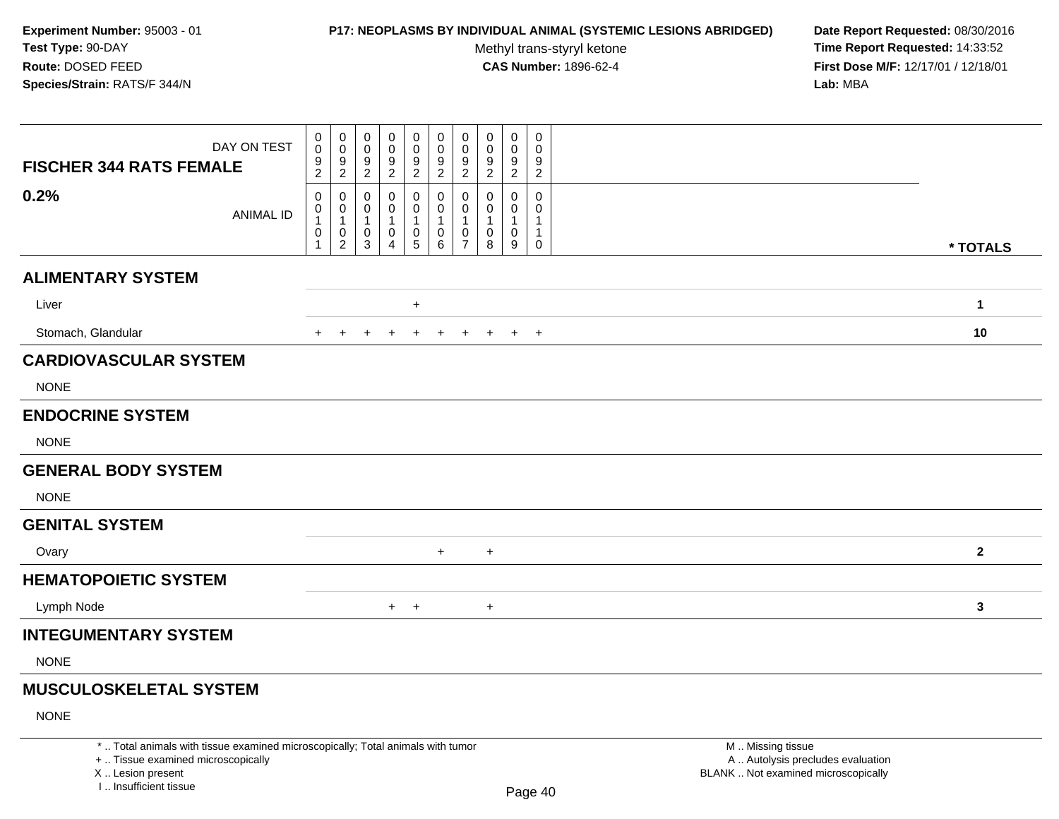**Experiment Number:** 95003 - 01
**Test Type:** 90-DAY
**Route:** DOSED FEED
**Species/Strain:** RATS/F 344/N

**P17: NEOPLASMS BY INDIVIDUAL ANIMAL (SYSTEMIC LESIONS ABRIDGED)**
Methyl trans-styryl ketone
**CAS Number:** 1896-62-4

**Date Report Requested:** 08/30/2016
**Time Report Requested:** 14:33:52
**First Dose M/F:** 12/17/01 / 12/18/01
**Lab:** MBA

| FISCHER 344 RATS FEMALE 0.2% | | | | | | | | | | | |
|---|---|---|---|---|---|---|---|---|---|---|---|
| DAY ON TEST | 0092 | 0092 | 0092 | 0092 | 0092 | 0092 | 0092 | 0092 | 0092 | 0092 | |
| ANIMAL ID | 00101 | 00102 | 00103 | 00104 | 00105 | 00106 | 00107 | 00108 | 00109 | 00110 | * TOTALS |
| **ALIMENTARY SYSTEM** | | | | | | | | | | | |
| Liver | | | | | + | | | | | | 1 |
| Stomach, Glandular | + | + | + | + | + | + | + | + | + | + | 10 |
| **CARDIOVASCULAR SYSTEM** | | | | | | | | | | | |
| NONE | | | | | | | | | | | |
| **ENDOCRINE SYSTEM** | | | | | | | | | | | |
| NONE | | | | | | | | | | | |
| **GENERAL BODY SYSTEM** | | | | | | | | | | | |
| NONE | | | | | | | | | | | |
| **GENITAL SYSTEM** | | | | | | | | | | | |
| Ovary | | | | | | + | | + | | | 2 |
| **HEMATOPOIETIC SYSTEM** | | | | | | | | | | | |
| Lymph Node | | | | + | + | | | + | | | 3 |
| **INTEGUMENTARY SYSTEM** | | | | | | | | | | | |
| NONE | | | | | | | | | | | |
| **MUSCULOSKELETAL SYSTEM** | | | | | | | | | | | |
| NONE | | | | | | | | | | | |

* .. Total animals with tissue examined microscopically; Total animals with tumor
+ .. Tissue examined microscopically
X .. Lesion present
I .. Insufficient tissue

M .. Missing tissue
A .. Autolysis precludes evaluation
BLANK .. Not examined microscopically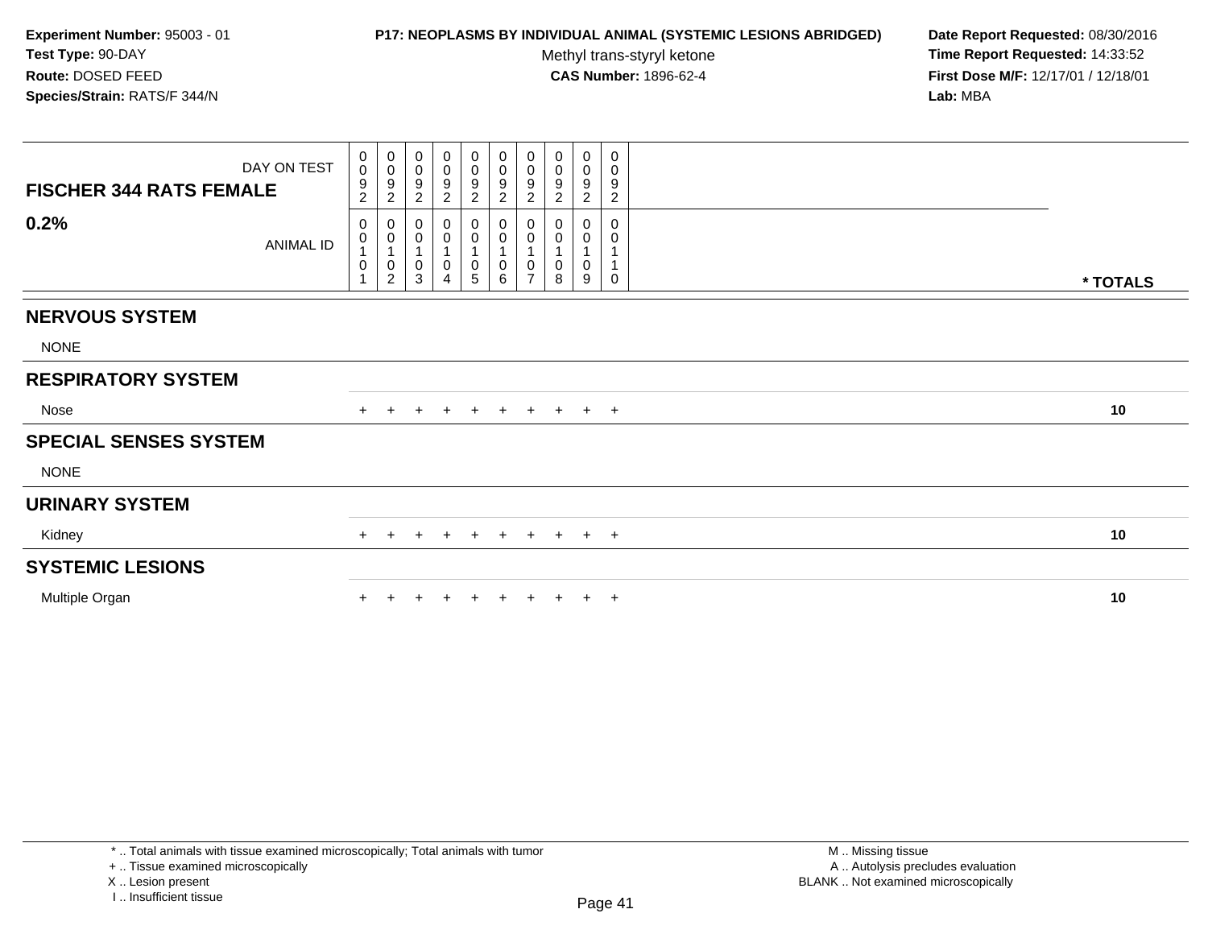**Experiment Number:** 95003 - 01
**Test Type:** 90-DAY
**Route:** DOSED FEED
**Species/Strain:** RATS/F 344/N

**P17: NEOPLASMS BY INDIVIDUAL ANIMAL (SYSTEMIC LESIONS ABRIDGED)**
Methyl trans-styryl ketone
**CAS Number:** 1896-62-4

**Date Report Requested:** 08/30/2016
**Time Report Requested:** 14:33:52
**First Dose M/F:** 12/17/01 / 12/18/01
**Lab:** MBA

| FISCHER 344 RATS FEMALE 0.2% | | | | | | | | | | | |
|---|---|---|---|---|---|---|---|---|---|---|---|
| DAY ON TEST | 0092 | 0092 | 0092 | 0092 | 0092 | 0092 | 0092 | 0092 | 0092 | 0092 | |
| ANIMAL ID | 00101 | 00102 | 00103 | 00104 | 00105 | 00106 | 00107 | 00108 | 00109 | 00110 | * TOTALS |
| **NERVOUS SYSTEM** | | | | | | | | | | | |
| NONE | | | | | | | | | | | |
| **RESPIRATORY SYSTEM** | | | | | | | | | | | |
| Nose | + | + | + | + | + | + | + | + | + | + | 10 |
| **SPECIAL SENSES SYSTEM** | | | | | | | | | | | |
| NONE | | | | | | | | | | | |
| **URINARY SYSTEM** | | | | | | | | | | | |
| Kidney | + | + | + | + | + | + | + | + | + | + | 10 |
| **SYSTEMIC LESIONS** | | | | | | | | | | | |
| Multiple Organ | + | + | + | + | + | + | + | + | + | + | 10 |

* .. Total animals with tissue examined microscopically; Total animals with tumor
+ .. Tissue examined microscopically
X .. Lesion present
I .. Insufficient tissue

M .. Missing tissue
A .. Autolysis precludes evaluation
BLANK .. Not examined microscopically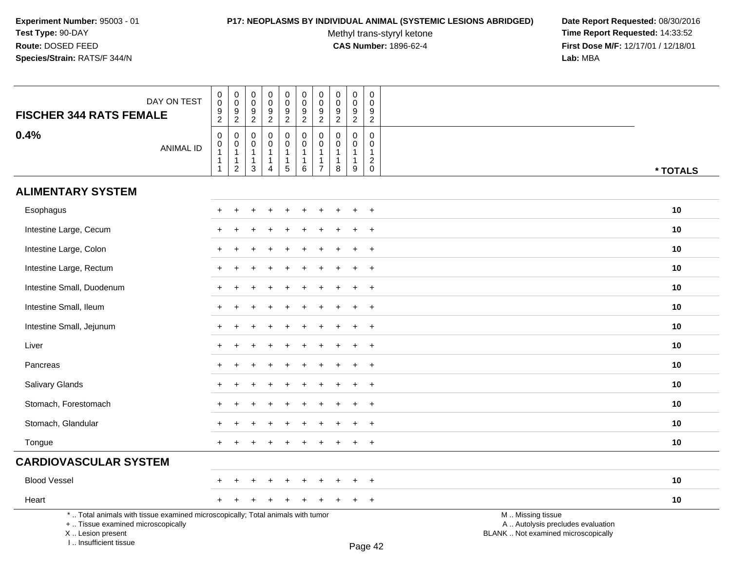**Experiment Number:** 95003 - 01
**Test Type:** 90-DAY
**Route:** DOSED FEED
**Species/Strain:** RATS/F 344/N

**P17: NEOPLASMS BY INDIVIDUAL ANIMAL (SYSTEMIC LESIONS ABRIDGED)**
Methyl trans-styryl ketone
**CAS Number:** 1896-62-4

**Date Report Requested:** 08/30/2016
**Time Report Requested:** 14:33:52
**First Dose M/F:** 12/17/01 / 12/18/01
**Lab:** MBA

## FISCHER 344 RATS FEMALE

## 0.4%

| DAY ON TEST | 0092 | 0092 | 0092 | 0092 | 0092 | 0092 | 0092 | 0092 | 0092 | 0092 | |
|---|---|---|---|---|---|---|---|---|---|---|---|
| ANIMAL ID | 00111 | 00112 | 00113 | 00114 | 00115 | 00116 | 00117 | 00118 | 00119 | 00120 | * TOTALS |
| **ALIMENTARY SYSTEM** | | | | | | | | | | | |
| Esophagus | + | + | + | + | + | + | + | + | + | + | 10 |
| Intestine Large, Cecum | + | + | + | + | + | + | + | + | + | + | 10 |
| Intestine Large, Colon | + | + | + | + | + | + | + | + | + | + | 10 |
| Intestine Large, Rectum | + | + | + | + | + | + | + | + | + | + | 10 |
| Intestine Small, Duodenum | + | + | + | + | + | + | + | + | + | + | 10 |
| Intestine Small, Ileum | + | + | + | + | + | + | + | + | + | + | 10 |
| Intestine Small, Jejunum | + | + | + | + | + | + | + | + | + | + | 10 |
| Liver | + | + | + | + | + | + | + | + | + | + | 10 |
| Pancreas | + | + | + | + | + | + | + | + | + | + | 10 |
| Salivary Glands | + | + | + | + | + | + | + | + | + | + | 10 |
| Stomach, Forestomach | + | + | + | + | + | + | + | + | + | + | 10 |
| Stomach, Glandular | + | + | + | + | + | + | + | + | + | + | 10 |
| Tongue | + | + | + | + | + | + | + | + | + | + | 10 |
| **CARDIOVASCULAR SYSTEM** | | | | | | | | | | | |
| Blood Vessel | + | + | + | + | + | + | + | + | + | + | 10 |
| Heart | + | + | + | + | + | + | + | + | + | + | 10 |

* .. Total animals with tissue examined microscopically; Total animals with tumor
+ .. Tissue examined microscopically
X .. Lesion present
I .. Insufficient tissue

M .. Missing tissue
A .. Autolysis precludes evaluation
BLANK .. Not examined microscopically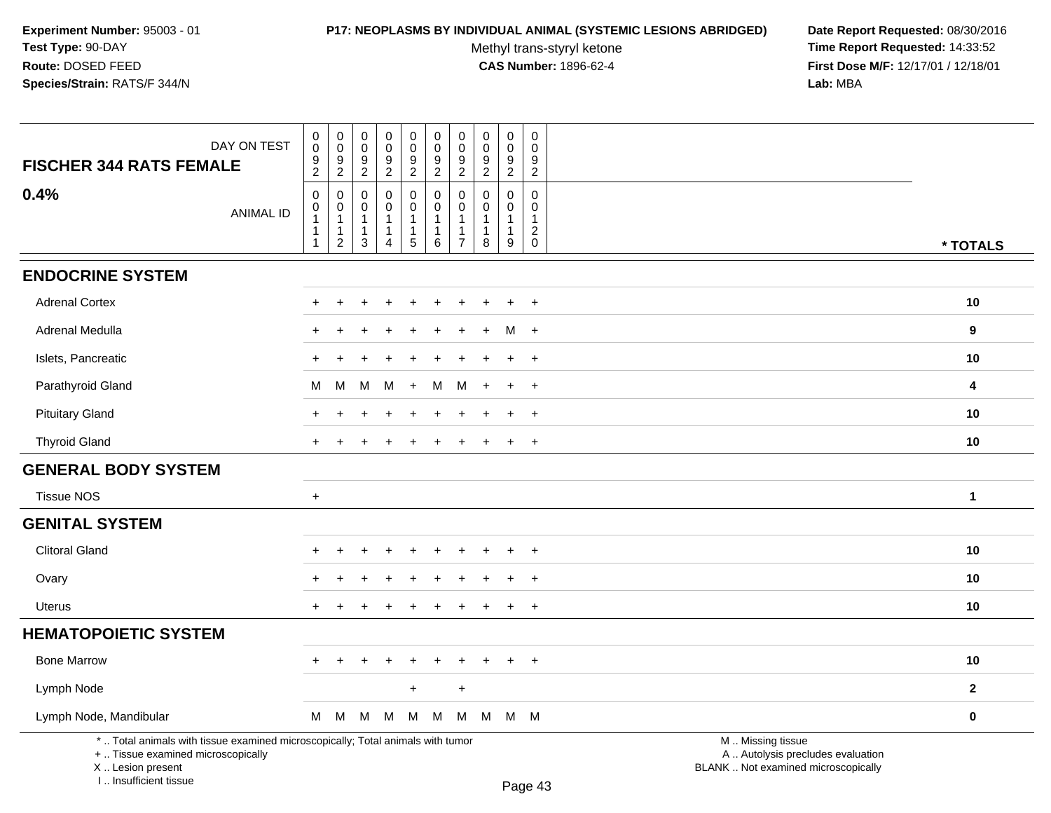**Experiment Number:** 95003 - 01
**Test Type:** 90-DAY
**Route:** DOSED FEED
**Species/Strain:** RATS/F 344/N

**P17: NEOPLASMS BY INDIVIDUAL ANIMAL (SYSTEMIC LESIONS ABRIDGED)**
Methyl trans-styryl ketone
**CAS Number:** 1896-62-4

**Date Report Requested:** 08/30/2016
**Time Report Requested:** 14:33:52
**First Dose M/F:** 12/17/01 / 12/18/01
**Lab:** MBA

| FISCHER 344 RATS FEMALE — DAY ON TEST | 0092 | 0092 | 0092 | 0092 | 0092 | 0092 | 0092 | 0092 | 0092 | 0092 | |
|---|---|---|---|---|---|---|---|---|---|---|---|
| **0.4%** — ANIMAL ID | 00111 | 00112 | 00113 | 00114 | 00115 | 00116 | 00117 | 00118 | 00119 | 00120 | * TOTALS |
| **ENDOCRINE SYSTEM** | | | | | | | | | | | |
| Adrenal Cortex | + | + | + | + | + | + | + | + | + | + | 10 |
| Adrenal Medulla | + | + | + | + | + | + | + | + | M | + | 9 |
| Islets, Pancreatic | + | + | + | + | + | + | + | + | + | + | 10 |
| Parathyroid Gland | M | M | M | M | + | M | M | + | + | + | 4 |
| Pituitary Gland | + | + | + | + | + | + | + | + | + | + | 10 |
| Thyroid Gland | + | + | + | + | + | + | + | + | + | + | 10 |
| **GENERAL BODY SYSTEM** | | | | | | | | | | | |
| Tissue NOS | + | | | | | | | | | | 1 |
| **GENITAL SYSTEM** | | | | | | | | | | | |
| Clitoral Gland | + | + | + | + | + | + | + | + | + | + | 10 |
| Ovary | + | + | + | + | + | + | + | + | + | + | 10 |
| Uterus | + | + | + | + | + | + | + | + | + | + | 10 |
| **HEMATOPOIETIC SYSTEM** | | | | | | | | | | | |
| Bone Marrow | + | + | + | + | + | + | + | + | + | + | 10 |
| Lymph Node | | | | | + | | + | | | | 2 |
| Lymph Node, Mandibular | M | M | M | M | M | M | M | M | M | M | 0 |

* .. Total animals with tissue examined microscopically; Total animals with tumor
+ .. Tissue examined microscopically
X .. Lesion present
I .. Insufficient tissue

M .. Missing tissue
A .. Autolysis precludes evaluation
BLANK .. Not examined microscopically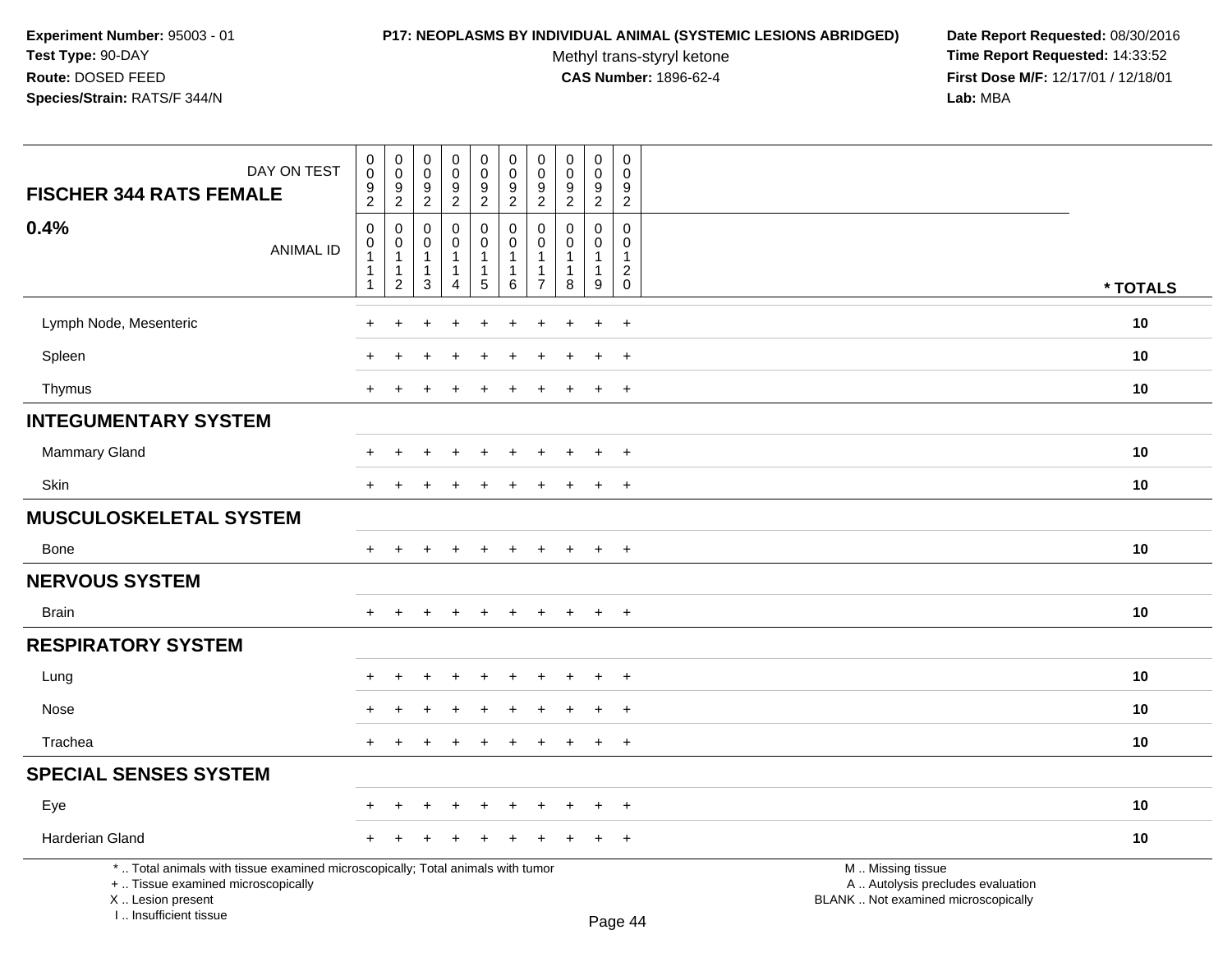**Experiment Number:** 95003 - 01
**Test Type:** 90-DAY
**Route:** DOSED FEED
**Species/Strain:** RATS/F 344/N

**P17: NEOPLASMS BY INDIVIDUAL ANIMAL (SYSTEMIC LESIONS ABRIDGED)**
Methyl trans-styryl ketone
**CAS Number:** 1896-62-4

**Date Report Requested:** 08/30/2016
**Time Report Requested:** 14:33:52
**First Dose M/F:** 12/17/01 / 12/18/01
**Lab:** MBA

**FISCHER 344 RATS FEMALE**

**0.4%**

| DAY ON TEST | 0092 | 0092 | 0092 | 0092 | 0092 | 0092 | 0092 | 0092 | 0092 | 0092 | |
|---|---|---|---|---|---|---|---|---|---|---|---|
| ANIMAL ID | 00111 | 00112 | 00113 | 00114 | 00115 | 00116 | 00117 | 00118 | 00119 | 00120 | * TOTALS |
| Lymph Node, Mesenteric | + | + | + | + | + | + | + | + | + | + | 10 |
| Spleen | + | + | + | + | + | + | + | + | + | + | 10 |
| Thymus | + | + | + | + | + | + | + | + | + | + | 10 |
| **INTEGUMENTARY SYSTEM** | | | | | | | | | | | |
| Mammary Gland | + | + | + | + | + | + | + | + | + | + | 10 |
| Skin | + | + | + | + | + | + | + | + | + | + | 10 |
| **MUSCULOSKELETAL SYSTEM** | | | | | | | | | | | |
| Bone | + | + | + | + | + | + | + | + | + | + | 10 |
| **NERVOUS SYSTEM** | | | | | | | | | | | |
| Brain | + | + | + | + | + | + | + | + | + | + | 10 |
| **RESPIRATORY SYSTEM** | | | | | | | | | | | |
| Lung | + | + | + | + | + | + | + | + | + | + | 10 |
| Nose | + | + | + | + | + | + | + | + | + | + | 10 |
| Trachea | + | + | + | + | + | + | + | + | + | + | 10 |
| **SPECIAL SENSES SYSTEM** | | | | | | | | | | | |
| Eye | + | + | + | + | + | + | + | + | + | + | 10 |
| Harderian Gland | + | + | + | + | + | + | + | + | + | + | 10 |

* .. Total animals with tissue examined microscopically; Total animals with tumor
+ .. Tissue examined microscopically
X .. Lesion present
I .. Insufficient tissue

M .. Missing tissue
A .. Autolysis precludes evaluation
BLANK .. Not examined microscopically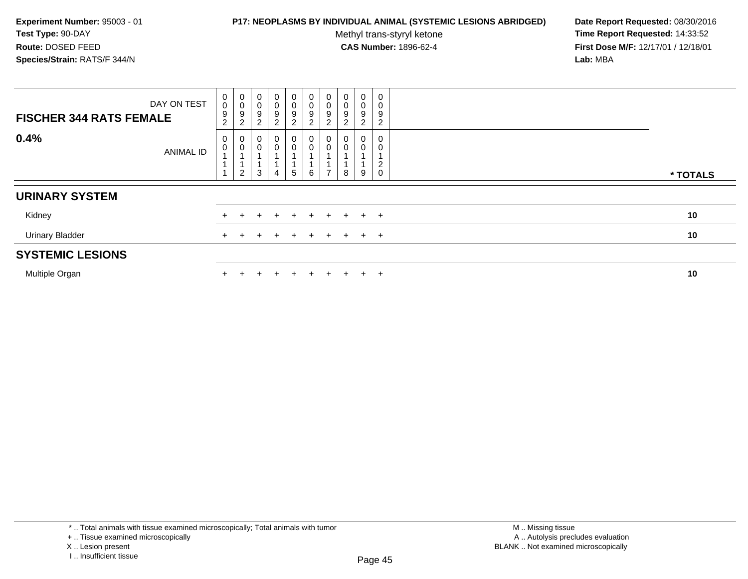**Experiment Number:** 95003 - 01
**Test Type:** 90-DAY
**Route:** DOSED FEED
**Species/Strain:** RATS/F 344/N

**P17: NEOPLASMS BY INDIVIDUAL ANIMAL (SYSTEMIC LESIONS ABRIDGED)**
Methyl trans-styryl ketone
**CAS Number:** 1896-62-4

**Date Report Requested:** 08/30/2016
**Time Report Requested:** 14:33:52
**First Dose M/F:** 12/17/01 / 12/18/01
**Lab:** MBA

| FISCHER 344 RATS FEMALE — DAY ON TEST | 0092 | 0092 | 0092 | 0092 | 0092 | 0092 | 0092 | 0092 | 0092 | 0092 | |
|---|---|---|---|---|---|---|---|---|---|---|---|
| **0.4%** — ANIMAL ID | 00111 | 00112 | 00113 | 00114 | 00115 | 00116 | 00117 | 00118 | 00119 | 00120 | *** TOTALS** |
| **URINARY SYSTEM** | | | | | | | | | | | |
| Kidney | + | + | + | + | + | + | + | + | + | + | 10 |
| Urinary Bladder | + | + | + | + | + | + | + | + | + | + | 10 |
| **SYSTEMIC LESIONS** | | | | | | | | | | | |
| Multiple Organ | + | + | + | + | + | + | + | + | + | + | 10 |

* .. Total animals with tissue examined microscopically; Total animals with tumor
+ .. Tissue examined microscopically
X .. Lesion present
I .. Insufficient tissue

M .. Missing tissue
A .. Autolysis precludes evaluation
BLANK .. Not examined microscopically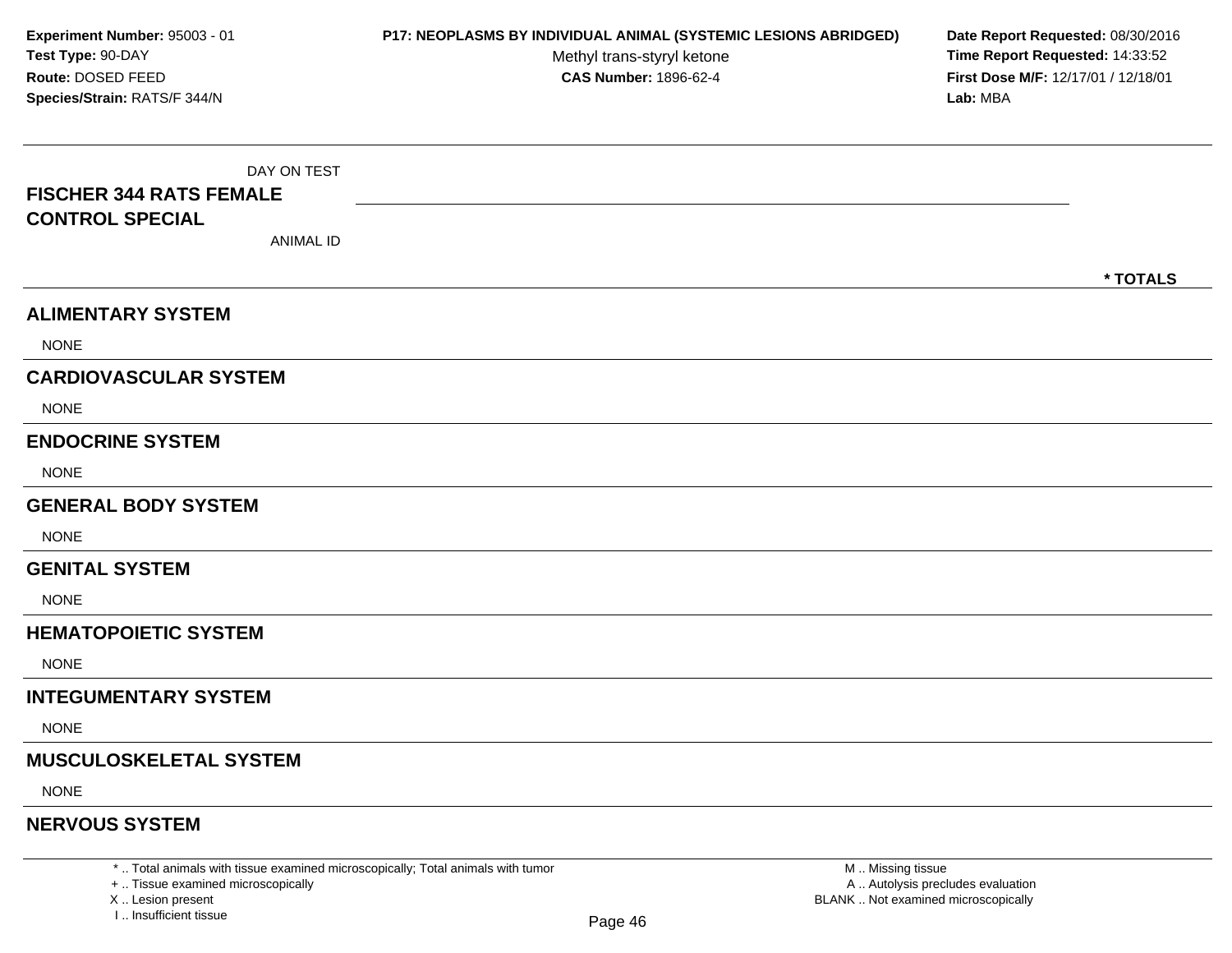**Experiment Number:** 95003 - 01
**Test Type:** 90-DAY
**Route:** DOSED FEED
**Species/Strain:** RATS/F 344/N

**P17: NEOPLASMS BY INDIVIDUAL ANIMAL (SYSTEMIC LESIONS ABRIDGED)**
Methyl trans-styryl ketone
**CAS Number:** 1896-62-4

**Date Report Requested:** 08/30/2016
**Time Report Requested:** 14:33:52
**First Dose M/F:** 12/17/01 / 12/18/01
**Lab:** MBA

DAY ON TEST

**FISCHER 344 RATS FEMALE**
**CONTROL SPECIAL**

ANIMAL ID

**\* TOTALS**

## ALIMENTARY SYSTEM

NONE

## CARDIOVASCULAR SYSTEM

NONE

## ENDOCRINE SYSTEM

NONE

## GENERAL BODY SYSTEM

NONE

## GENITAL SYSTEM

NONE

## HEMATOPOIETIC SYSTEM

NONE

## INTEGUMENTARY SYSTEM

NONE

## MUSCULOSKELETAL SYSTEM

NONE

## NERVOUS SYSTEM

\* .. Total animals with tissue examined microscopically; Total animals with tumor
\+ .. Tissue examined microscopically
X .. Lesion present
I .. Insufficient tissue

M .. Missing tissue
A .. Autolysis precludes evaluation
BLANK .. Not examined microscopically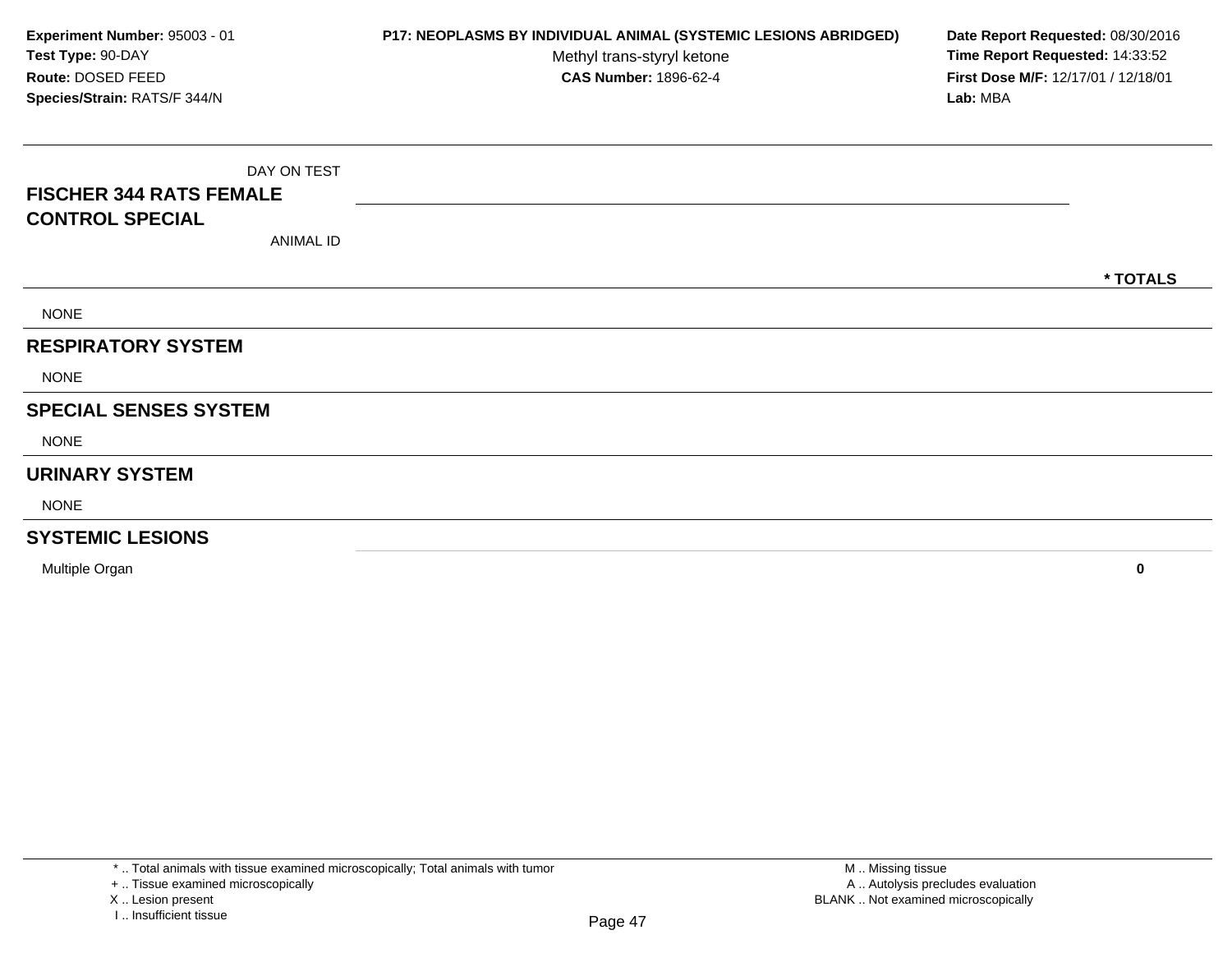**Experiment Number:** 95003 - 01
**Test Type:** 90-DAY
**Route:** DOSED FEED
**Species/Strain:** RATS/F 344/N

**P17: NEOPLASMS BY INDIVIDUAL ANIMAL (SYSTEMIC LESIONS ABRIDGED)**
Methyl trans-styryl ketone
**CAS Number:** 1896-62-4

**Date Report Requested:** 08/30/2016
**Time Report Requested:** 14:33:52
**First Dose M/F:** 12/17/01 / 12/18/01
**Lab:** MBA

| DAY ON TEST | |
|---|---|
| **FISCHER 344 RATS FEMALE CONTROL SPECIAL** | |
| ANIMAL ID | **\* TOTALS** |
| NONE | |
| **RESPIRATORY SYSTEM** | |
| NONE | |
| **SPECIAL SENSES SYSTEM** | |
| NONE | |
| **URINARY SYSTEM** | |
| NONE | |
| **SYSTEMIC LESIONS** | |
| Multiple Organ | **0** |

* .. Total animals with tissue examined microscopically; Total animals with tumor
+ .. Tissue examined microscopically
X .. Lesion present
I .. Insufficient tissue

M .. Missing tissue
A .. Autolysis precludes evaluation
BLANK .. Not examined microscopically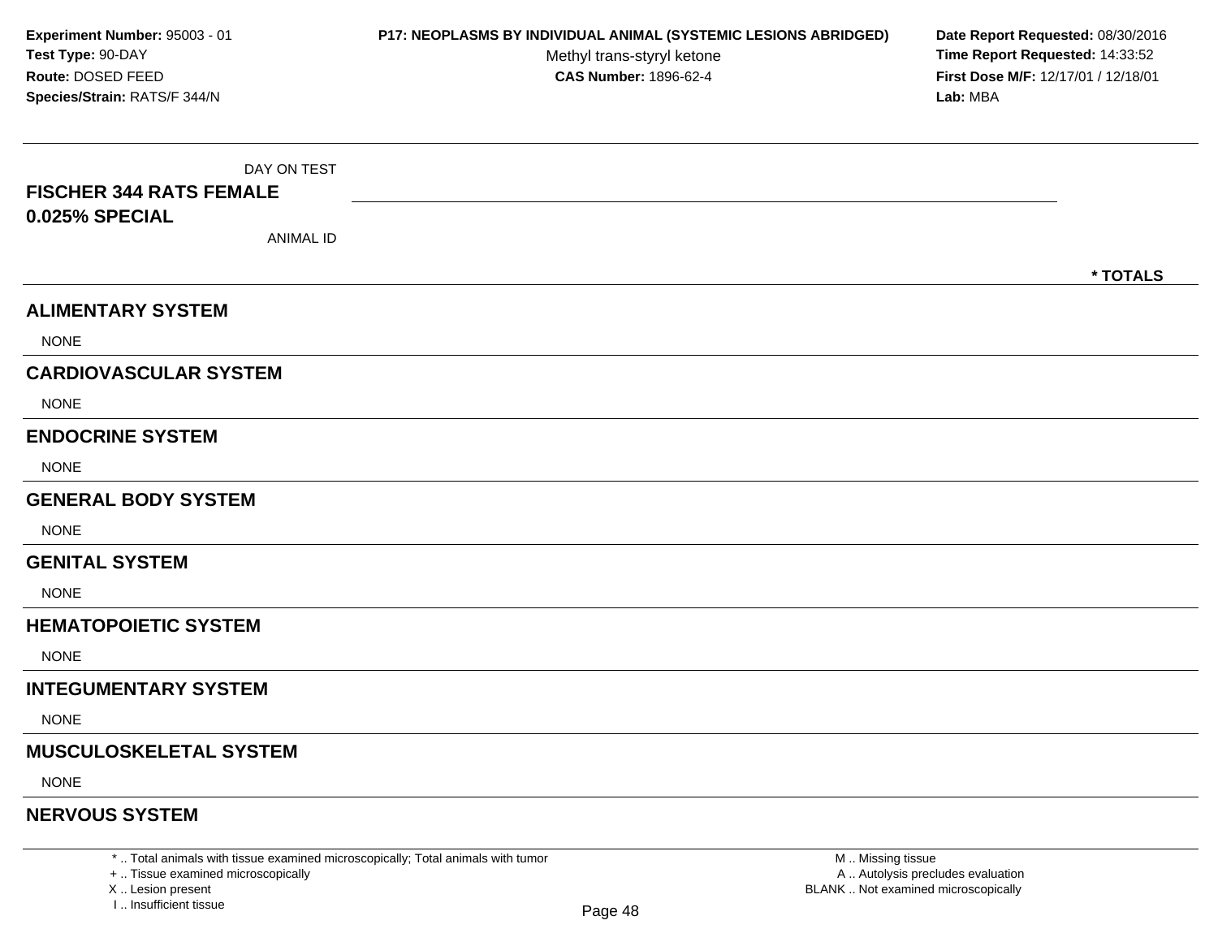**Experiment Number:** 95003 - 01
**Test Type:** 90-DAY
**Route:** DOSED FEED
**Species/Strain:** RATS/F 344/N

**P17: NEOPLASMS BY INDIVIDUAL ANIMAL (SYSTEMIC LESIONS ABRIDGED)**
Methyl trans-styryl ketone
**CAS Number:** 1896-62-4

**Date Report Requested:** 08/30/2016
**Time Report Requested:** 14:33:52
**First Dose M/F:** 12/17/01 / 12/18/01
**Lab:** MBA

DAY ON TEST

**FISCHER 344 RATS FEMALE**
**0.025% SPECIAL**

ANIMAL ID

**\* TOTALS**

## ALIMENTARY SYSTEM

NONE

## CARDIOVASCULAR SYSTEM

NONE

## ENDOCRINE SYSTEM

NONE

## GENERAL BODY SYSTEM

NONE

## GENITAL SYSTEM

NONE

## HEMATOPOIETIC SYSTEM

NONE

## INTEGUMENTARY SYSTEM

NONE

## MUSCULOSKELETAL SYSTEM

NONE

## NERVOUS SYSTEM

\* .. Total animals with tissue examined microscopically; Total animals with tumor
\+ .. Tissue examined microscopically
X .. Lesion present
I .. Insufficient tissue

M .. Missing tissue
A .. Autolysis precludes evaluation
BLANK .. Not examined microscopically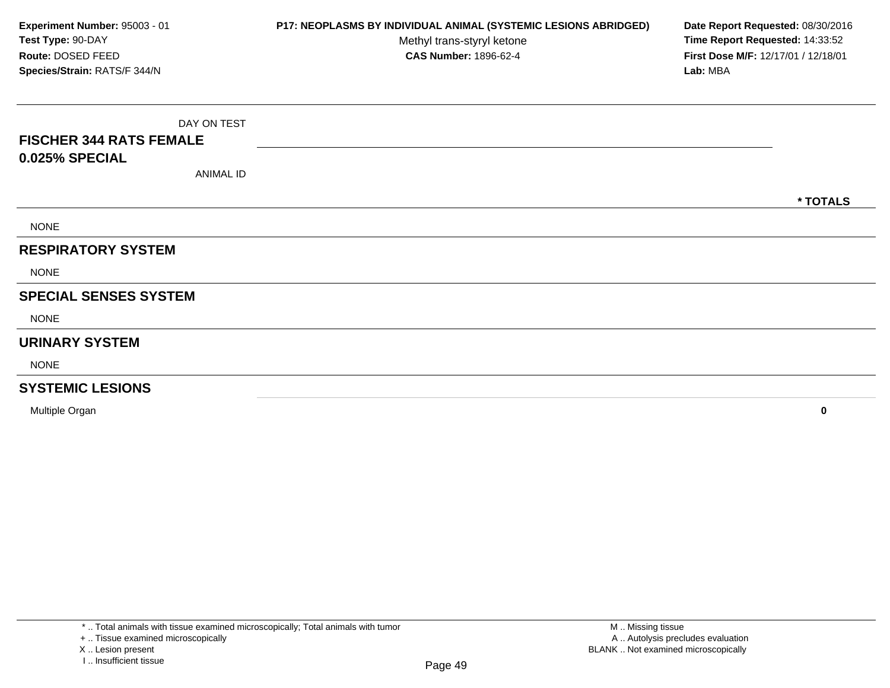**P17: NEOPLASMS BY INDIVIDUAL ANIMAL (SYSTEMIC LESIONS ABRIDGED)**

Methyl trans-styryl ketone

**CAS Number:** 1896-62-4

**Experiment Number:** 95003 - 01
**Test Type:** 90-DAY
**Route:** DOSED FEED
**Species/Strain:** RATS/F 344/N

**Date Report Requested:** 08/30/2016
**Time Report Requested:** 14:33:52
**First Dose M/F:** 12/17/01 / 12/18/01
**Lab:** MBA

| DAY ON TEST<br>**FISCHER 344 RATS FEMALE**<br>**0.025% SPECIAL**<br>ANIMAL ID | **\* TOTALS** |
|---|---|
| NONE | |
| **RESPIRATORY SYSTEM** | |
| NONE | |
| **SPECIAL SENSES SYSTEM** | |
| NONE | |
| **URINARY SYSTEM** | |
| NONE | |
| **SYSTEMIC LESIONS** | |
| Multiple Organ | **0** |

\* .. Total animals with tissue examined microscopically; Total animals with tumor
\+ .. Tissue examined microscopically
X .. Lesion present
I .. Insufficient tissue

M .. Missing tissue
A .. Autolysis precludes evaluation
BLANK .. Not examined microscopically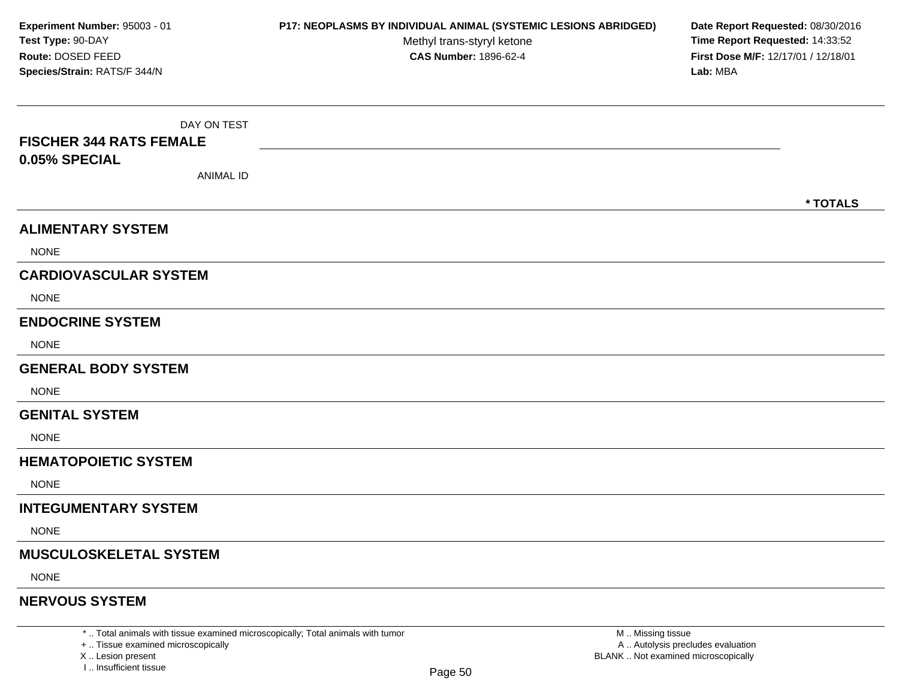**Experiment Number:** 95003 - 01
**Test Type:** 90-DAY
**Route:** DOSED FEED
**Species/Strain:** RATS/F 344/N

**P17: NEOPLASMS BY INDIVIDUAL ANIMAL (SYSTEMIC LESIONS ABRIDGED)**
Methyl trans-styryl ketone
**CAS Number:** 1896-62-4

**Date Report Requested:** 08/30/2016
**Time Report Requested:** 14:33:52
**First Dose M/F:** 12/17/01 / 12/18/01
**Lab:** MBA

DAY ON TEST

**FISCHER 344 RATS FEMALE**
**0.05% SPECIAL**

ANIMAL ID

**\* TOTALS**

## ALIMENTARY SYSTEM

NONE

## CARDIOVASCULAR SYSTEM

NONE

## ENDOCRINE SYSTEM

NONE

## GENERAL BODY SYSTEM

NONE

## GENITAL SYSTEM

NONE

## HEMATOPOIETIC SYSTEM

NONE

## INTEGUMENTARY SYSTEM

NONE

## MUSCULOSKELETAL SYSTEM

NONE

## NERVOUS SYSTEM

\* .. Total animals with tissue examined microscopically; Total animals with tumor
\+ .. Tissue examined microscopically
X .. Lesion present
I .. Insufficient tissue

M .. Missing tissue
A .. Autolysis precludes evaluation
BLANK .. Not examined microscopically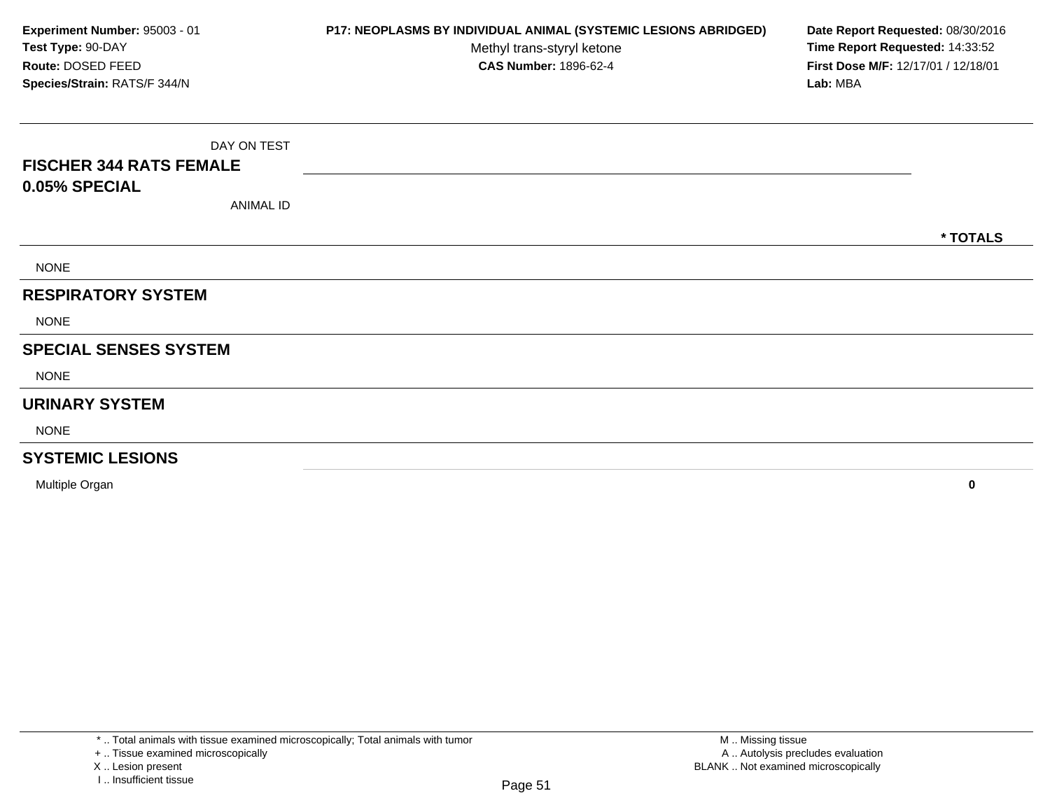**Experiment Number:** 95003 - 01
**Test Type:** 90-DAY
**Route:** DOSED FEED
**Species/Strain:** RATS/F 344/N

**P17: NEOPLASMS BY INDIVIDUAL ANIMAL (SYSTEMIC LESIONS ABRIDGED)**
Methyl trans-styryl ketone
**CAS Number:** 1896-62-4

**Date Report Requested:** 08/30/2016
**Time Report Requested:** 14:33:52
**First Dose M/F:** 12/17/01 / 12/18/01
**Lab:** MBA

| DAY ON TEST<br>**FISCHER 344 RATS FEMALE**<br>**0.05% SPECIAL**<br>ANIMAL ID | **\* TOTALS** |
|---|---|
| NONE | |
| **RESPIRATORY SYSTEM** | |
| NONE | |
| **SPECIAL SENSES SYSTEM** | |
| NONE | |
| **URINARY SYSTEM** | |
| NONE | |
| **SYSTEMIC LESIONS** | |
| Multiple Organ | **0** |

\* .. Total animals with tissue examined microscopically; Total animals with tumor
\+ .. Tissue examined microscopically
X .. Lesion present
I .. Insufficient tissue

M .. Missing tissue
A .. Autolysis precludes evaluation
BLANK .. Not examined microscopically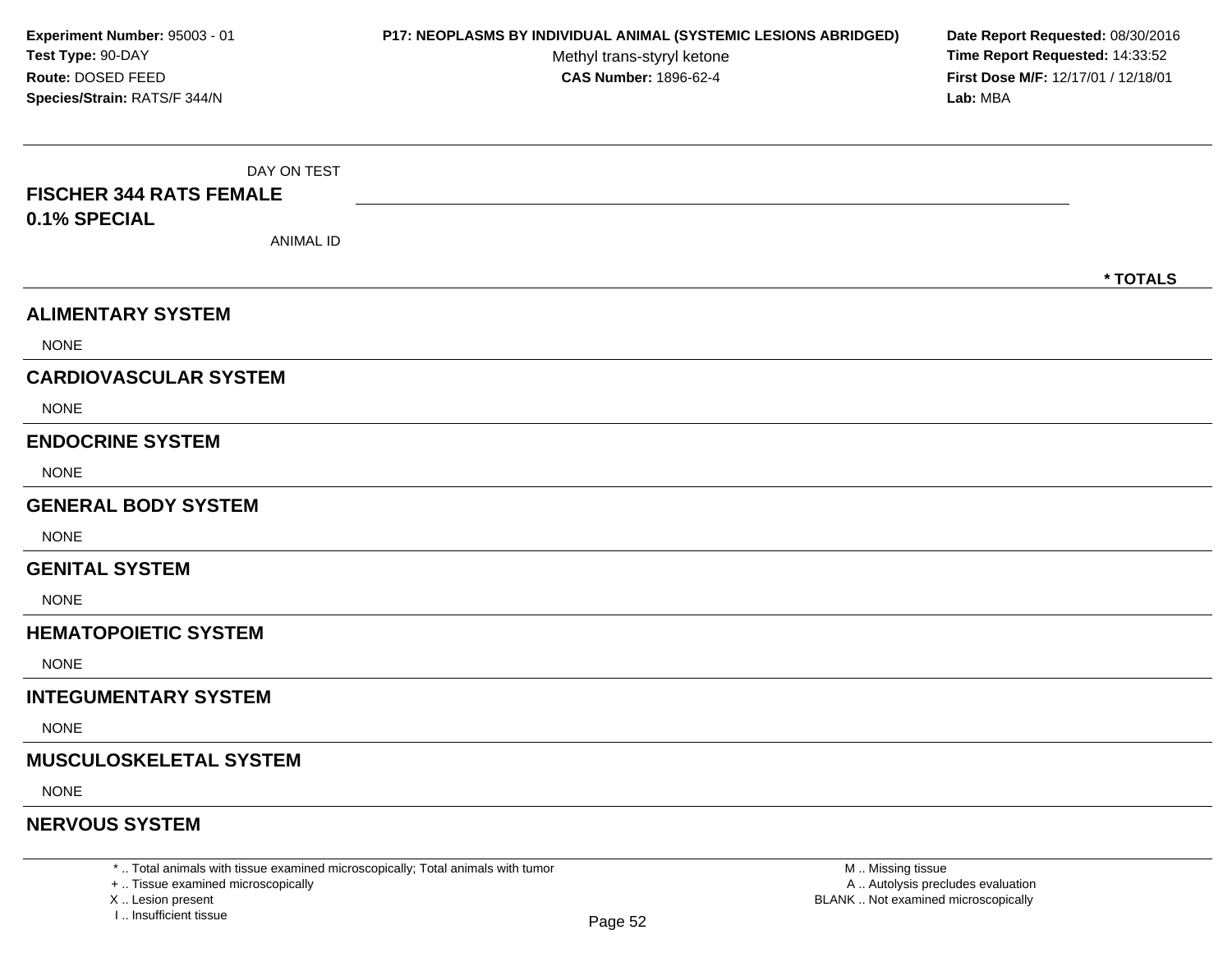**Experiment Number:** 95003 - 01
**Test Type:** 90-DAY
**Route:** DOSED FEED
**Species/Strain:** RATS/F 344/N

**P17: NEOPLASMS BY INDIVIDUAL ANIMAL (SYSTEMIC LESIONS ABRIDGED)**
Methyl trans-styryl ketone
**CAS Number:** 1896-62-4

**Date Report Requested:** 08/30/2016
**Time Report Requested:** 14:33:52
**First Dose M/F:** 12/17/01 / 12/18/01
**Lab:** MBA

DAY ON TEST

**FISCHER 344 RATS FEMALE**
**0.1% SPECIAL**

ANIMAL ID

**\* TOTALS**

## ALIMENTARY SYSTEM

NONE

## CARDIOVASCULAR SYSTEM

NONE

## ENDOCRINE SYSTEM

NONE

## GENERAL BODY SYSTEM

NONE

## GENITAL SYSTEM

NONE

## HEMATOPOIETIC SYSTEM

NONE

## INTEGUMENTARY SYSTEM

NONE

## MUSCULOSKELETAL SYSTEM

NONE

## NERVOUS SYSTEM

\* .. Total animals with tissue examined microscopically; Total animals with tumor
\+ .. Tissue examined microscopically
X .. Lesion present
I .. Insufficient tissue

M .. Missing tissue
A .. Autolysis precludes evaluation
BLANK .. Not examined microscopically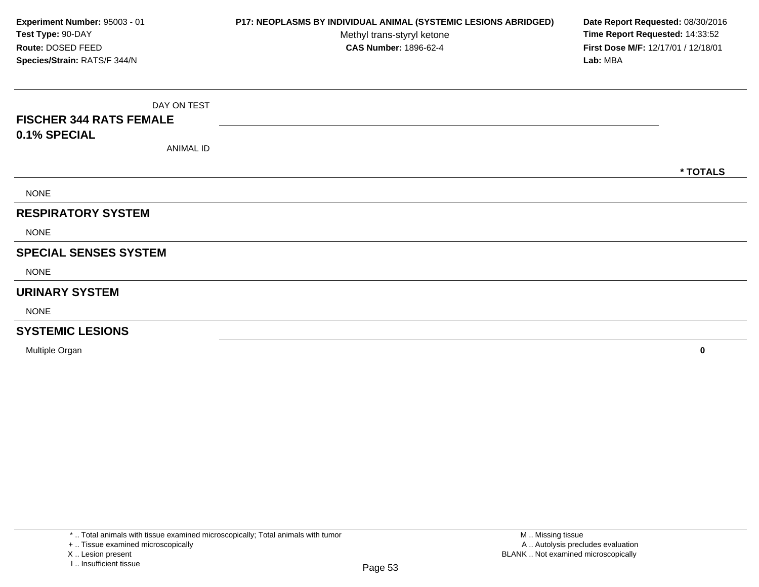**Experiment Number:** 95003 - 01
**Test Type:** 90-DAY
**Route:** DOSED FEED
**Species/Strain:** RATS/F 344/N

**P17: NEOPLASMS BY INDIVIDUAL ANIMAL (SYSTEMIC LESIONS ABRIDGED)**
Methyl trans-styryl ketone
**CAS Number:** 1896-62-4

**Date Report Requested:** 08/30/2016
**Time Report Requested:** 14:33:52
**First Dose M/F:** 12/17/01 / 12/18/01
**Lab:** MBA

| DAY ON TEST | |
|---|---|
| **FISCHER 344 RATS FEMALE** | |
| **0.1% SPECIAL** | |
| ANIMAL ID | **\* TOTALS** |
| NONE | |
| **RESPIRATORY SYSTEM** | |
| NONE | |
| **SPECIAL SENSES SYSTEM** | |
| NONE | |
| **URINARY SYSTEM** | |
| NONE | |
| **SYSTEMIC LESIONS** | |
| Multiple Organ | **0** |

\* .. Total animals with tissue examined microscopically; Total animals with tumor
\+ .. Tissue examined microscopically
X .. Lesion present
I .. Insufficient tissue

M .. Missing tissue
A .. Autolysis precludes evaluation
BLANK .. Not examined microscopically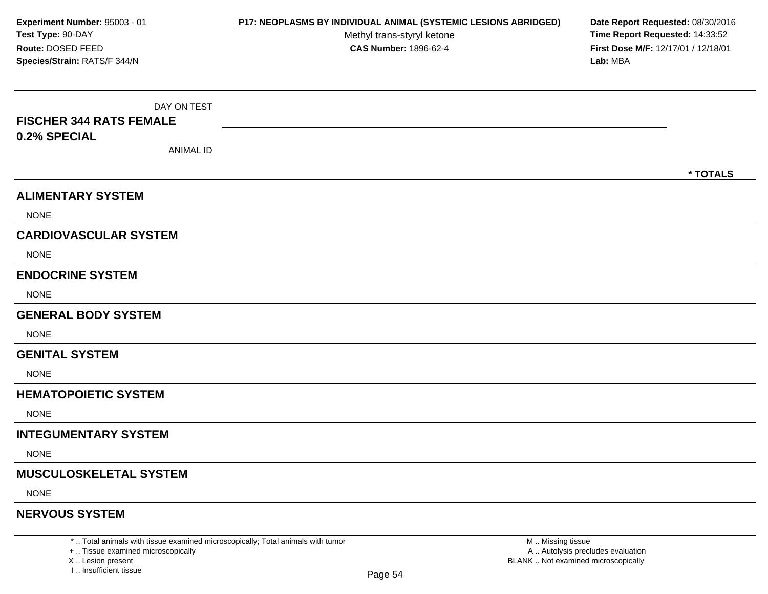**Experiment Number:** 95003 - 01
**Test Type:** 90-DAY
**Route:** DOSED FEED
**Species/Strain:** RATS/F 344/N

**P17: NEOPLASMS BY INDIVIDUAL ANIMAL (SYSTEMIC LESIONS ABRIDGED)**
Methyl trans-styryl ketone
**CAS Number:** 1896-62-4

**Date Report Requested:** 08/30/2016
**Time Report Requested:** 14:33:52
**First Dose M/F:** 12/17/01 / 12/18/01
**Lab:** MBA

DAY ON TEST

**FISCHER 344 RATS FEMALE**
**0.2% SPECIAL**

ANIMAL ID

**\* TOTALS**

## ALIMENTARY SYSTEM

NONE

## CARDIOVASCULAR SYSTEM

NONE

## ENDOCRINE SYSTEM

NONE

## GENERAL BODY SYSTEM

NONE

## GENITAL SYSTEM

NONE

## HEMATOPOIETIC SYSTEM

NONE

## INTEGUMENTARY SYSTEM

NONE

## MUSCULOSKELETAL SYSTEM

NONE

## NERVOUS SYSTEM

\* .. Total animals with tissue examined microscopically; Total animals with tumor
\+ .. Tissue examined microscopically
X .. Lesion present
I .. Insufficient tissue

M .. Missing tissue
A .. Autolysis precludes evaluation
BLANK .. Not examined microscopically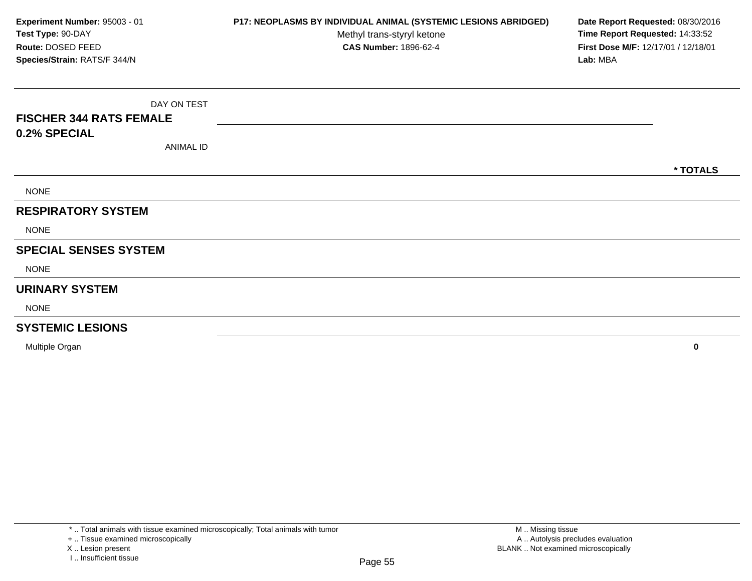**Experiment Number:** 95003 - 01
**Test Type:** 90-DAY
**Route:** DOSED FEED
**Species/Strain:** RATS/F 344/N

**P17: NEOPLASMS BY INDIVIDUAL ANIMAL (SYSTEMIC LESIONS ABRIDGED)**
Methyl trans-styryl ketone
**CAS Number:** 1896-62-4

**Date Report Requested:** 08/30/2016
**Time Report Requested:** 14:33:52
**First Dose M/F:** 12/17/01 / 12/18/01
**Lab:** MBA

DAY ON TEST

**FISCHER 344 RATS FEMALE**
**0.2% SPECIAL**

ANIMAL ID

| | * TOTALS |
|---|---|
| NONE | |
| **RESPIRATORY SYSTEM** | |
| NONE | |
| **SPECIAL SENSES SYSTEM** | |
| NONE | |
| **URINARY SYSTEM** | |
| NONE | |
| **SYSTEMIC LESIONS** | |
| Multiple Organ | **0** |

* .. Total animals with tissue examined microscopically; Total animals with tumor
+ .. Tissue examined microscopically
X .. Lesion present
I .. Insufficient tissue

M .. Missing tissue
A .. Autolysis precludes evaluation
BLANK .. Not examined microscopically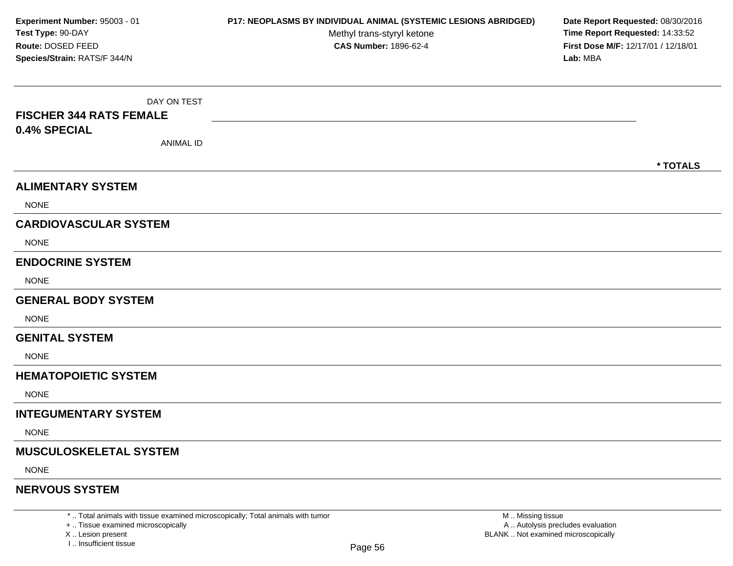**Experiment Number:** 95003 - 01
**Test Type:** 90-DAY
**Route:** DOSED FEED
**Species/Strain:** RATS/F 344/N

**P17: NEOPLASMS BY INDIVIDUAL ANIMAL (SYSTEMIC LESIONS ABRIDGED)**
Methyl trans-styryl ketone
**CAS Number:** 1896-62-4

**Date Report Requested:** 08/30/2016
**Time Report Requested:** 14:33:52
**First Dose M/F:** 12/17/01 / 12/18/01
**Lab:** MBA

DAY ON TEST

**FISCHER 344 RATS FEMALE**
**0.4% SPECIAL**

ANIMAL ID

**\* TOTALS**

## ALIMENTARY SYSTEM

NONE

## CARDIOVASCULAR SYSTEM

NONE

## ENDOCRINE SYSTEM

NONE

## GENERAL BODY SYSTEM

NONE

## GENITAL SYSTEM

NONE

## HEMATOPOIETIC SYSTEM

NONE

## INTEGUMENTARY SYSTEM

NONE

## MUSCULOSKELETAL SYSTEM

NONE

## NERVOUS SYSTEM

\* .. Total animals with tissue examined microscopically; Total animals with tumor
\+ .. Tissue examined microscopically
X .. Lesion present
I .. Insufficient tissue

M .. Missing tissue
A .. Autolysis precludes evaluation
BLANK .. Not examined microscopically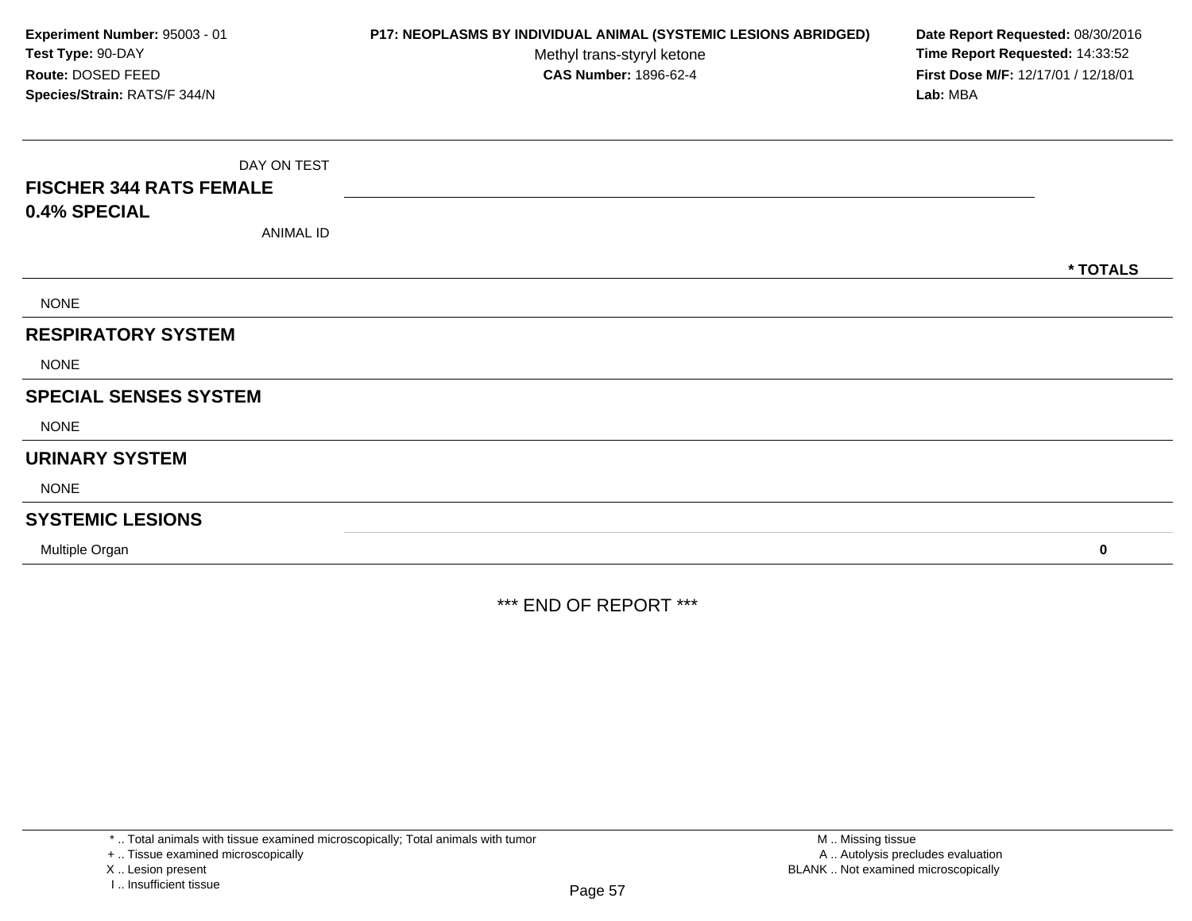**Experiment Number:** 95003 - 01
**Test Type:** 90-DAY
**Route:** DOSED FEED
**Species/Strain:** RATS/F 344/N

**P17: NEOPLASMS BY INDIVIDUAL ANIMAL (SYSTEMIC LESIONS ABRIDGED)**
Methyl trans-styryl ketone
**CAS Number:** 1896-62-4

**Date Report Requested:** 08/30/2016
**Time Report Requested:** 14:33:52
**First Dose M/F:** 12/17/01 / 12/18/01
**Lab:** MBA

| DAY ON TEST<br>**FISCHER 344 RATS FEMALE**<br>**0.4% SPECIAL**<br>ANIMAL ID | | * TOTALS |
|---|---|---|
| NONE | | |
| **RESPIRATORY SYSTEM** | | |
| NONE | | |
| **SPECIAL SENSES SYSTEM** | | |
| NONE | | |
| **URINARY SYSTEM** | | |
| NONE | | |
| **SYSTEMIC LESIONS** | | |
| Multiple Organ | | **0** |

*** END OF REPORT ***

\* .. Total animals with tissue examined microscopically; Total animals with tumor
\+ .. Tissue examined microscopically
X .. Lesion present
I .. Insufficient tissue

M .. Missing tissue
A .. Autolysis precludes evaluation
BLANK .. Not examined microscopically